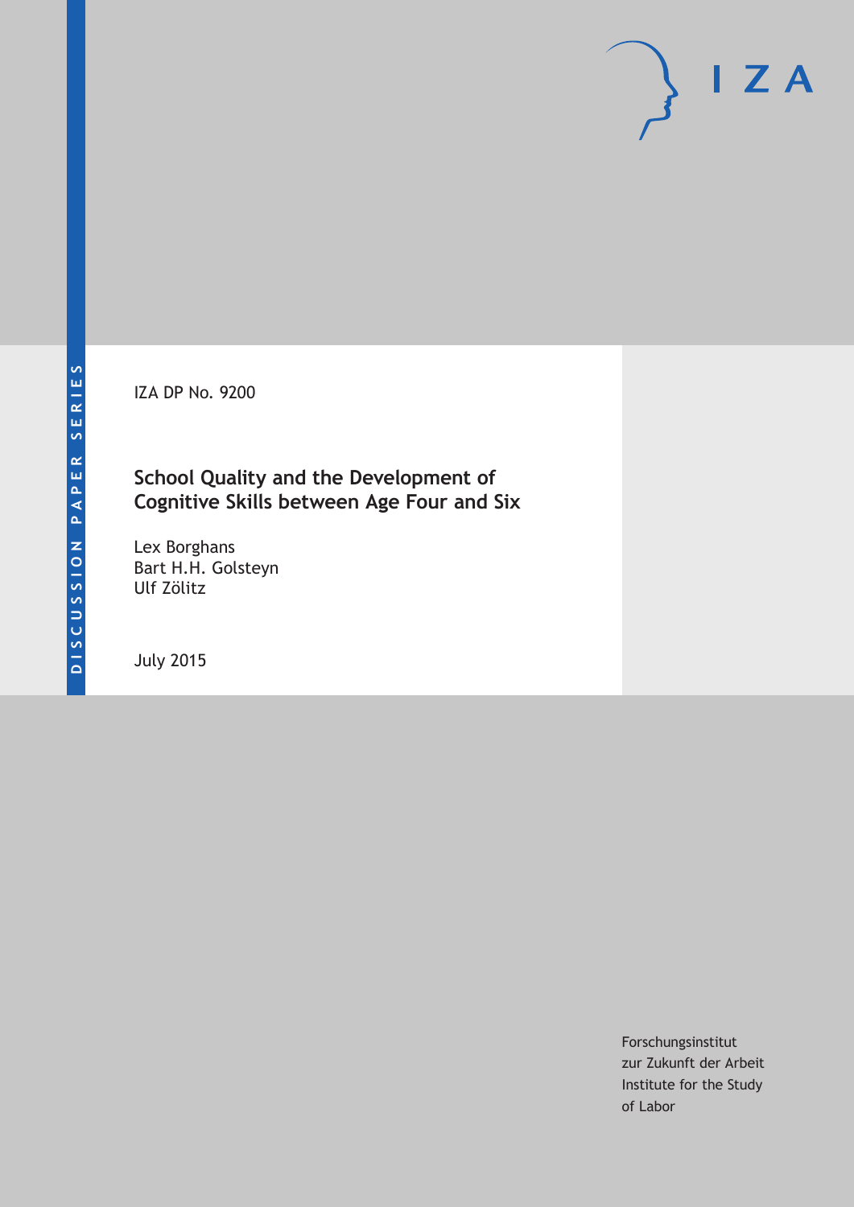DISCUSSION PAPER SERIES

IZA DP No. 9200

# School Quality and the Development of Cognitive Skills between Age Four and Six

Lex Borghans
Bart H.H. Golsteyn
Ulf Zölitz

July 2015

Forschungsinstitut
zur Zukunft der Arbeit
Institute for the Study
of Labor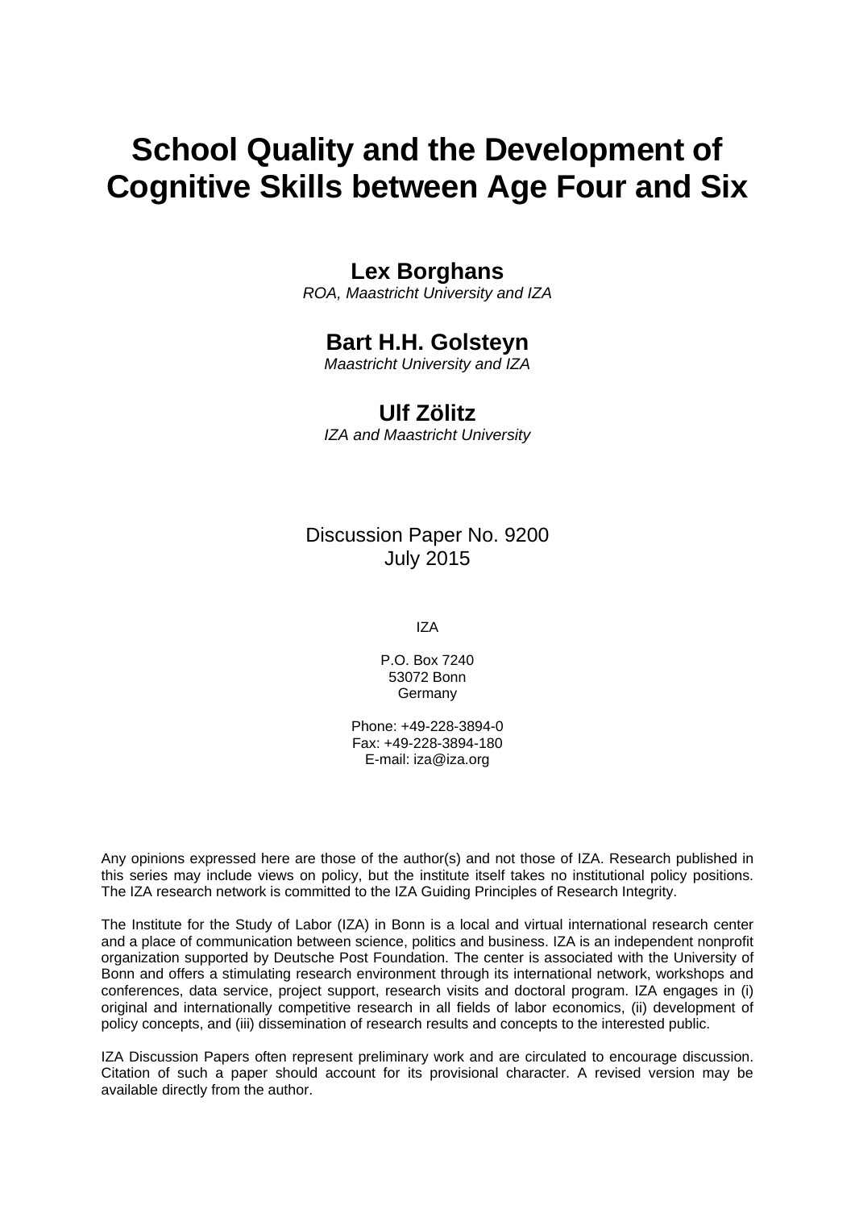# School Quality and the Development of Cognitive Skills between Age Four and Six

**Lex Borghans**
*ROA, Maastricht University and IZA*

**Bart H.H. Golsteyn**
*Maastricht University and IZA*

**Ulf Zölitz**
*IZA and Maastricht University*

Discussion Paper No. 9200
July 2015

IZA

P.O. Box 7240
53072 Bonn
Germany

Phone: +49-228-3894-0
Fax: +49-228-3894-180
E-mail: iza@iza.org

Any opinions expressed here are those of the author(s) and not those of IZA. Research published in this series may include views on policy, but the institute itself takes no institutional policy positions. The IZA research network is committed to the IZA Guiding Principles of Research Integrity.

The Institute for the Study of Labor (IZA) in Bonn is a local and virtual international research center and a place of communication between science, politics and business. IZA is an independent nonprofit organization supported by Deutsche Post Foundation. The center is associated with the University of Bonn and offers a stimulating research environment through its international network, workshops and conferences, data service, project support, research visits and doctoral program. IZA engages in (i) original and internationally competitive research in all fields of labor economics, (ii) development of policy concepts, and (iii) dissemination of research results and concepts to the interested public.

IZA Discussion Papers often represent preliminary work and are circulated to encourage discussion. Citation of such a paper should account for its provisional character. A revised version may be available directly from the author.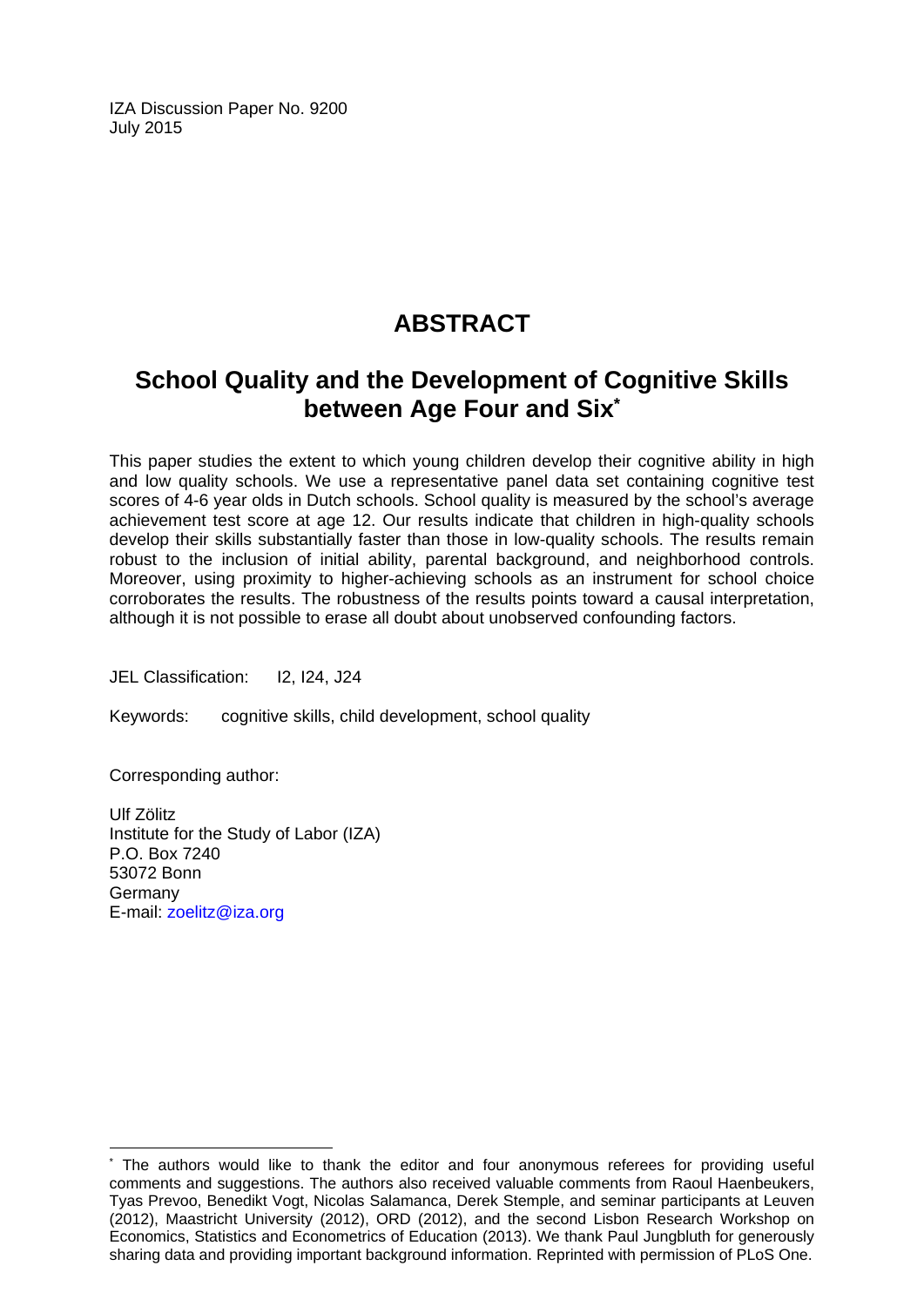IZA Discussion Paper No. 9200
July 2015

# ABSTRACT

## School Quality and the Development of Cognitive Skills between Age Four and Six*

This paper studies the extent to which young children develop their cognitive ability in high and low quality schools. We use a representative panel data set containing cognitive test scores of 4-6 year olds in Dutch schools. School quality is measured by the school's average achievement test score at age 12. Our results indicate that children in high-quality schools develop their skills substantially faster than those in low-quality schools. The results remain robust to the inclusion of initial ability, parental background, and neighborhood controls. Moreover, using proximity to higher-achieving schools as an instrument for school choice corroborates the results. The robustness of the results points toward a causal interpretation, although it is not possible to erase all doubt about unobserved confounding factors.

JEL Classification: I2, I24, J24

Keywords: cognitive skills, child development, school quality

Corresponding author:

Ulf Zölitz
Institute for the Study of Labor (IZA)
P.O. Box 7240
53072 Bonn
Germany
E-mail: zoelitz@iza.org

---

* The authors would like to thank the editor and four anonymous referees for providing useful comments and suggestions. The authors also received valuable comments from Raoul Haenbeukers, Tyas Prevoo, Benedikt Vogt, Nicolas Salamanca, Derek Stemple, and seminar participants at Leuven (2012), Maastricht University (2012), ORD (2012), and the second Lisbon Research Workshop on Economics, Statistics and Econometrics of Education (2013). We thank Paul Jungbluth for generously sharing data and providing important background information. Reprinted with permission of PLoS One.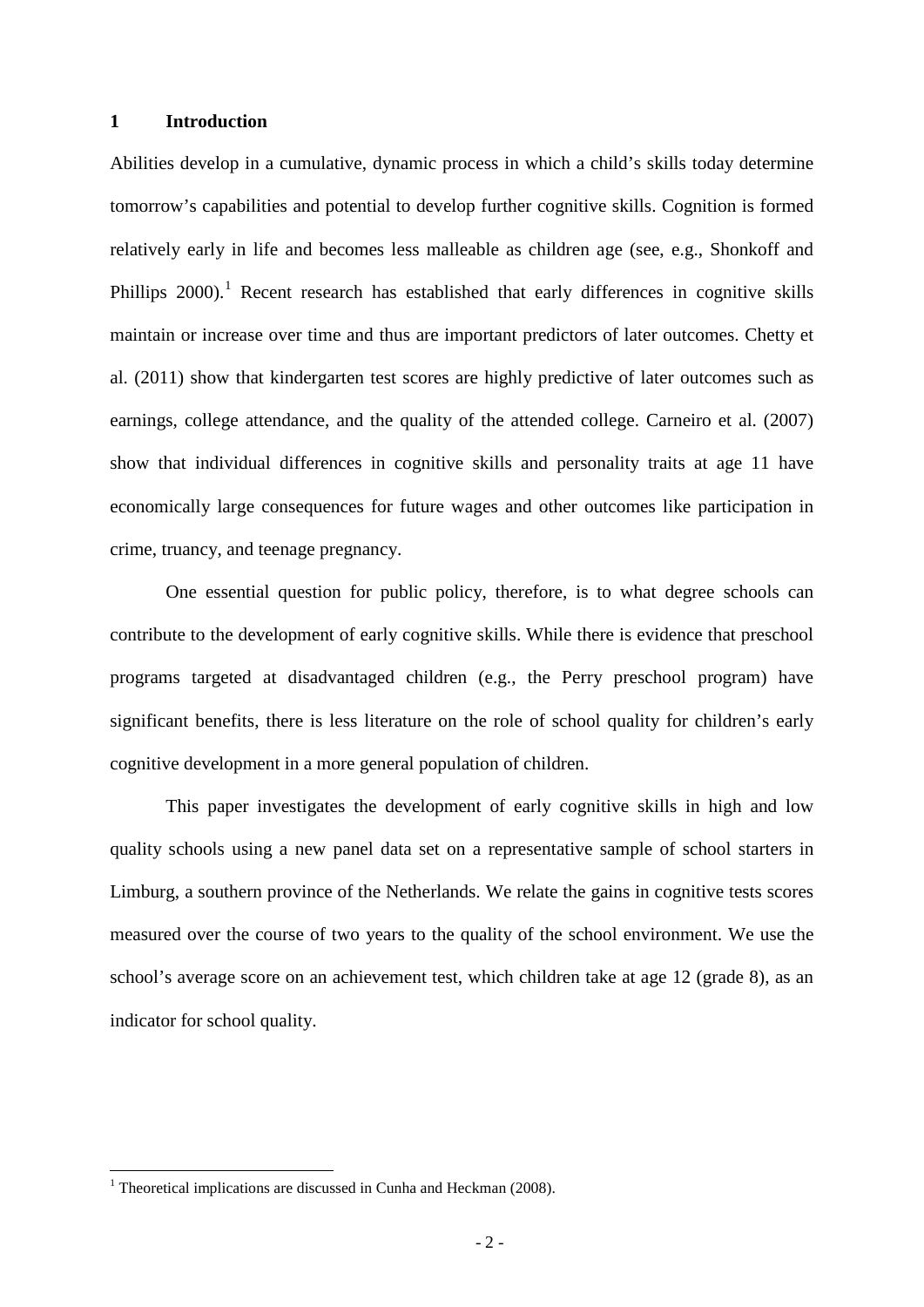# 1 Introduction

Abilities develop in a cumulative, dynamic process in which a child's skills today determine tomorrow's capabilities and potential to develop further cognitive skills. Cognition is formed relatively early in life and becomes less malleable as children age (see, e.g., Shonkoff and Phillips 2000).[1] Recent research has established that early differences in cognitive skills maintain or increase over time and thus are important predictors of later outcomes. Chetty et al. (2011) show that kindergarten test scores are highly predictive of later outcomes such as earnings, college attendance, and the quality of the attended college. Carneiro et al. (2007) show that individual differences in cognitive skills and personality traits at age 11 have economically large consequences for future wages and other outcomes like participation in crime, truancy, and teenage pregnancy.

One essential question for public policy, therefore, is to what degree schools can contribute to the development of early cognitive skills. While there is evidence that preschool programs targeted at disadvantaged children (e.g., the Perry preschool program) have significant benefits, there is less literature on the role of school quality for children's early cognitive development in a more general population of children.

This paper investigates the development of early cognitive skills in high and low quality schools using a new panel data set on a representative sample of school starters in Limburg, a southern province of the Netherlands. We relate the gains in cognitive tests scores measured over the course of two years to the quality of the school environment. We use the school's average score on an achievement test, which children take at age 12 (grade 8), as an indicator for school quality.

[1] Theoretical implications are discussed in Cunha and Heckman (2008).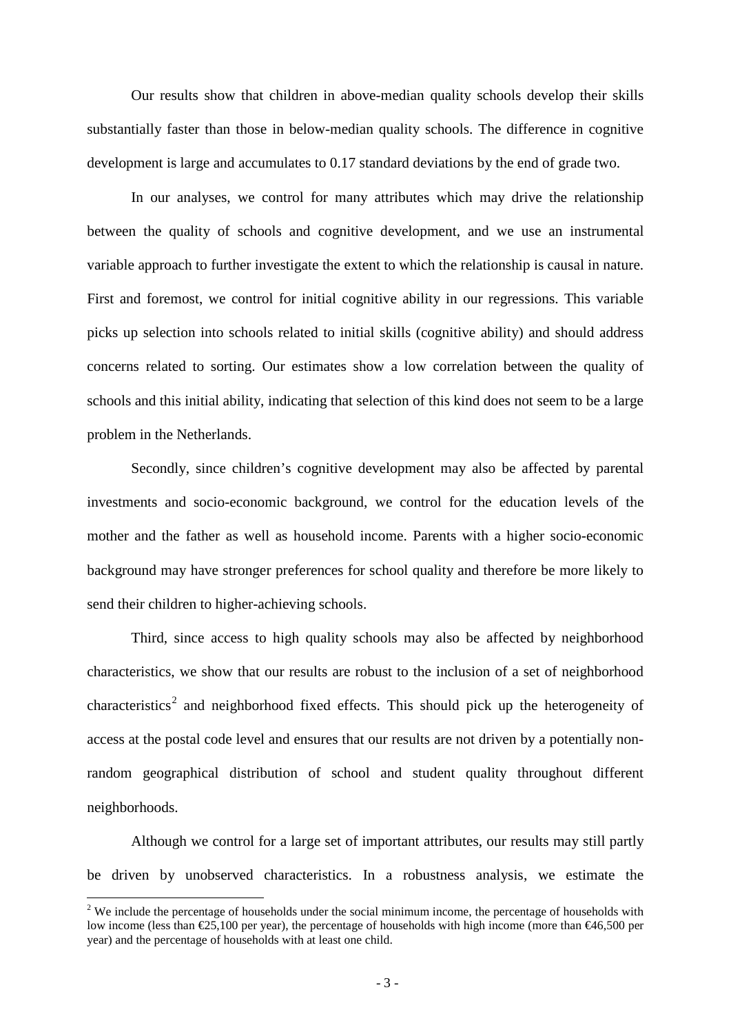Our results show that children in above-median quality schools develop their skills substantially faster than those in below-median quality schools. The difference in cognitive development is large and accumulates to 0.17 standard deviations by the end of grade two.

In our analyses, we control for many attributes which may drive the relationship between the quality of schools and cognitive development, and we use an instrumental variable approach to further investigate the extent to which the relationship is causal in nature. First and foremost, we control for initial cognitive ability in our regressions. This variable picks up selection into schools related to initial skills (cognitive ability) and should address concerns related to sorting. Our estimates show a low correlation between the quality of schools and this initial ability, indicating that selection of this kind does not seem to be a large problem in the Netherlands.

Secondly, since children's cognitive development may also be affected by parental investments and socio-economic background, we control for the education levels of the mother and the father as well as household income. Parents with a higher socio-economic background may have stronger preferences for school quality and therefore be more likely to send their children to higher-achieving schools.

Third, since access to high quality schools may also be affected by neighborhood characteristics, we show that our results are robust to the inclusion of a set of neighborhood characteristics[2] and neighborhood fixed effects. This should pick up the heterogeneity of access at the postal code level and ensures that our results are not driven by a potentially non-random geographical distribution of school and student quality throughout different neighborhoods.

Although we control for a large set of important attributes, our results may still partly be driven by unobserved characteristics. In a robustness analysis, we estimate the

[2] We include the percentage of households under the social minimum income, the percentage of households with low income (less than €25,100 per year), the percentage of households with high income (more than €46,500 per year) and the percentage of households with at least one child.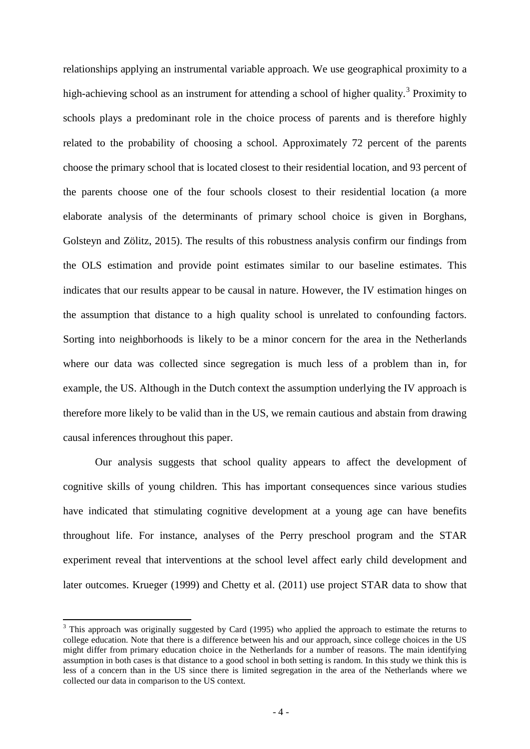relationships applying an instrumental variable approach. We use geographical proximity to a high-achieving school as an instrument for attending a school of higher quality.[3] Proximity to schools plays a predominant role in the choice process of parents and is therefore highly related to the probability of choosing a school. Approximately 72 percent of the parents choose the primary school that is located closest to their residential location, and 93 percent of the parents choose one of the four schools closest to their residential location (a more elaborate analysis of the determinants of primary school choice is given in Borghans, Golsteyn and Zölitz, 2015). The results of this robustness analysis confirm our findings from the OLS estimation and provide point estimates similar to our baseline estimates. This indicates that our results appear to be causal in nature. However, the IV estimation hinges on the assumption that distance to a high quality school is unrelated to confounding factors. Sorting into neighborhoods is likely to be a minor concern for the area in the Netherlands where our data was collected since segregation is much less of a problem than in, for example, the US. Although in the Dutch context the assumption underlying the IV approach is therefore more likely to be valid than in the US, we remain cautious and abstain from drawing causal inferences throughout this paper.

Our analysis suggests that school quality appears to affect the development of cognitive skills of young children. This has important consequences since various studies have indicated that stimulating cognitive development at a young age can have benefits throughout life. For instance, analyses of the Perry preschool program and the STAR experiment reveal that interventions at the school level affect early child development and later outcomes. Krueger (1999) and Chetty et al. (2011) use project STAR data to show that

[3] This approach was originally suggested by Card (1995) who applied the approach to estimate the returns to college education. Note that there is a difference between his and our approach, since college choices in the US might differ from primary education choice in the Netherlands for a number of reasons. The main identifying assumption in both cases is that distance to a good school in both setting is random. In this study we think this is less of a concern than in the US since there is limited segregation in the area of the Netherlands where we collected our data in comparison to the US context.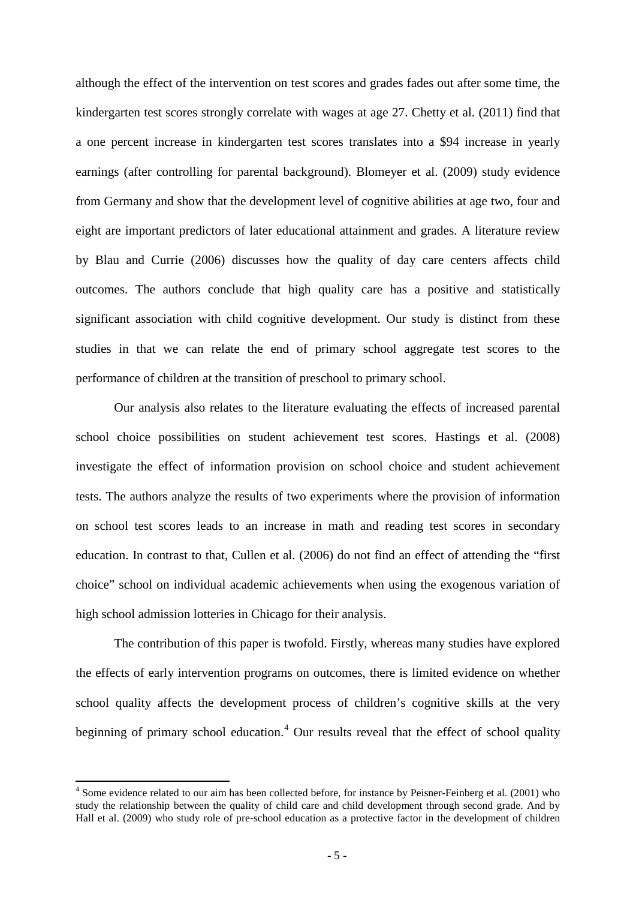although the effect of the intervention on test scores and grades fades out after some time, the kindergarten test scores strongly correlate with wages at age 27. Chetty et al. (2011) find that a one percent increase in kindergarten test scores translates into a $94 increase in yearly earnings (after controlling for parental background). Blomeyer et al. (2009) study evidence from Germany and show that the development level of cognitive abilities at age two, four and eight are important predictors of later educational attainment and grades. A literature review by Blau and Currie (2006) discusses how the quality of day care centers affects child outcomes. The authors conclude that high quality care has a positive and statistically significant association with child cognitive development. Our study is distinct from these studies in that we can relate the end of primary school aggregate test scores to the performance of children at the transition of preschool to primary school.

Our analysis also relates to the literature evaluating the effects of increased parental school choice possibilities on student achievement test scores. Hastings et al. (2008) investigate the effect of information provision on school choice and student achievement tests. The authors analyze the results of two experiments where the provision of information on school test scores leads to an increase in math and reading test scores in secondary education. In contrast to that, Cullen et al. (2006) do not find an effect of attending the "first choice" school on individual academic achievements when using the exogenous variation of high school admission lotteries in Chicago for their analysis.

The contribution of this paper is twofold. Firstly, whereas many studies have explored the effects of early intervention programs on outcomes, there is limited evidence on whether school quality affects the development process of children's cognitive skills at the very beginning of primary school education.[4] Our results reveal that the effect of school quality

[4] Some evidence related to our aim has been collected before, for instance by Peisner-Feinberg et al. (2001) who study the relationship between the quality of child care and child development through second grade. And by Hall et al. (2009) who study role of pre-school education as a protective factor in the development of children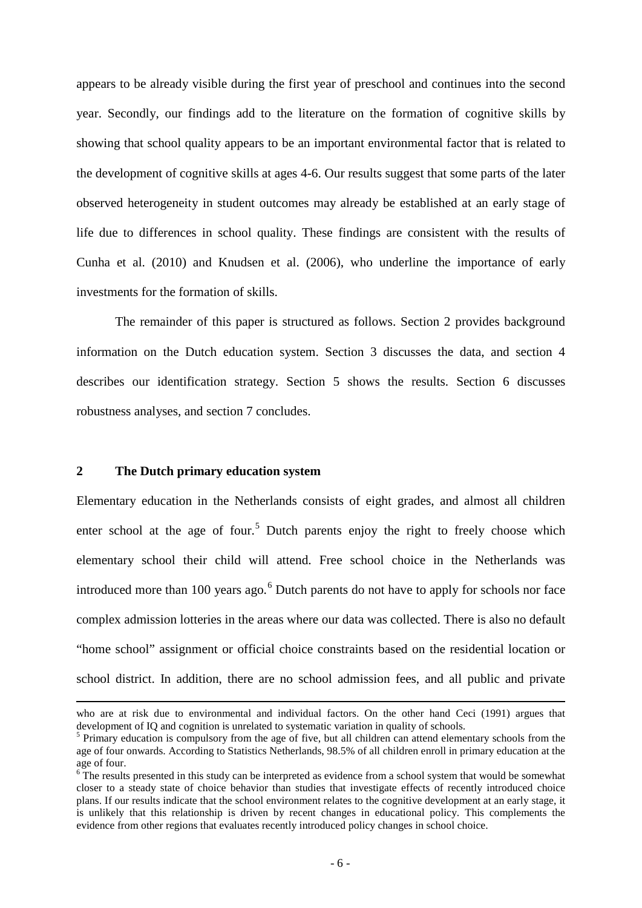appears to be already visible during the first year of preschool and continues into the second year. Secondly, our findings add to the literature on the formation of cognitive skills by showing that school quality appears to be an important environmental factor that is related to the development of cognitive skills at ages 4-6. Our results suggest that some parts of the later observed heterogeneity in student outcomes may already be established at an early stage of life due to differences in school quality. These findings are consistent with the results of Cunha et al. (2010) and Knudsen et al. (2006), who underline the importance of early investments for the formation of skills.

The remainder of this paper is structured as follows. Section 2 provides background information on the Dutch education system. Section 3 discusses the data, and section 4 describes our identification strategy. Section 5 shows the results. Section 6 discusses robustness analyses, and section 7 concludes.

## 2 The Dutch primary education system

Elementary education in the Netherlands consists of eight grades, and almost all children enter school at the age of four.[5] Dutch parents enjoy the right to freely choose which elementary school their child will attend. Free school choice in the Netherlands was introduced more than 100 years ago.[6] Dutch parents do not have to apply for schools nor face complex admission lotteries in the areas where our data was collected. There is also no default "home school" assignment or official choice constraints based on the residential location or school district. In addition, there are no school admission fees, and all public and private

---

who are at risk due to environmental and individual factors. On the other hand Ceci (1991) argues that development of IQ and cognition is unrelated to systematic variation in quality of schools.

[5] Primary education is compulsory from the age of five, but all children can attend elementary schools from the age of four onwards. According to Statistics Netherlands, 98.5% of all children enroll in primary education at the age of four.

[6] The results presented in this study can be interpreted as evidence from a school system that would be somewhat closer to a steady state of choice behavior than studies that investigate effects of recently introduced choice plans. If our results indicate that the school environment relates to the cognitive development at an early stage, it is unlikely that this relationship is driven by recent changes in educational policy. This complements the evidence from other regions that evaluates recently introduced policy changes in school choice.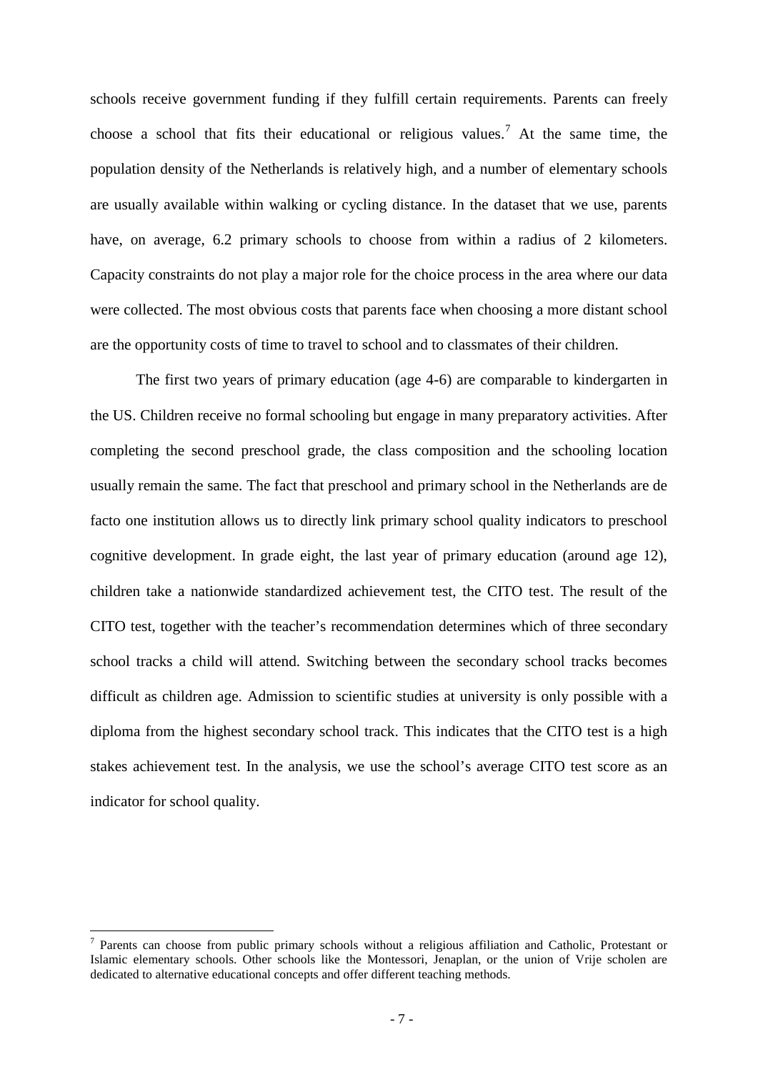schools receive government funding if they fulfill certain requirements. Parents can freely choose a school that fits their educational or religious values.[7] At the same time, the population density of the Netherlands is relatively high, and a number of elementary schools are usually available within walking or cycling distance. In the dataset that we use, parents have, on average, 6.2 primary schools to choose from within a radius of 2 kilometers. Capacity constraints do not play a major role for the choice process in the area where our data were collected. The most obvious costs that parents face when choosing a more distant school are the opportunity costs of time to travel to school and to classmates of their children.

The first two years of primary education (age 4-6) are comparable to kindergarten in the US. Children receive no formal schooling but engage in many preparatory activities. After completing the second preschool grade, the class composition and the schooling location usually remain the same. The fact that preschool and primary school in the Netherlands are de facto one institution allows us to directly link primary school quality indicators to preschool cognitive development. In grade eight, the last year of primary education (around age 12), children take a nationwide standardized achievement test, the CITO test. The result of the CITO test, together with the teacher's recommendation determines which of three secondary school tracks a child will attend. Switching between the secondary school tracks becomes difficult as children age. Admission to scientific studies at university is only possible with a diploma from the highest secondary school track. This indicates that the CITO test is a high stakes achievement test. In the analysis, we use the school's average CITO test score as an indicator for school quality.

---

[7] Parents can choose from public primary schools without a religious affiliation and Catholic, Protestant or Islamic elementary schools. Other schools like the Montessori, Jenaplan, or the union of Vrije scholen are dedicated to alternative educational concepts and offer different teaching methods.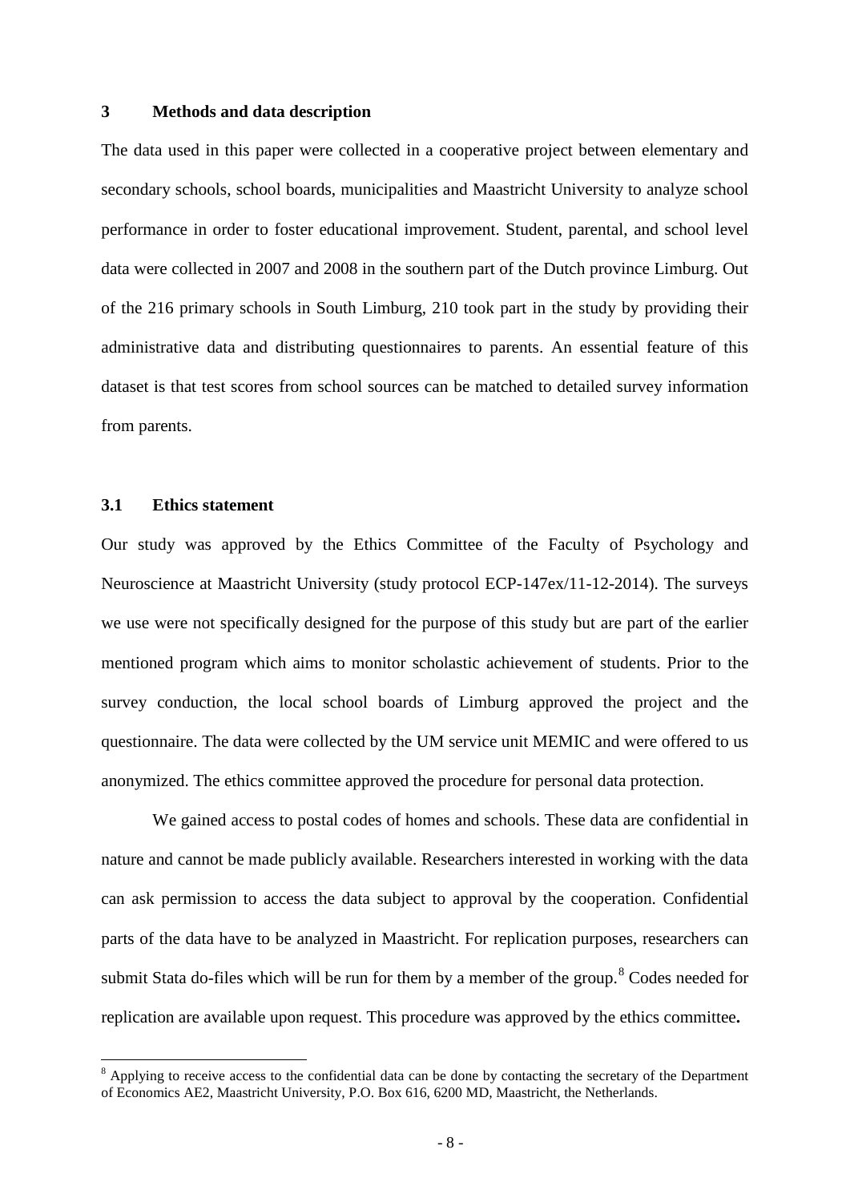## 3 Methods and data description

The data used in this paper were collected in a cooperative project between elementary and secondary schools, school boards, municipalities and Maastricht University to analyze school performance in order to foster educational improvement. Student, parental, and school level data were collected in 2007 and 2008 in the southern part of the Dutch province Limburg. Out of the 216 primary schools in South Limburg, 210 took part in the study by providing their administrative data and distributing questionnaires to parents. An essential feature of this dataset is that test scores from school sources can be matched to detailed survey information from parents.

### 3.1 Ethics statement

Our study was approved by the Ethics Committee of the Faculty of Psychology and Neuroscience at Maastricht University (study protocol ECP-147ex/11-12-2014). The surveys we use were not specifically designed for the purpose of this study but are part of the earlier mentioned program which aims to monitor scholastic achievement of students. Prior to the survey conduction, the local school boards of Limburg approved the project and the questionnaire. The data were collected by the UM service unit MEMIC and were offered to us anonymized. The ethics committee approved the procedure for personal data protection.

We gained access to postal codes of homes and schools. These data are confidential in nature and cannot be made publicly available. Researchers interested in working with the data can ask permission to access the data subject to approval by the cooperation. Confidential parts of the data have to be analyzed in Maastricht. For replication purposes, researchers can submit Stata do-files which will be run for them by a member of the group.[8] Codes needed for replication are available upon request. This procedure was approved by the ethics committee**.**

[8] Applying to receive access to the confidential data can be done by contacting the secretary of the Department of Economics AE2, Maastricht University, P.O. Box 616, 6200 MD, Maastricht, the Netherlands.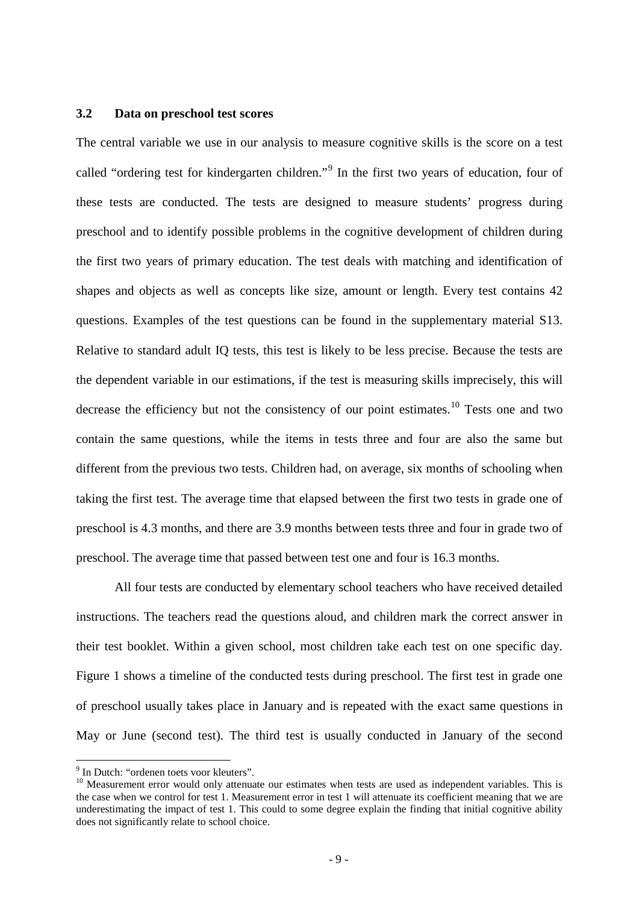### 3.2 Data on preschool test scores

The central variable we use in our analysis to measure cognitive skills is the score on a test called "ordering test for kindergarten children."[9] In the first two years of education, four of these tests are conducted. The tests are designed to measure students' progress during preschool and to identify possible problems in the cognitive development of children during the first two years of primary education. The test deals with matching and identification of shapes and objects as well as concepts like size, amount or length. Every test contains 42 questions. Examples of the test questions can be found in the supplementary material S13. Relative to standard adult IQ tests, this test is likely to be less precise. Because the tests are the dependent variable in our estimations, if the test is measuring skills imprecisely, this will decrease the efficiency but not the consistency of our point estimates.[10] Tests one and two contain the same questions, while the items in tests three and four are also the same but different from the previous two tests. Children had, on average, six months of schooling when taking the first test. The average time that elapsed between the first two tests in grade one of preschool is 4.3 months, and there are 3.9 months between tests three and four in grade two of preschool. The average time that passed between test one and four is 16.3 months.

All four tests are conducted by elementary school teachers who have received detailed instructions. The teachers read the questions aloud, and children mark the correct answer in their test booklet. Within a given school, most children take each test on one specific day. Figure 1 shows a timeline of the conducted tests during preschool. The first test in grade one of preschool usually takes place in January and is repeated with the exact same questions in May or June (second test). The third test is usually conducted in January of the second

[9] In Dutch: "ordenen toets voor kleuters".

[10] Measurement error would only attenuate our estimates when tests are used as independent variables. This is the case when we control for test 1. Measurement error in test 1 will attenuate its coefficient meaning that we are underestimating the impact of test 1. This could to some degree explain the finding that initial cognitive ability does not significantly relate to school choice.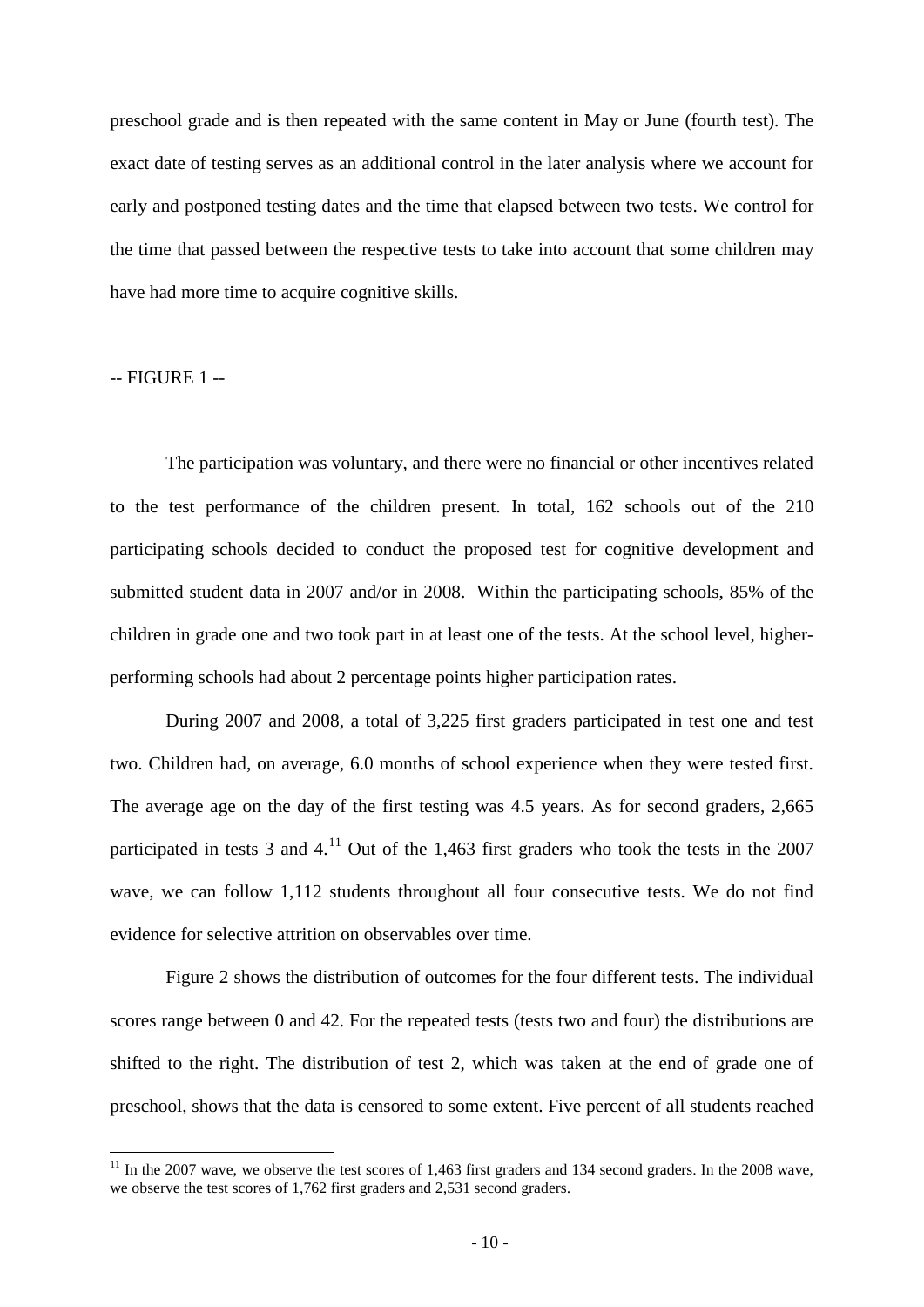preschool grade and is then repeated with the same content in May or June (fourth test). The exact date of testing serves as an additional control in the later analysis where we account for early and postponed testing dates and the time that elapsed between two tests. We control for the time that passed between the respective tests to take into account that some children may have had more time to acquire cognitive skills.

-- FIGURE 1 --

The participation was voluntary, and there were no financial or other incentives related to the test performance of the children present. In total, 162 schools out of the 210 participating schools decided to conduct the proposed test for cognitive development and submitted student data in 2007 and/or in 2008. Within the participating schools, 85% of the children in grade one and two took part in at least one of the tests. At the school level, higher-performing schools had about 2 percentage points higher participation rates.

During 2007 and 2008, a total of 3,225 first graders participated in test one and test two. Children had, on average, 6.0 months of school experience when they were tested first. The average age on the day of the first testing was 4.5 years. As for second graders, 2,665 participated in tests 3 and 4.[11] Out of the 1,463 first graders who took the tests in the 2007 wave, we can follow 1,112 students throughout all four consecutive tests. We do not find evidence for selective attrition on observables over time.

Figure 2 shows the distribution of outcomes for the four different tests. The individual scores range between 0 and 42. For the repeated tests (tests two and four) the distributions are shifted to the right. The distribution of test 2, which was taken at the end of grade one of preschool, shows that the data is censored to some extent. Five percent of all students reached

[11] In the 2007 wave, we observe the test scores of 1,463 first graders and 134 second graders. In the 2008 wave, we observe the test scores of 1,762 first graders and 2,531 second graders.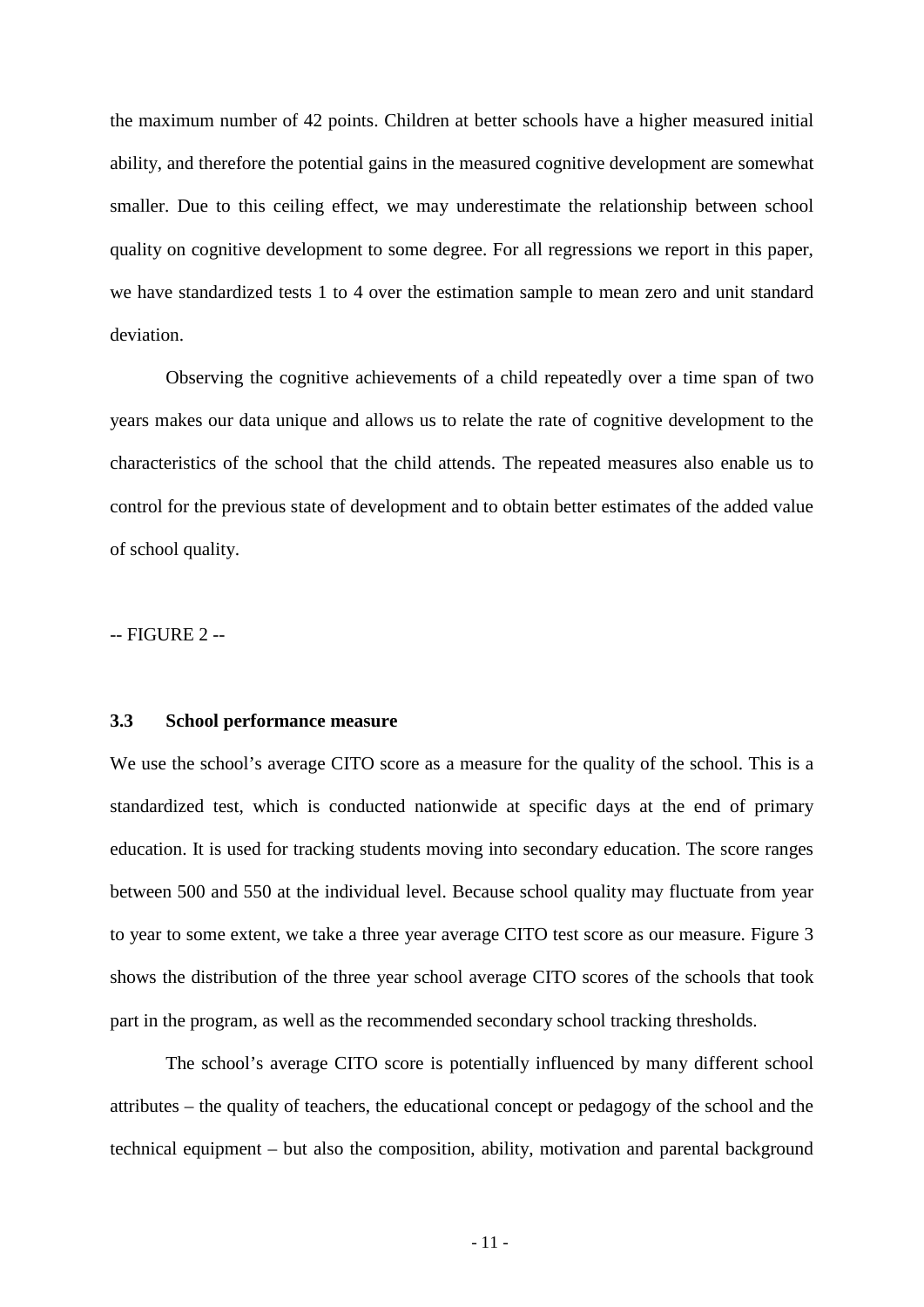the maximum number of 42 points. Children at better schools have a higher measured initial ability, and therefore the potential gains in the measured cognitive development are somewhat smaller. Due to this ceiling effect, we may underestimate the relationship between school quality on cognitive development to some degree. For all regressions we report in this paper, we have standardized tests 1 to 4 over the estimation sample to mean zero and unit standard deviation.

Observing the cognitive achievements of a child repeatedly over a time span of two years makes our data unique and allows us to relate the rate of cognitive development to the characteristics of the school that the child attends. The repeated measures also enable us to control for the previous state of development and to obtain better estimates of the added value of school quality.

-- FIGURE 2 --

### 3.3 School performance measure

We use the school's average CITO score as a measure for the quality of the school. This is a standardized test, which is conducted nationwide at specific days at the end of primary education. It is used for tracking students moving into secondary education. The score ranges between 500 and 550 at the individual level. Because school quality may fluctuate from year to year to some extent, we take a three year average CITO test score as our measure. Figure 3 shows the distribution of the three year school average CITO scores of the schools that took part in the program, as well as the recommended secondary school tracking thresholds.

The school's average CITO score is potentially influenced by many different school attributes – the quality of teachers, the educational concept or pedagogy of the school and the technical equipment – but also the composition, ability, motivation and parental background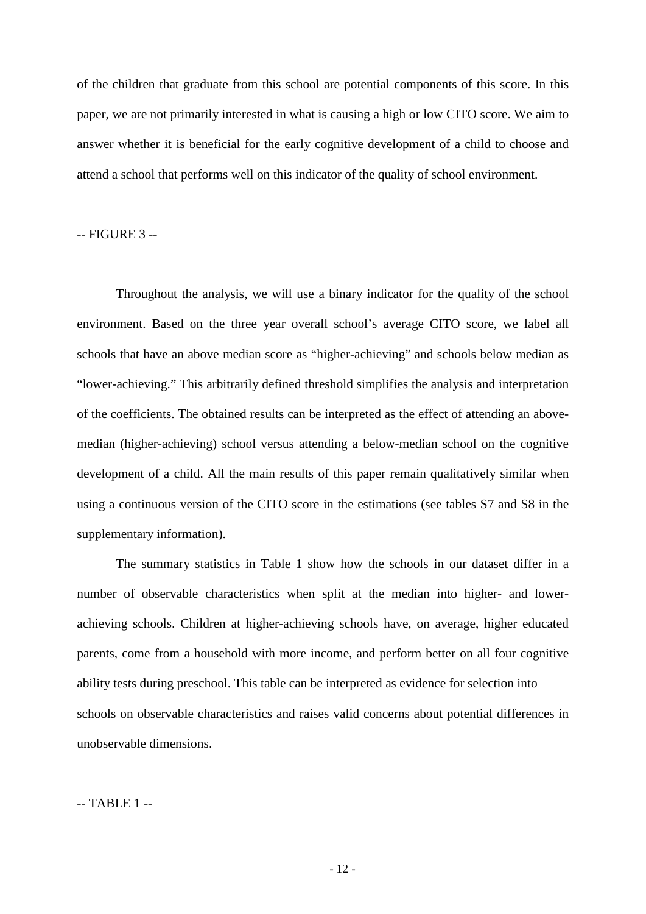of the children that graduate from this school are potential components of this score. In this paper, we are not primarily interested in what is causing a high or low CITO score. We aim to answer whether it is beneficial for the early cognitive development of a child to choose and attend a school that performs well on this indicator of the quality of school environment.

-- FIGURE 3 --

Throughout the analysis, we will use a binary indicator for the quality of the school environment. Based on the three year overall school's average CITO score, we label all schools that have an above median score as "higher-achieving" and schools below median as "lower-achieving." This arbitrarily defined threshold simplifies the analysis and interpretation of the coefficients. The obtained results can be interpreted as the effect of attending an above-median (higher-achieving) school versus attending a below-median school on the cognitive development of a child. All the main results of this paper remain qualitatively similar when using a continuous version of the CITO score in the estimations (see tables S7 and S8 in the supplementary information).

The summary statistics in Table 1 show how the schools in our dataset differ in a number of observable characteristics when split at the median into higher- and lower-achieving schools. Children at higher-achieving schools have, on average, higher educated parents, come from a household with more income, and perform better on all four cognitive ability tests during preschool. This table can be interpreted as evidence for selection into schools on observable characteristics and raises valid concerns about potential differences in unobservable dimensions.

-- TABLE 1 --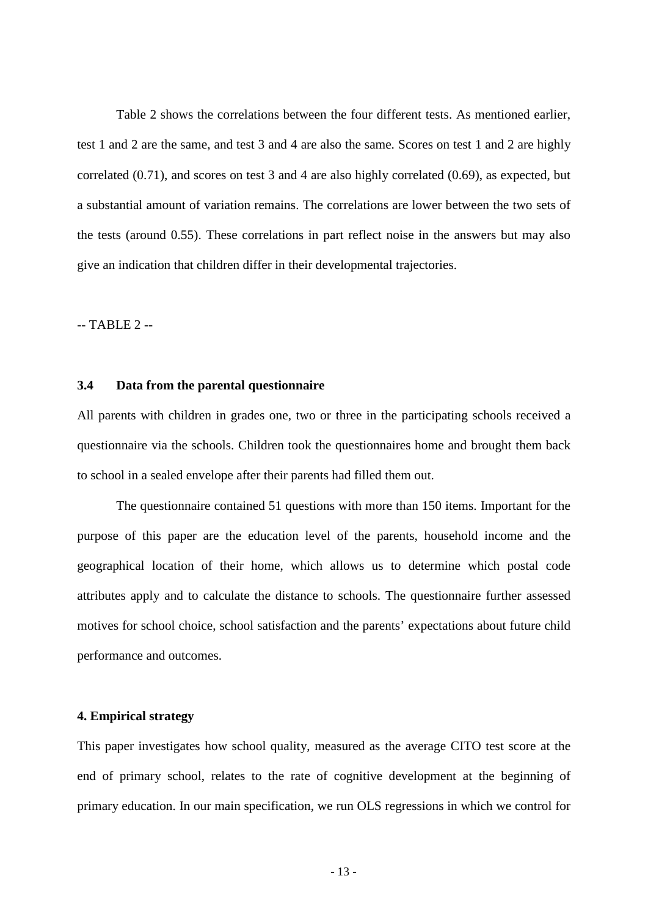Table 2 shows the correlations between the four different tests. As mentioned earlier, test 1 and 2 are the same, and test 3 and 4 are also the same. Scores on test 1 and 2 are highly correlated (0.71), and scores on test 3 and 4 are also highly correlated (0.69), as expected, but a substantial amount of variation remains. The correlations are lower between the two sets of the tests (around 0.55). These correlations in part reflect noise in the answers but may also give an indication that children differ in their developmental trajectories.

-- TABLE 2 --

### 3.4 Data from the parental questionnaire

All parents with children in grades one, two or three in the participating schools received a questionnaire via the schools. Children took the questionnaires home and brought them back to school in a sealed envelope after their parents had filled them out.

The questionnaire contained 51 questions with more than 150 items. Important for the purpose of this paper are the education level of the parents, household income and the geographical location of their home, which allows us to determine which postal code attributes apply and to calculate the distance to schools. The questionnaire further assessed motives for school choice, school satisfaction and the parents' expectations about future child performance and outcomes.

## 4. Empirical strategy

This paper investigates how school quality, measured as the average CITO test score at the end of primary school, relates to the rate of cognitive development at the beginning of primary education. In our main specification, we run OLS regressions in which we control for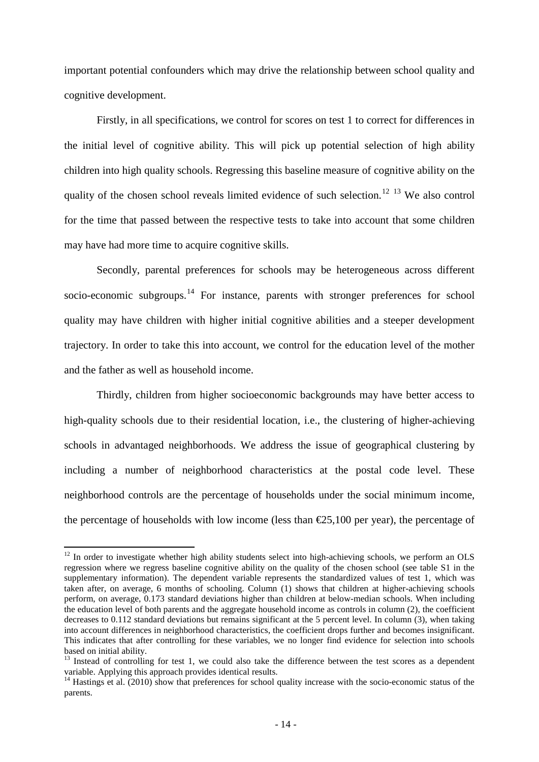important potential confounders which may drive the relationship between school quality and cognitive development.

Firstly, in all specifications, we control for scores on test 1 to correct for differences in the initial level of cognitive ability. This will pick up potential selection of high ability children into high quality schools. Regressing this baseline measure of cognitive ability on the quality of the chosen school reveals limited evidence of such selection.[12] [13] We also control for the time that passed between the respective tests to take into account that some children may have had more time to acquire cognitive skills.

Secondly, parental preferences for schools may be heterogeneous across different socio-economic subgroups.[14] For instance, parents with stronger preferences for school quality may have children with higher initial cognitive abilities and a steeper development trajectory. In order to take this into account, we control for the education level of the mother and the father as well as household income.

Thirdly, children from higher socioeconomic backgrounds may have better access to high-quality schools due to their residential location, i.e., the clustering of higher-achieving schools in advantaged neighborhoods. We address the issue of geographical clustering by including a number of neighborhood characteristics at the postal code level. These neighborhood controls are the percentage of households under the social minimum income, the percentage of households with low income (less than €25,100 per year), the percentage of

---

[12] In order to investigate whether high ability students select into high-achieving schools, we perform an OLS regression where we regress baseline cognitive ability on the quality of the chosen school (see table S1 in the supplementary information). The dependent variable represents the standardized values of test 1, which was taken after, on average, 6 months of schooling. Column (1) shows that children at higher-achieving schools perform, on average, 0.173 standard deviations higher than children at below-median schools. When including the education level of both parents and the aggregate household income as controls in column (2), the coefficient decreases to 0.112 standard deviations but remains significant at the 5 percent level. In column (3), when taking into account differences in neighborhood characteristics, the coefficient drops further and becomes insignificant. This indicates that after controlling for these variables, we no longer find evidence for selection into schools based on initial ability.

[13] Instead of controlling for test 1, we could also take the difference between the test scores as a dependent variable. Applying this approach provides identical results.

[14] Hastings et al. (2010) show that preferences for school quality increase with the socio-economic status of the parents.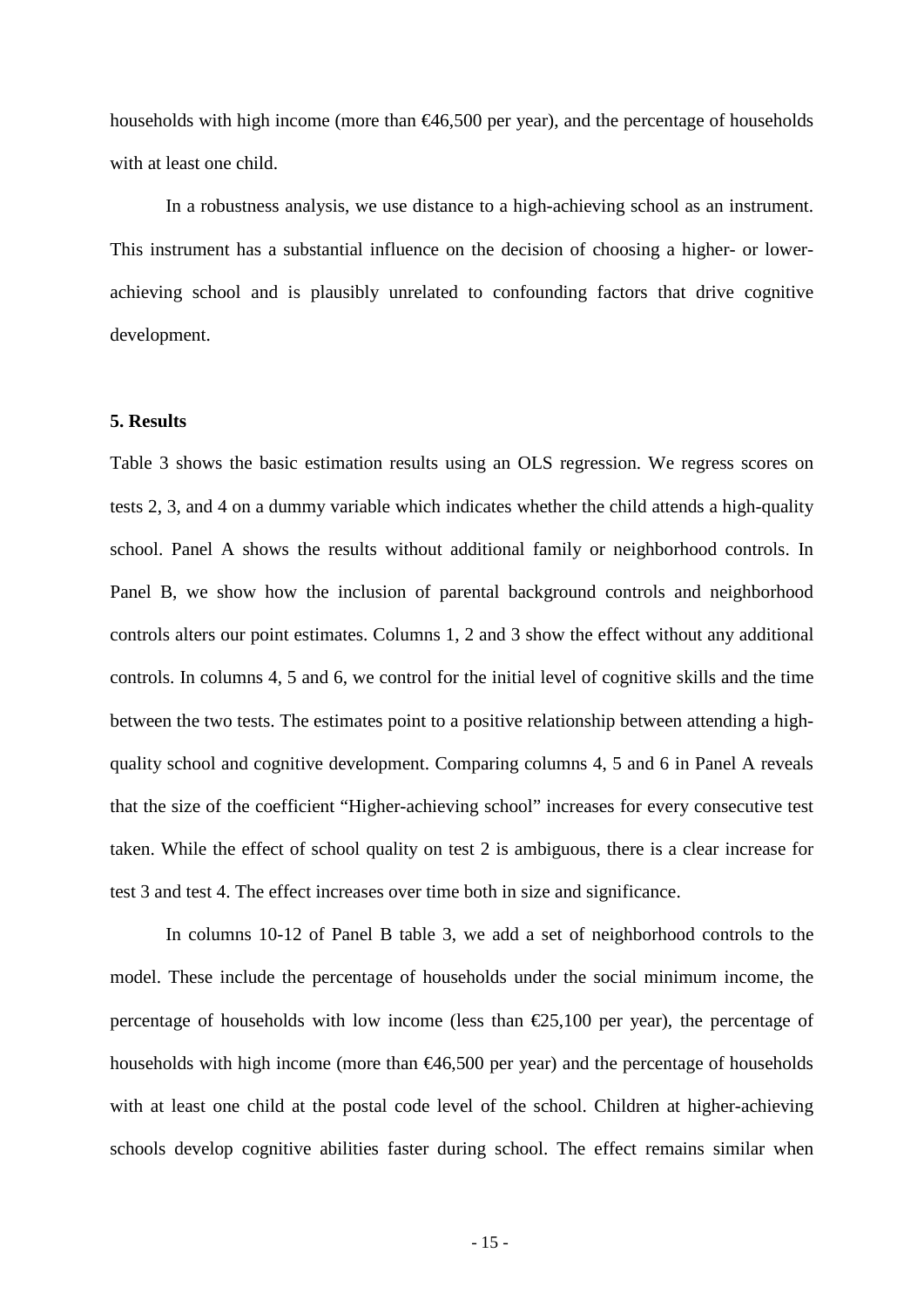households with high income (more than €46,500 per year), and the percentage of households with at least one child.

In a robustness analysis, we use distance to a high-achieving school as an instrument. This instrument has a substantial influence on the decision of choosing a higher- or lower-achieving school and is plausibly unrelated to confounding factors that drive cognitive development.

### 5. Results

Table 3 shows the basic estimation results using an OLS regression. We regress scores on tests 2, 3, and 4 on a dummy variable which indicates whether the child attends a high-quality school. Panel A shows the results without additional family or neighborhood controls. In Panel B, we show how the inclusion of parental background controls and neighborhood controls alters our point estimates. Columns 1, 2 and 3 show the effect without any additional controls. In columns 4, 5 and 6, we control for the initial level of cognitive skills and the time between the two tests. The estimates point to a positive relationship between attending a high-quality school and cognitive development. Comparing columns 4, 5 and 6 in Panel A reveals that the size of the coefficient "Higher-achieving school" increases for every consecutive test taken. While the effect of school quality on test 2 is ambiguous, there is a clear increase for test 3 and test 4. The effect increases over time both in size and significance.

In columns 10-12 of Panel B table 3, we add a set of neighborhood controls to the model. These include the percentage of households under the social minimum income, the percentage of households with low income (less than €25,100 per year), the percentage of households with high income (more than €46,500 per year) and the percentage of households with at least one child at the postal code level of the school. Children at higher-achieving schools develop cognitive abilities faster during school. The effect remains similar when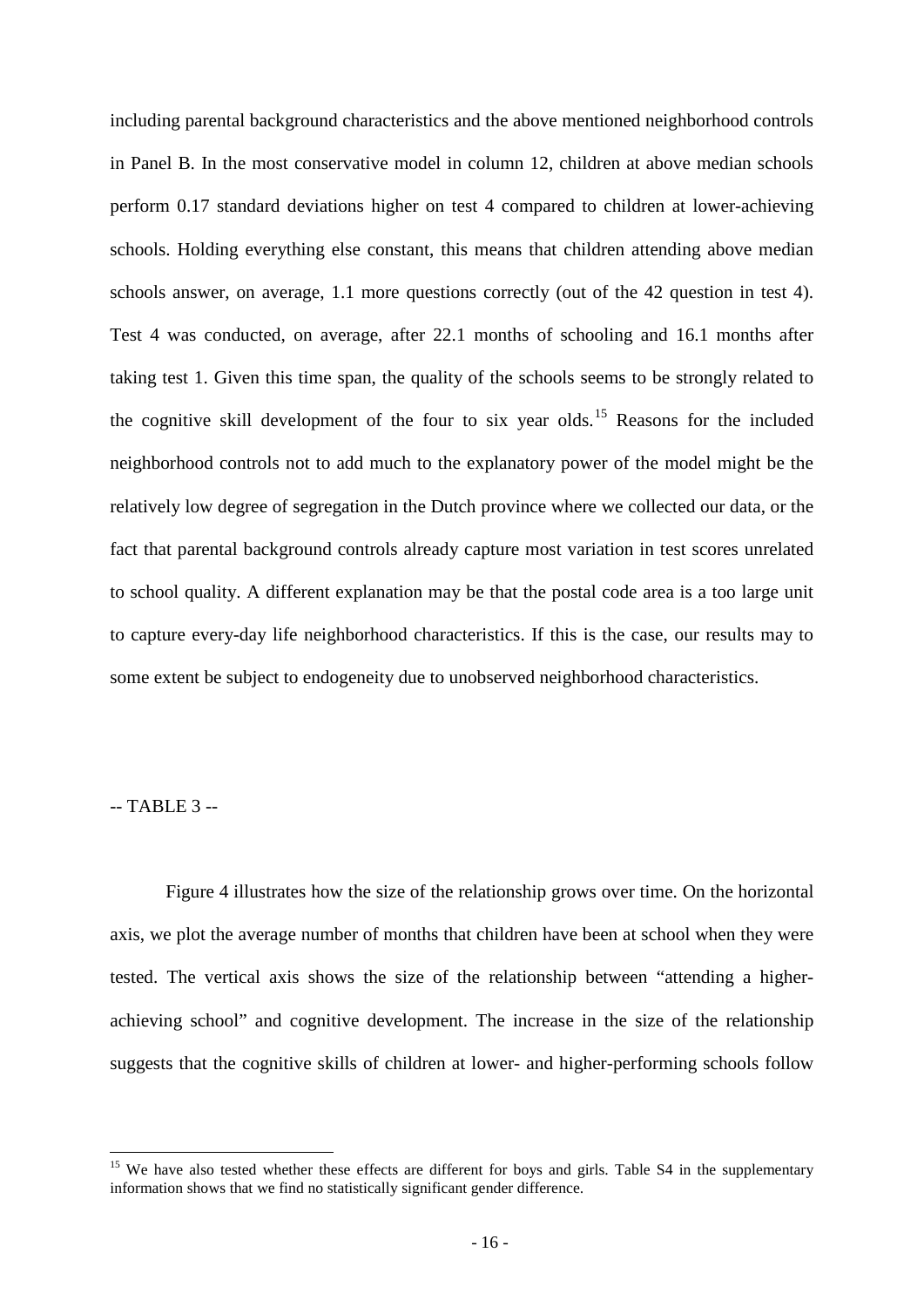including parental background characteristics and the above mentioned neighborhood controls in Panel B. In the most conservative model in column 12, children at above median schools perform 0.17 standard deviations higher on test 4 compared to children at lower-achieving schools. Holding everything else constant, this means that children attending above median schools answer, on average, 1.1 more questions correctly (out of the 42 question in test 4). Test 4 was conducted, on average, after 22.1 months of schooling and 16.1 months after taking test 1. Given this time span, the quality of the schools seems to be strongly related to the cognitive skill development of the four to six year olds.[15] Reasons for the included neighborhood controls not to add much to the explanatory power of the model might be the relatively low degree of segregation in the Dutch province where we collected our data, or the fact that parental background controls already capture most variation in test scores unrelated to school quality. A different explanation may be that the postal code area is a too large unit to capture every-day life neighborhood characteristics. If this is the case, our results may to some extent be subject to endogeneity due to unobserved neighborhood characteristics.

-- TABLE 3 --

Figure 4 illustrates how the size of the relationship grows over time. On the horizontal axis, we plot the average number of months that children have been at school when they were tested. The vertical axis shows the size of the relationship between "attending a higher-achieving school" and cognitive development. The increase in the size of the relationship suggests that the cognitive skills of children at lower- and higher-performing schools follow

[15] We have also tested whether these effects are different for boys and girls. Table S4 in the supplementary information shows that we find no statistically significant gender difference.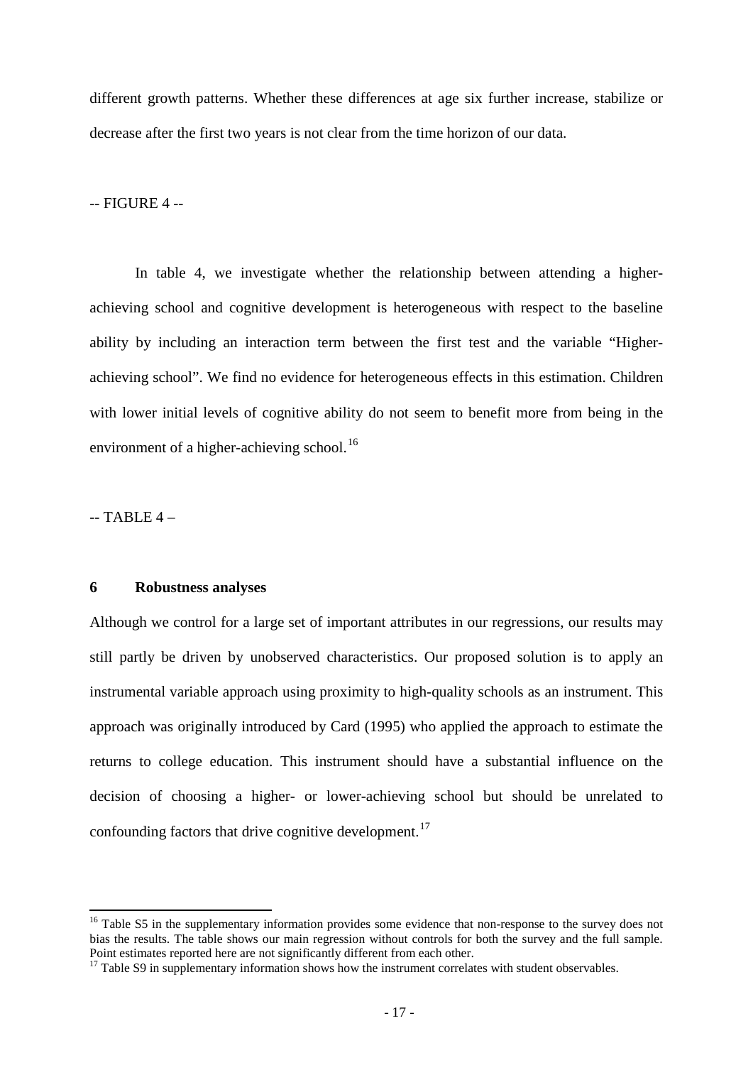different growth patterns. Whether these differences at age six further increase, stabilize or decrease after the first two years is not clear from the time horizon of our data.

-- FIGURE 4 --

In table 4, we investigate whether the relationship between attending a higher-achieving school and cognitive development is heterogeneous with respect to the baseline ability by including an interaction term between the first test and the variable "Higher-achieving school". We find no evidence for heterogeneous effects in this estimation. Children with lower initial levels of cognitive ability do not seem to benefit more from being in the environment of a higher-achieving school.[16]

-- TABLE 4 –

## 6 Robustness analyses

Although we control for a large set of important attributes in our regressions, our results may still partly be driven by unobserved characteristics. Our proposed solution is to apply an instrumental variable approach using proximity to high-quality schools as an instrument. This approach was originally introduced by Card (1995) who applied the approach to estimate the returns to college education. This instrument should have a substantial influence on the decision of choosing a higher- or lower-achieving school but should be unrelated to confounding factors that drive cognitive development.[17]

---

[16] Table S5 in the supplementary information provides some evidence that non-response to the survey does not bias the results. The table shows our main regression without controls for both the survey and the full sample. Point estimates reported here are not significantly different from each other.

[17] Table S9 in supplementary information shows how the instrument correlates with student observables.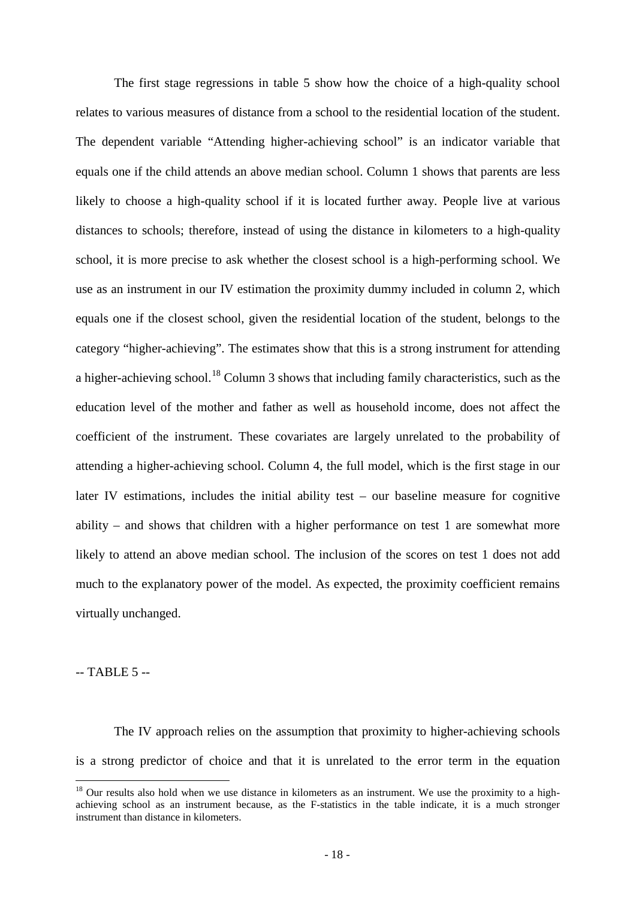The first stage regressions in table 5 show how the choice of a high-quality school relates to various measures of distance from a school to the residential location of the student. The dependent variable "Attending higher-achieving school" is an indicator variable that equals one if the child attends an above median school. Column 1 shows that parents are less likely to choose a high-quality school if it is located further away. People live at various distances to schools; therefore, instead of using the distance in kilometers to a high-quality school, it is more precise to ask whether the closest school is a high-performing school. We use as an instrument in our IV estimation the proximity dummy included in column 2, which equals one if the closest school, given the residential location of the student, belongs to the category "higher-achieving". The estimates show that this is a strong instrument for attending a higher-achieving school.[18] Column 3 shows that including family characteristics, such as the education level of the mother and father as well as household income, does not affect the coefficient of the instrument. These covariates are largely unrelated to the probability of attending a higher-achieving school. Column 4, the full model, which is the first stage in our later IV estimations, includes the initial ability test – our baseline measure for cognitive ability – and shows that children with a higher performance on test 1 are somewhat more likely to attend an above median school. The inclusion of the scores on test 1 does not add much to the explanatory power of the model. As expected, the proximity coefficient remains virtually unchanged.

-- TABLE 5 --

The IV approach relies on the assumption that proximity to higher-achieving schools is a strong predictor of choice and that it is unrelated to the error term in the equation

[18] Our results also hold when we use distance in kilometers as an instrument. We use the proximity to a high-achieving school as an instrument because, as the F-statistics in the table indicate, it is a much stronger instrument than distance in kilometers.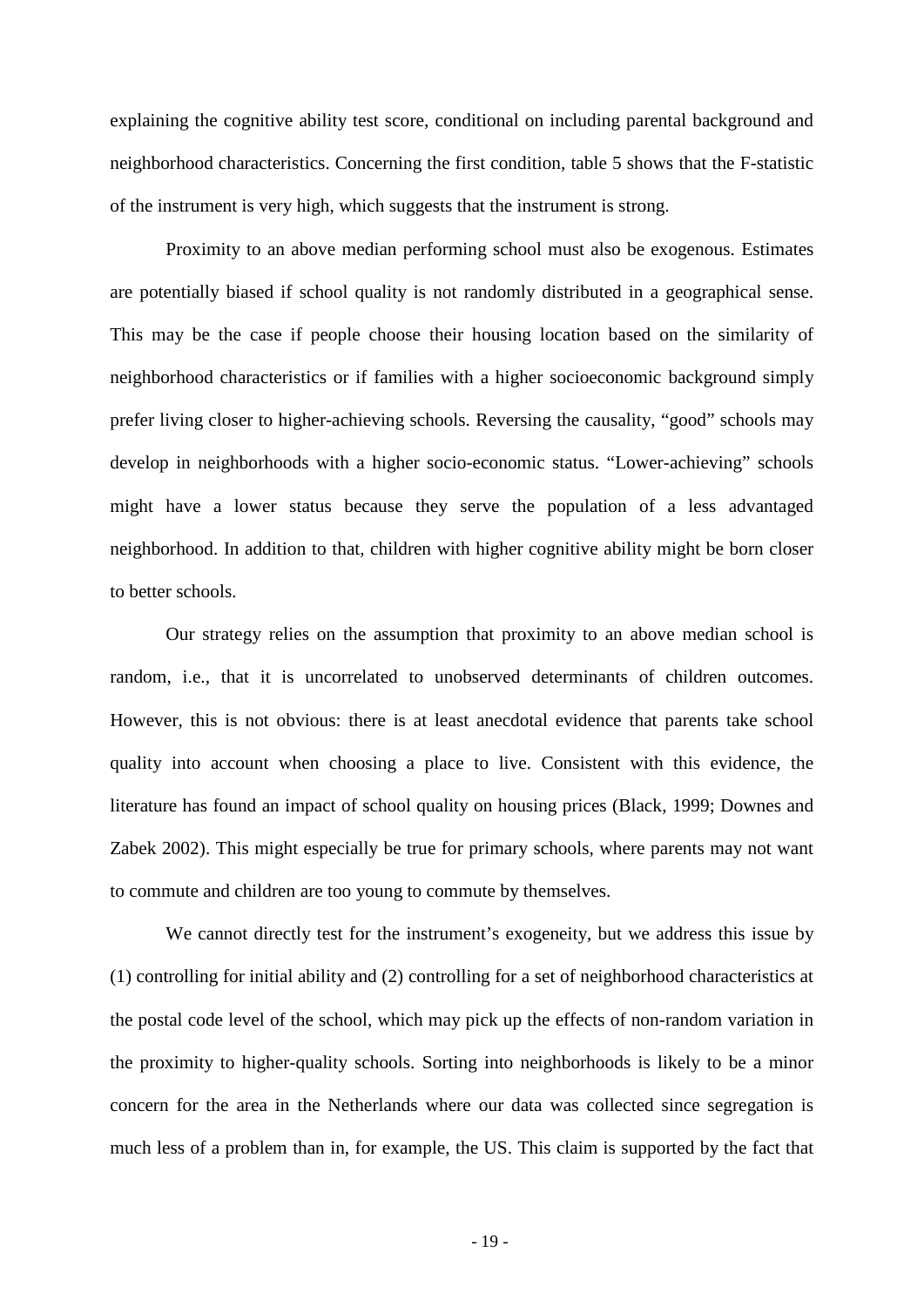explaining the cognitive ability test score, conditional on including parental background and neighborhood characteristics. Concerning the first condition, table 5 shows that the F-statistic of the instrument is very high, which suggests that the instrument is strong.

Proximity to an above median performing school must also be exogenous. Estimates are potentially biased if school quality is not randomly distributed in a geographical sense. This may be the case if people choose their housing location based on the similarity of neighborhood characteristics or if families with a higher socioeconomic background simply prefer living closer to higher-achieving schools. Reversing the causality, "good" schools may develop in neighborhoods with a higher socio-economic status. "Lower-achieving" schools might have a lower status because they serve the population of a less advantaged neighborhood. In addition to that, children with higher cognitive ability might be born closer to better schools.

Our strategy relies on the assumption that proximity to an above median school is random, i.e., that it is uncorrelated to unobserved determinants of children outcomes. However, this is not obvious: there is at least anecdotal evidence that parents take school quality into account when choosing a place to live. Consistent with this evidence, the literature has found an impact of school quality on housing prices (Black, 1999; Downes and Zabek 2002). This might especially be true for primary schools, where parents may not want to commute and children are too young to commute by themselves.

We cannot directly test for the instrument's exogeneity, but we address this issue by (1) controlling for initial ability and (2) controlling for a set of neighborhood characteristics at the postal code level of the school, which may pick up the effects of non-random variation in the proximity to higher-quality schools. Sorting into neighborhoods is likely to be a minor concern for the area in the Netherlands where our data was collected since segregation is much less of a problem than in, for example, the US. This claim is supported by the fact that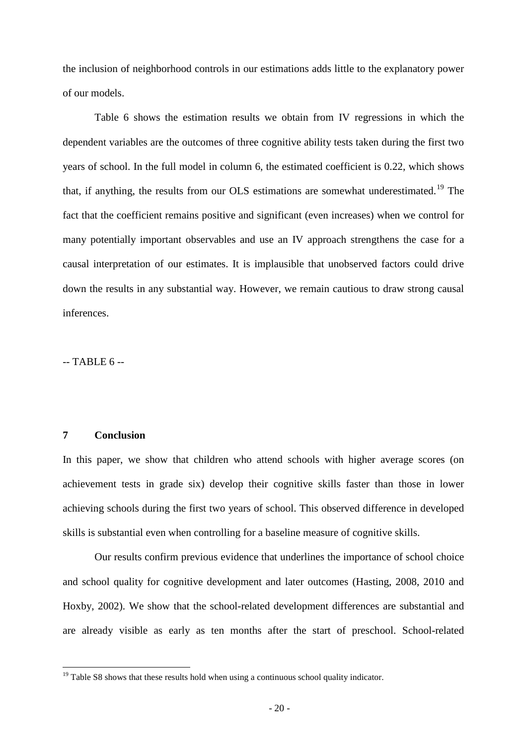the inclusion of neighborhood controls in our estimations adds little to the explanatory power of our models.

Table 6 shows the estimation results we obtain from IV regressions in which the dependent variables are the outcomes of three cognitive ability tests taken during the first two years of school. In the full model in column 6, the estimated coefficient is 0.22, which shows that, if anything, the results from our OLS estimations are somewhat underestimated.[19] The fact that the coefficient remains positive and significant (even increases) when we control for many potentially important observables and use an IV approach strengthens the case for a causal interpretation of our estimates. It is implausible that unobserved factors could drive down the results in any substantial way. However, we remain cautious to draw strong causal inferences.

-- TABLE 6 --

## 7 Conclusion

In this paper, we show that children who attend schools with higher average scores (on achievement tests in grade six) develop their cognitive skills faster than those in lower achieving schools during the first two years of school. This observed difference in developed skills is substantial even when controlling for a baseline measure of cognitive skills.

Our results confirm previous evidence that underlines the importance of school choice and school quality for cognitive development and later outcomes (Hasting, 2008, 2010 and Hoxby, 2002). We show that the school-related development differences are substantial and are already visible as early as ten months after the start of preschool. School-related

[19] Table S8 shows that these results hold when using a continuous school quality indicator.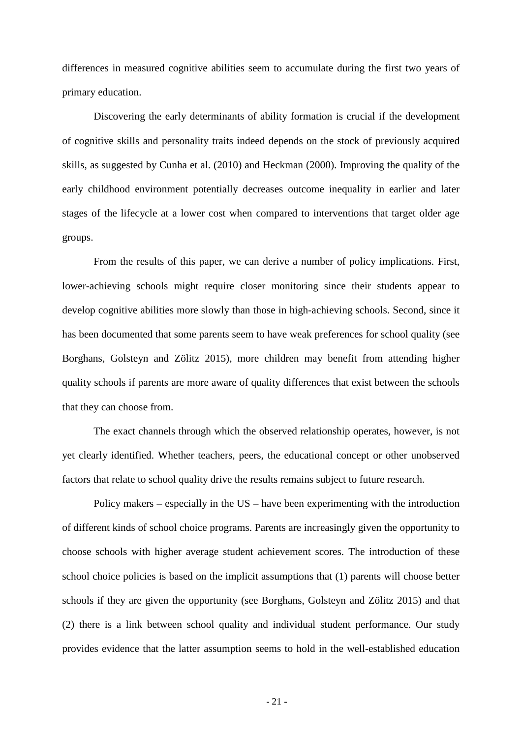differences in measured cognitive abilities seem to accumulate during the first two years of primary education.

Discovering the early determinants of ability formation is crucial if the development of cognitive skills and personality traits indeed depends on the stock of previously acquired skills, as suggested by Cunha et al. (2010) and Heckman (2000). Improving the quality of the early childhood environment potentially decreases outcome inequality in earlier and later stages of the lifecycle at a lower cost when compared to interventions that target older age groups.

From the results of this paper, we can derive a number of policy implications. First, lower-achieving schools might require closer monitoring since their students appear to develop cognitive abilities more slowly than those in high-achieving schools. Second, since it has been documented that some parents seem to have weak preferences for school quality (see Borghans, Golsteyn and Zölitz 2015), more children may benefit from attending higher quality schools if parents are more aware of quality differences that exist between the schools that they can choose from.

The exact channels through which the observed relationship operates, however, is not yet clearly identified. Whether teachers, peers, the educational concept or other unobserved factors that relate to school quality drive the results remains subject to future research.

Policy makers – especially in the US – have been experimenting with the introduction of different kinds of school choice programs. Parents are increasingly given the opportunity to choose schools with higher average student achievement scores. The introduction of these school choice policies is based on the implicit assumptions that (1) parents will choose better schools if they are given the opportunity (see Borghans, Golsteyn and Zölitz 2015) and that (2) there is a link between school quality and individual student performance. Our study provides evidence that the latter assumption seems to hold in the well-established education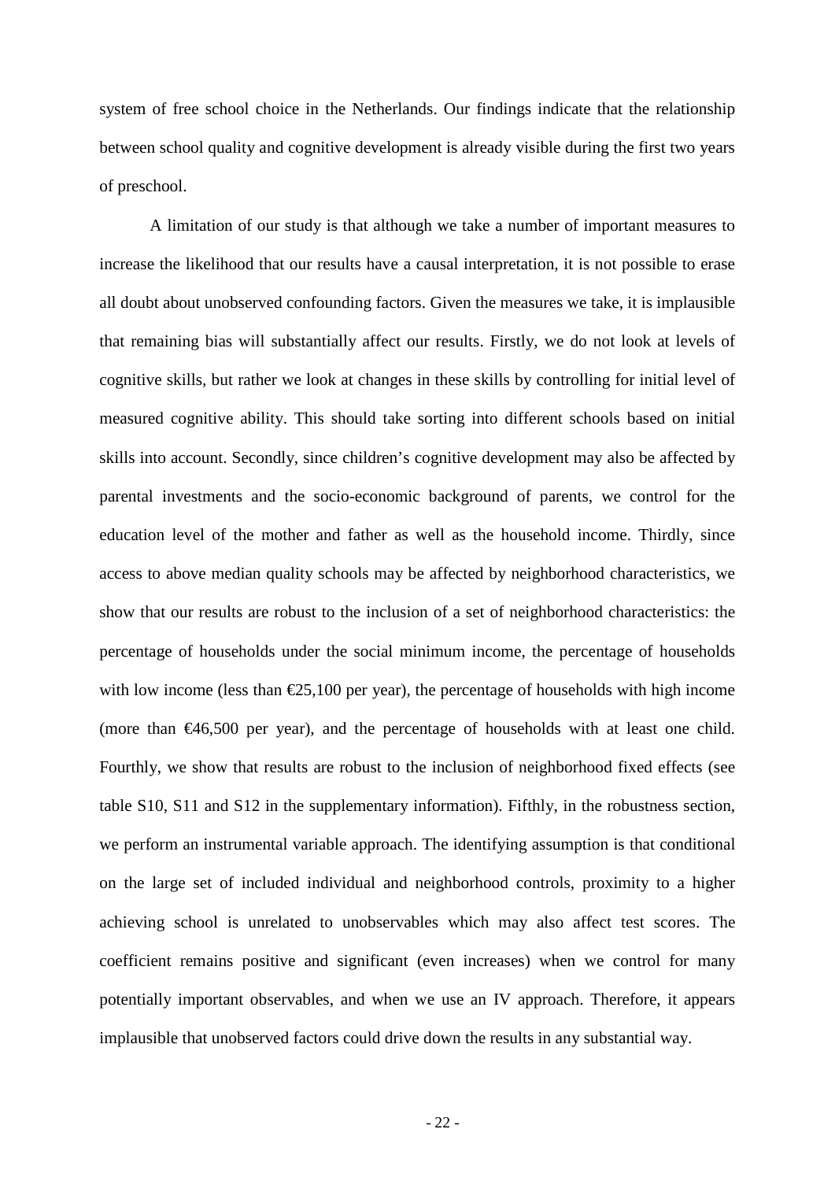system of free school choice in the Netherlands. Our findings indicate that the relationship between school quality and cognitive development is already visible during the first two years of preschool.

A limitation of our study is that although we take a number of important measures to increase the likelihood that our results have a causal interpretation, it is not possible to erase all doubt about unobserved confounding factors. Given the measures we take, it is implausible that remaining bias will substantially affect our results. Firstly, we do not look at levels of cognitive skills, but rather we look at changes in these skills by controlling for initial level of measured cognitive ability. This should take sorting into different schools based on initial skills into account. Secondly, since children's cognitive development may also be affected by parental investments and the socio-economic background of parents, we control for the education level of the mother and father as well as the household income. Thirdly, since access to above median quality schools may be affected by neighborhood characteristics, we show that our results are robust to the inclusion of a set of neighborhood characteristics: the percentage of households under the social minimum income, the percentage of households with low income (less than €25,100 per year), the percentage of households with high income (more than €46,500 per year), and the percentage of households with at least one child. Fourthly, we show that results are robust to the inclusion of neighborhood fixed effects (see table S10, S11 and S12 in the supplementary information). Fifthly, in the robustness section, we perform an instrumental variable approach. The identifying assumption is that conditional on the large set of included individual and neighborhood controls, proximity to a higher achieving school is unrelated to unobservables which may also affect test scores. The coefficient remains positive and significant (even increases) when we control for many potentially important observables, and when we use an IV approach. Therefore, it appears implausible that unobserved factors could drive down the results in any substantial way.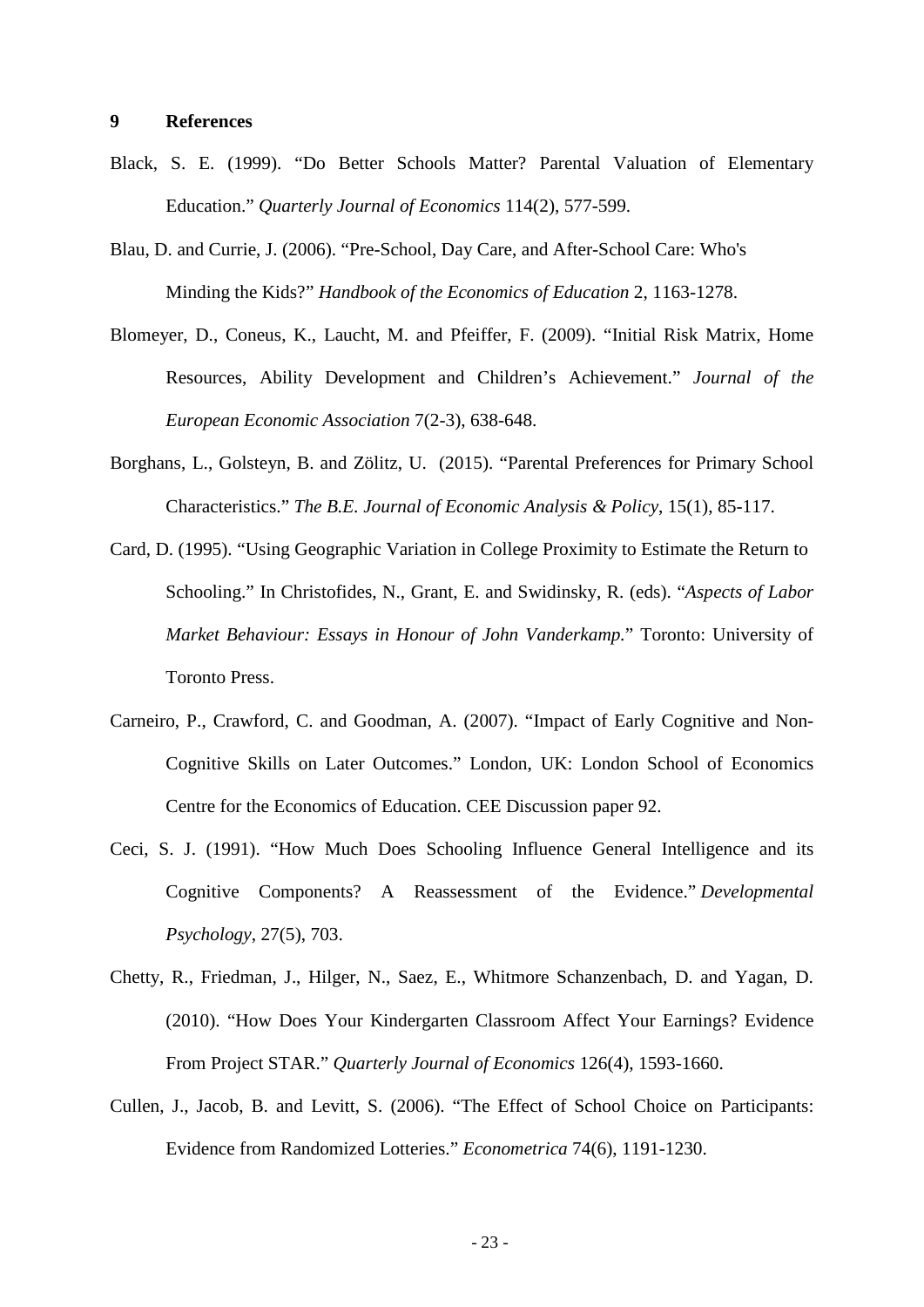## 9 References

Black, S. E. (1999). “Do Better Schools Matter? Parental Valuation of Elementary Education.” *Quarterly Journal of Economics* 114(2), 577-599.

Blau, D. and Currie, J. (2006). “Pre-School, Day Care, and After-School Care: Who's Minding the Kids?” *Handbook of the Economics of Education* 2, 1163-1278.

Blomeyer, D., Coneus, K., Laucht, M. and Pfeiffer, F. (2009). “Initial Risk Matrix, Home Resources, Ability Development and Children’s Achievement.” *Journal of the European Economic Association* 7(2-3), 638-648.

Borghans, L., Golsteyn, B. and Zölitz, U. (2015). “Parental Preferences for Primary School Characteristics.” *The B.E. Journal of Economic Analysis & Policy*, 15(1), 85-117.

Card, D. (1995). “Using Geographic Variation in College Proximity to Estimate the Return to Schooling.” In Christofides, N., Grant, E. and Swidinsky, R. (eds). “*Aspects of Labor Market Behaviour: Essays in Honour of John Vanderkamp.*” Toronto: University of Toronto Press.

Carneiro, P., Crawford, C. and Goodman, A. (2007). “Impact of Early Cognitive and Non-Cognitive Skills on Later Outcomes.” London, UK: London School of Economics Centre for the Economics of Education. CEE Discussion paper 92.

Ceci, S. J. (1991). “How Much Does Schooling Influence General Intelligence and its Cognitive Components? A Reassessment of the Evidence.” *Developmental Psychology*, 27(5), 703.

Chetty, R., Friedman, J., Hilger, N., Saez, E., Whitmore Schanzenbach, D. and Yagan, D. (2010). “How Does Your Kindergarten Classroom Affect Your Earnings? Evidence From Project STAR.” *Quarterly Journal of Economics* 126(4), 1593-1660.

Cullen, J., Jacob, B. and Levitt, S. (2006). “The Effect of School Choice on Participants: Evidence from Randomized Lotteries.” *Econometrica* 74(6), 1191-1230.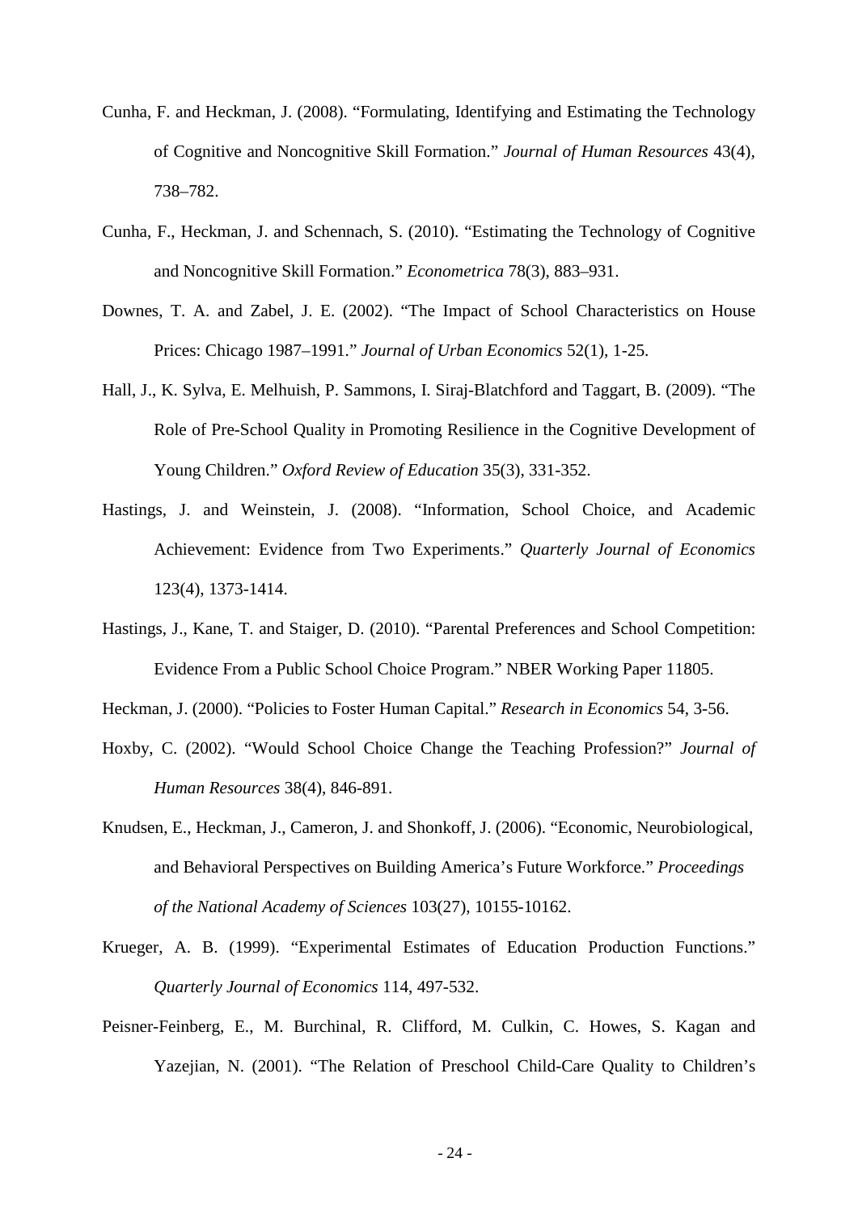Cunha, F. and Heckman, J. (2008). "Formulating, Identifying and Estimating the Technology of Cognitive and Noncognitive Skill Formation." *Journal of Human Resources* 43(4), 738–782.

Cunha, F., Heckman, J. and Schennach, S. (2010). "Estimating the Technology of Cognitive and Noncognitive Skill Formation." *Econometrica* 78(3), 883–931.

Downes, T. A. and Zabel, J. E. (2002). "The Impact of School Characteristics on House Prices: Chicago 1987–1991." *Journal of Urban Economics* 52(1), 1-25.

Hall, J., K. Sylva, E. Melhuish, P. Sammons, I. Siraj-Blatchford and Taggart, B. (2009). "The Role of Pre-School Quality in Promoting Resilience in the Cognitive Development of Young Children." *Oxford Review of Education* 35(3), 331-352.

Hastings, J. and Weinstein, J. (2008). "Information, School Choice, and Academic Achievement: Evidence from Two Experiments." *Quarterly Journal of Economics* 123(4), 1373-1414.

Hastings, J., Kane, T. and Staiger, D. (2010). "Parental Preferences and School Competition: Evidence From a Public School Choice Program." NBER Working Paper 11805.

Heckman, J. (2000). "Policies to Foster Human Capital." *Research in Economics* 54, 3-56.

Hoxby, C. (2002). "Would School Choice Change the Teaching Profession?" *Journal of Human Resources* 38(4), 846-891.

Knudsen, E., Heckman, J., Cameron, J. and Shonkoff, J. (2006). "Economic, Neurobiological, and Behavioral Perspectives on Building America's Future Workforce." *Proceedings of the National Academy of Sciences* 103(27), 10155-10162.

Krueger, A. B. (1999). "Experimental Estimates of Education Production Functions." *Quarterly Journal of Economics* 114, 497-532.

Peisner-Feinberg, E., M. Burchinal, R. Clifford, M. Culkin, C. Howes, S. Kagan and Yazejian, N. (2001). "The Relation of Preschool Child-Care Quality to Children's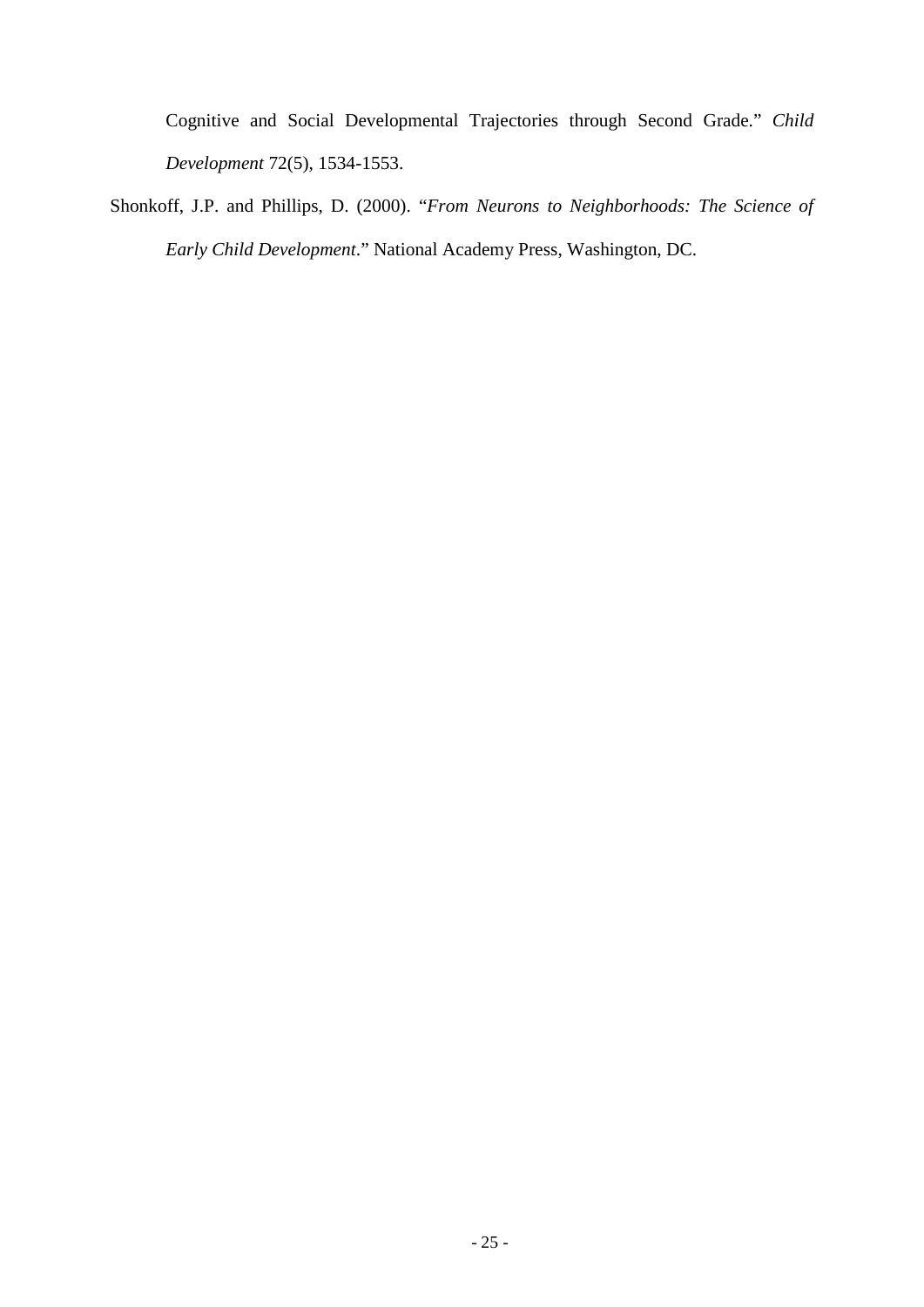Cognitive and Social Developmental Trajectories through Second Grade." *Child Development* 72(5), 1534-1553.

Shonkoff, J.P. and Phillips, D. (2000). "*From Neurons to Neighborhoods: The Science of Early Child Development*." National Academy Press, Washington, DC.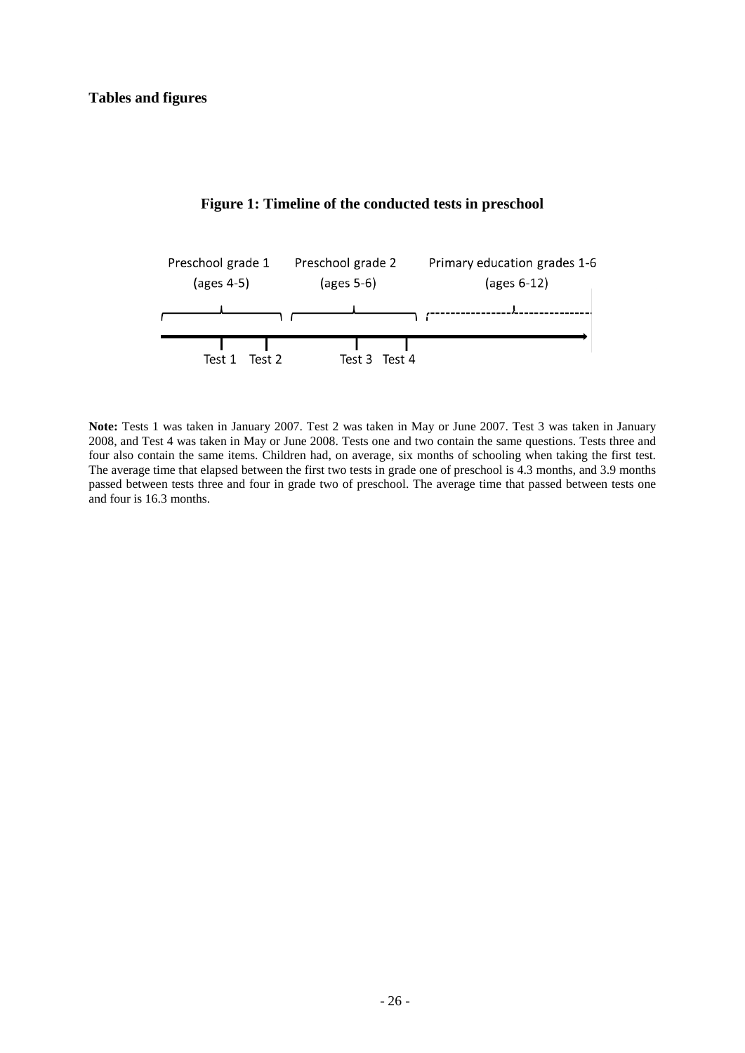**Tables and figures**

**Figure 1: Timeline of the conducted tests in preschool**

Preschool grade 1 (ages 4-5)

Preschool grade 2 (ages 5-6)

Primary education grades 1-6 (ages 6-12)

Test 1 Test 2 Test 3 Test 4

**Note:** Tests 1 was taken in January 2007. Test 2 was taken in May or June 2007. Test 3 was taken in January 2008, and Test 4 was taken in May or June 2008. Tests one and two contain the same questions. Tests three and four also contain the same items. Children had, on average, six months of schooling when taking the first test. The average time that elapsed between the first two tests in grade one of preschool is 4.3 months, and 3.9 months passed between tests three and four in grade two of preschool. The average time that passed between tests one and four is 16.3 months.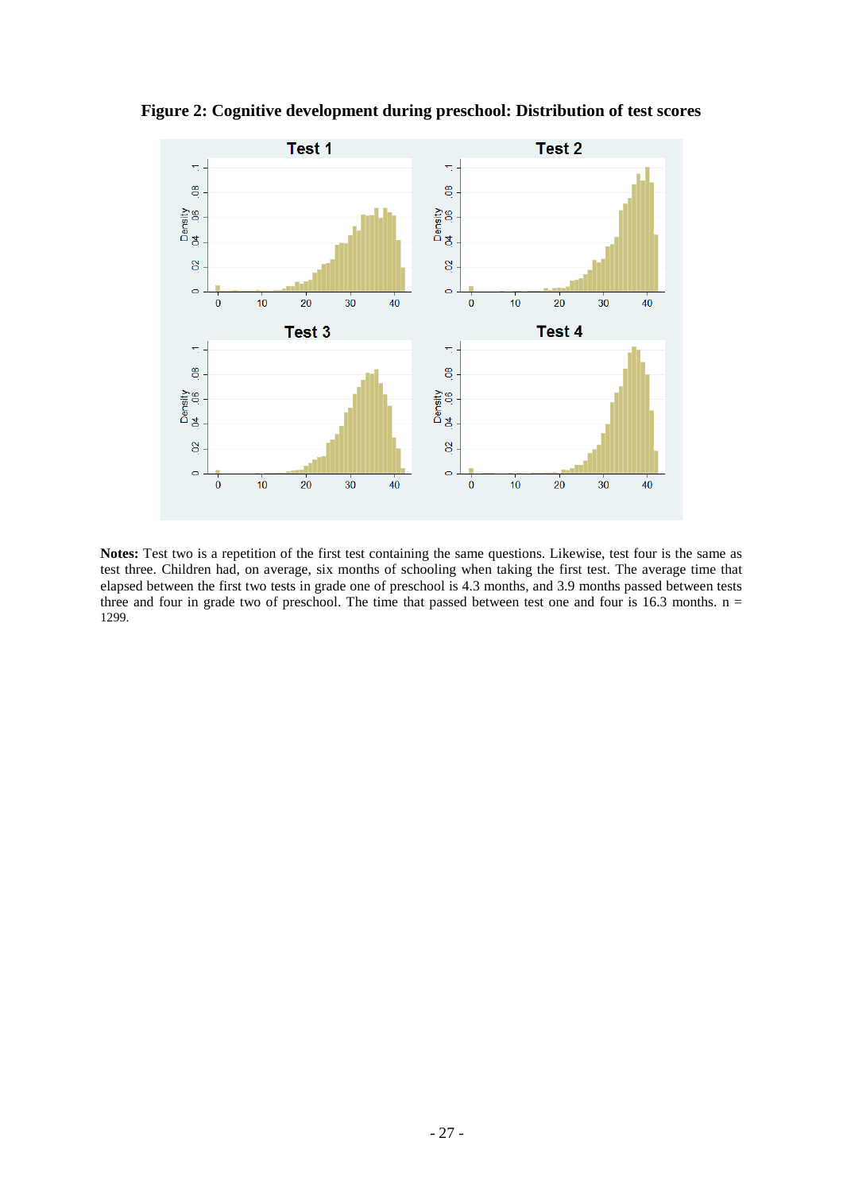**Figure 2: Cognitive development during preschool: Distribution of test scores**

**Notes:** Test two is a repetition of the first test containing the same questions. Likewise, test four is the same as test three. Children had, on average, six months of schooling when taking the first test. The average time that elapsed between the first two tests in grade one of preschool is 4.3 months, and 3.9 months passed between tests three and four in grade two of preschool. The time that passed between test one and four is 16.3 months. n = 1299.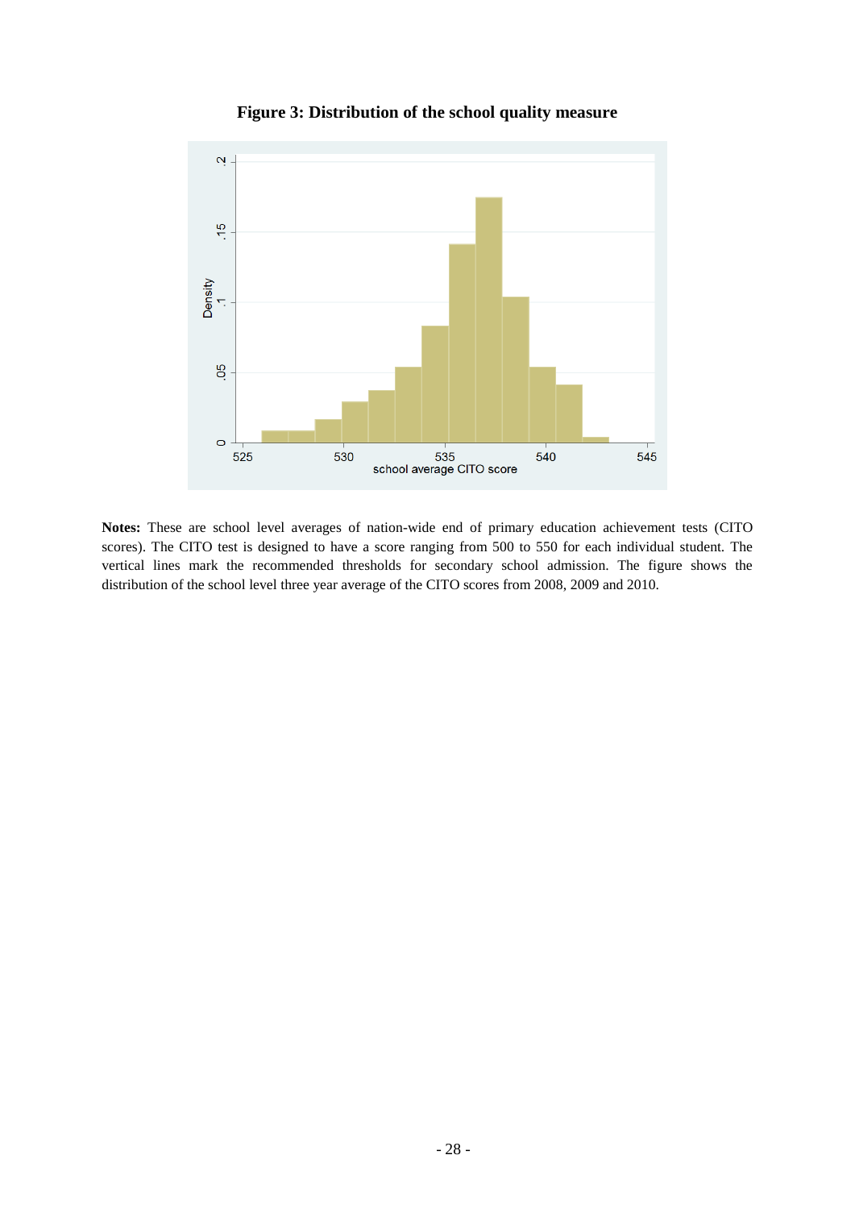**Figure 3: Distribution of the school quality measure**

**Notes:** These are school level averages of nation-wide end of primary education achievement tests (CITO scores). The CITO test is designed to have a score ranging from 500 to 550 for each individual student. The vertical lines mark the recommended thresholds for secondary school admission. The figure shows the distribution of the school level three year average of the CITO scores from 2008, 2009 and 2010.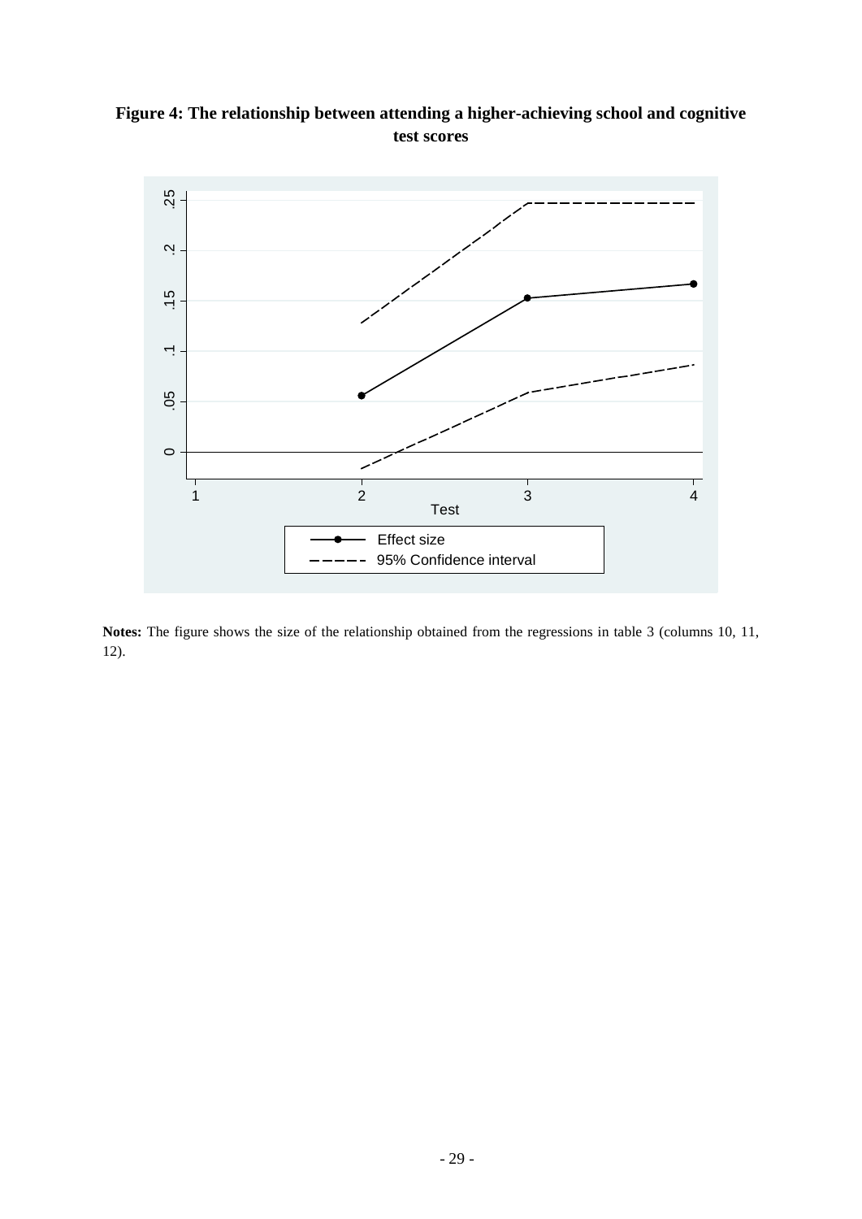**Figure 4: The relationship between attending a higher-achieving school and cognitive test scores**

**Notes:** The figure shows the size of the relationship obtained from the regressions in table 3 (columns 10, 11, 12).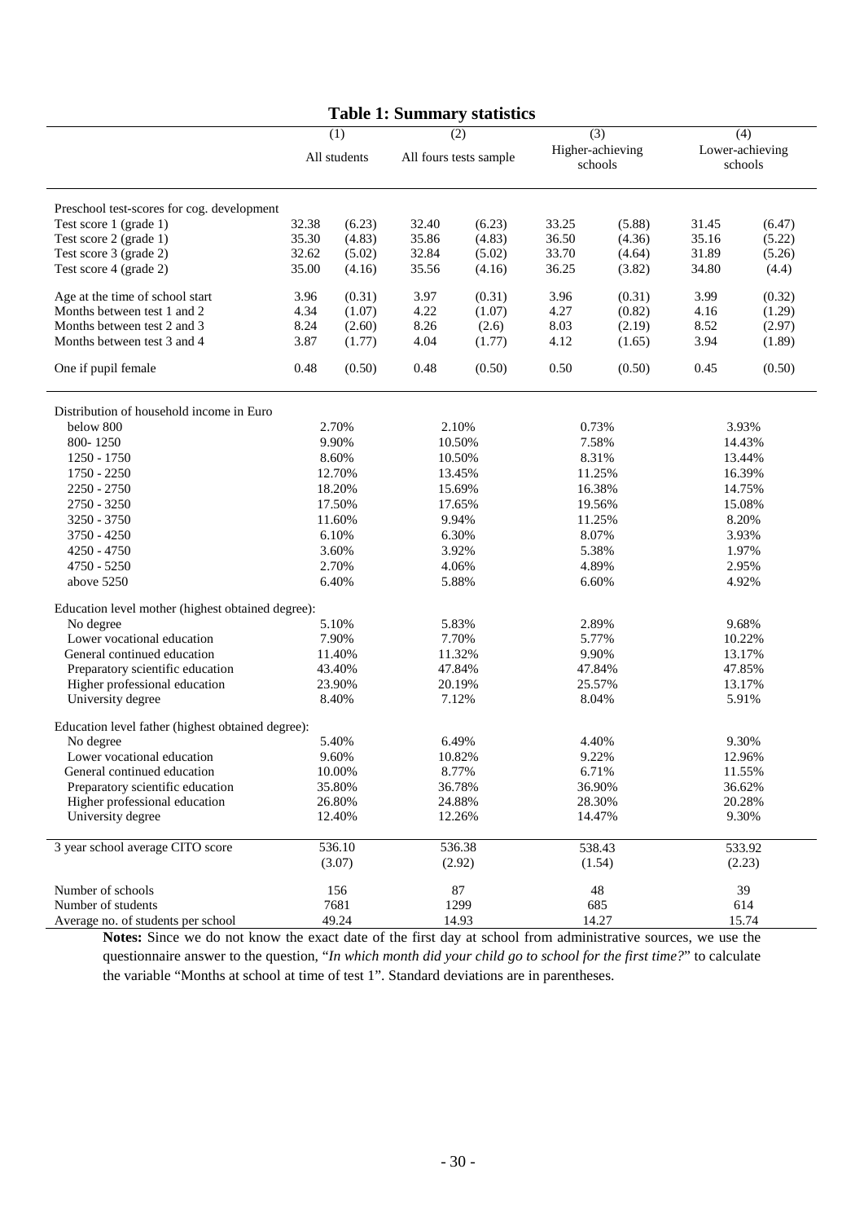**Table 1: Summary statistics**

| | (1) All students | | (2) All fours tests sample | | (3) Higher-achieving schools | | (4) Lower-achieving schools | |
|---|---|---|---|---|---|---|---|---|
| Preschool test-scores for cog. development | | | | | | | | |
| Test score 1 (grade 1) | 32.38 | (6.23) | 32.40 | (6.23) | 33.25 | (5.88) | 31.45 | (6.47) |
| Test score 2 (grade 1) | 35.30 | (4.83) | 35.86 | (4.83) | 36.50 | (4.36) | 35.16 | (5.22) |
| Test score 3 (grade 2) | 32.62 | (5.02) | 32.84 | (5.02) | 33.70 | (4.64) | 31.89 | (5.26) |
| Test score 4 (grade 2) | 35.00 | (4.16) | 35.56 | (4.16) | 36.25 | (3.82) | 34.80 | (4.4) |
| Age at the time of school start | 3.96 | (0.31) | 3.97 | (0.31) | 3.96 | (0.31) | 3.99 | (0.32) |
| Months between test 1 and 2 | 4.34 | (1.07) | 4.22 | (1.07) | 4.27 | (0.82) | 4.16 | (1.29) |
| Months between test 2 and 3 | 8.24 | (2.60) | 8.26 | (2.6) | 8.03 | (2.19) | 8.52 | (2.97) |
| Months between test 3 and 4 | 3.87 | (1.77) | 4.04 | (1.77) | 4.12 | (1.65) | 3.94 | (1.89) |
| One if pupil female | 0.48 | (0.50) | 0.48 | (0.50) | 0.50 | (0.50) | 0.45 | (0.50) |
| Distribution of household income in Euro | | | | | | | | |
| below 800 | 2.70% | | 2.10% | | 0.73% | | 3.93% | |
| 800- 1250 | 9.90% | | 10.50% | | 7.58% | | 14.43% | |
| 1250 - 1750 | 8.60% | | 10.50% | | 8.31% | | 13.44% | |
| 1750 - 2250 | 12.70% | | 13.45% | | 11.25% | | 16.39% | |
| 2250 - 2750 | 18.20% | | 15.69% | | 16.38% | | 14.75% | |
| 2750 - 3250 | 17.50% | | 17.65% | | 19.56% | | 15.08% | |
| 3250 - 3750 | 11.60% | | 9.94% | | 11.25% | | 8.20% | |
| 3750 - 4250 | 6.10% | | 6.30% | | 8.07% | | 3.93% | |
| 4250 - 4750 | 3.60% | | 3.92% | | 5.38% | | 1.97% | |
| 4750 - 5250 | 2.70% | | 4.06% | | 4.89% | | 2.95% | |
| above 5250 | 6.40% | | 5.88% | | 6.60% | | 4.92% | |
| Education level mother (highest obtained degree): | | | | | | | | |
| No degree | 5.10% | | 5.83% | | 2.89% | | 9.68% | |
| Lower vocational education | 7.90% | | 7.70% | | 5.77% | | 10.22% | |
| General continued education | 11.40% | | 11.32% | | 9.90% | | 13.17% | |
| Preparatory scientific education | 43.40% | | 47.84% | | 47.84% | | 47.85% | |
| Higher professional education | 23.90% | | 20.19% | | 25.57% | | 13.17% | |
| University degree | 8.40% | | 7.12% | | 8.04% | | 5.91% | |
| Education level father (highest obtained degree): | | | | | | | | |
| No degree | 5.40% | | 6.49% | | 4.40% | | 9.30% | |
| Lower vocational education | 9.60% | | 10.82% | | 9.22% | | 12.96% | |
| General continued education | 10.00% | | 8.77% | | 6.71% | | 11.55% | |
| Preparatory scientific education | 35.80% | | 36.78% | | 36.90% | | 36.62% | |
| Higher professional education | 26.80% | | 24.88% | | 28.30% | | 20.28% | |
| University degree | 12.40% | | 12.26% | | 14.47% | | 9.30% | |
| 3 year school average CITO score | 536.10 | | 536.38 | | 538.43 | | 533.92 | |
| | (3.07) | | (2.92) | | (1.54) | | (2.23) | |
| Number of schools | 156 | | 87 | | 48 | | 39 | |
| Number of students | 7681 | | 1299 | | 685 | | 614 | |
| Average no. of students per school | 49.24 | | 14.93 | | 14.27 | | 15.74 | |

**Notes:** Since we do not know the exact date of the first day at school from administrative sources, we use the questionnaire answer to the question, "*In which month did your child go to school for the first time?*" to calculate the variable "Months at school at time of test 1". Standard deviations are in parentheses.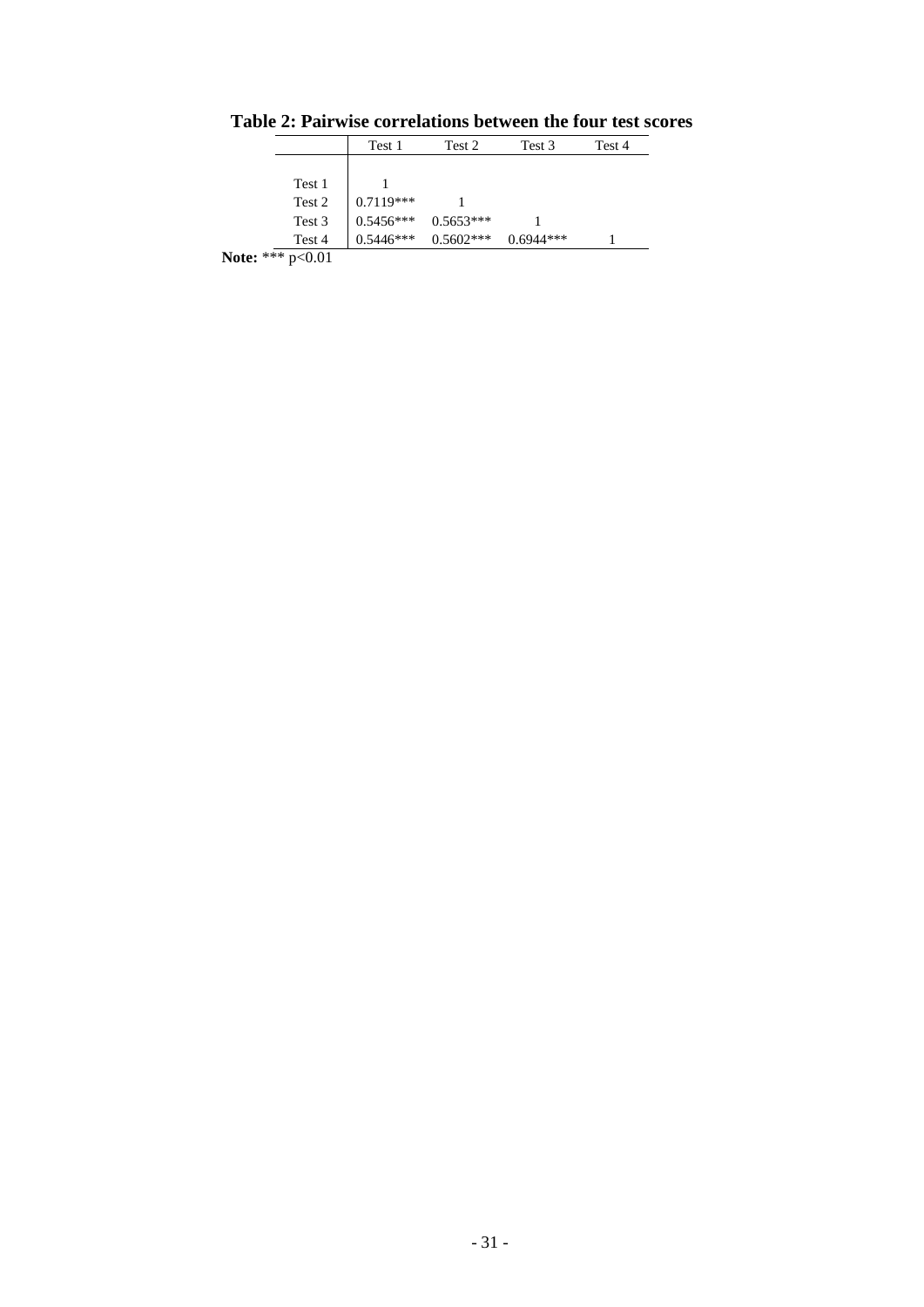**Table 2: Pairwise correlations between the four test scores**

| | Test 1 | Test 2 | Test 3 | Test 4 |
|---|---|---|---|---|
| Test 1 | 1 | | | |
| Test 2 | 0.7119*** | 1 | | |
| Test 3 | 0.5456*** | 0.5653*** | 1 | |
| Test 4 | 0.5446*** | 0.5602*** | 0.6944*** | 1 |

**Note:** *** p<0.01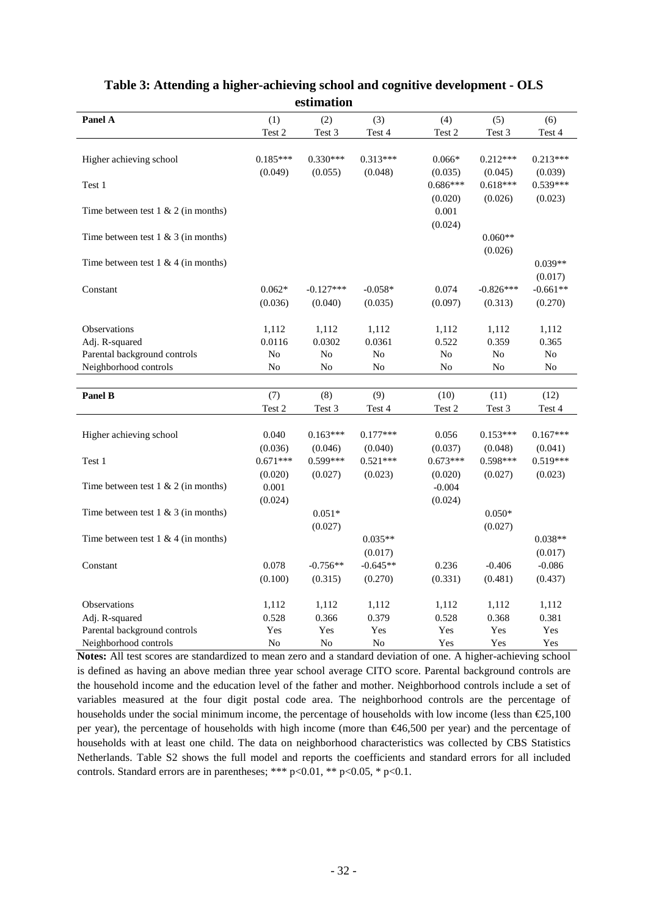**Table 3: Attending a higher-achieving school and cognitive development - OLS estimation**

| Panel A | (1) | (2) | (3) | (4) | (5) | (6) |
|---|---|---|---|---|---|---|
| | Test 2 | Test 3 | Test 4 | Test 2 | Test 3 | Test 4 |
| Higher achieving school | 0.185*** | 0.330*** | 0.313*** | 0.066* | 0.212*** | 0.213*** |
| | (0.049) | (0.055) | (0.048) | (0.035) | (0.045) | (0.039) |
| Test 1 | | | | 0.686*** | 0.618*** | 0.539*** |
| | | | | (0.020) | (0.026) | (0.023) |
| Time between test 1 & 2 (in months) | | | | 0.001 | | |
| | | | | (0.024) | | |
| Time between test 1 & 3 (in months) | | | | | 0.060** | |
| | | | | | (0.026) | |
| Time between test 1 & 4 (in months) | | | | | | 0.039** |
| | | | | | | (0.017) |
| Constant | 0.062* | -0.127*** | -0.058* | 0.074 | -0.826*** | -0.661** |
| | (0.036) | (0.040) | (0.035) | (0.097) | (0.313) | (0.270) |
| Observations | 1,112 | 1,112 | 1,112 | 1,112 | 1,112 | 1,112 |
| Adj. R-squared | 0.0116 | 0.0302 | 0.0361 | 0.522 | 0.359 | 0.365 |
| Parental background controls | No | No | No | No | No | No |
| Neighborhood controls | No | No | No | No | No | No |

| Panel B | (7) | (8) | (9) | (10) | (11) | (12) |
|---|---|---|---|---|---|---|
| | Test 2 | Test 3 | Test 4 | Test 2 | Test 3 | Test 4 |
| Higher achieving school | 0.040 | 0.163*** | 0.177*** | 0.056 | 0.153*** | 0.167*** |
| | (0.036) | (0.046) | (0.040) | (0.037) | (0.048) | (0.041) |
| Test 1 | 0.671*** | 0.599*** | 0.521*** | 0.673*** | 0.598*** | 0.519*** |
| | (0.020) | (0.027) | (0.023) | (0.020) | (0.027) | (0.023) |
| Time between test 1 & 2 (in months) | 0.001 | | | -0.004 | | |
| | (0.024) | | | (0.024) | | |
| Time between test 1 & 3 (in months) | | 0.051* | | | 0.050* | |
| | | (0.027) | | | (0.027) | |
| Time between test 1 & 4 (in months) | | | 0.035** | | | 0.038** |
| | | | (0.017) | | | (0.017) |
| Constant | 0.078 | -0.756** | -0.645** | 0.236 | -0.406 | -0.086 |
| | (0.100) | (0.315) | (0.270) | (0.331) | (0.481) | (0.437) |
| Observations | 1,112 | 1,112 | 1,112 | 1,112 | 1,112 | 1,112 |
| Adj. R-squared | 0.528 | 0.366 | 0.379 | 0.528 | 0.368 | 0.381 |
| Parental background controls | Yes | Yes | Yes | Yes | Yes | Yes |
| Neighborhood controls | No | No | No | Yes | Yes | Yes |

**Notes:** All test scores are standardized to mean zero and a standard deviation of one. A higher-achieving school is defined as having an above median three year school average CITO score. Parental background controls are the household income and the education level of the father and mother. Neighborhood controls include a set of variables measured at the four digit postal code area. The neighborhood controls are the percentage of households under the social minimum income, the percentage of households with low income (less than €25,100 per year), the percentage of households with high income (more than €46,500 per year) and the percentage of households with at least one child. The data on neighborhood characteristics was collected by CBS Statistics Netherlands. Table S2 shows the full model and reports the coefficients and standard errors for all included controls. Standard errors are in parentheses; *** p<0.01, ** p<0.05, * p<0.1.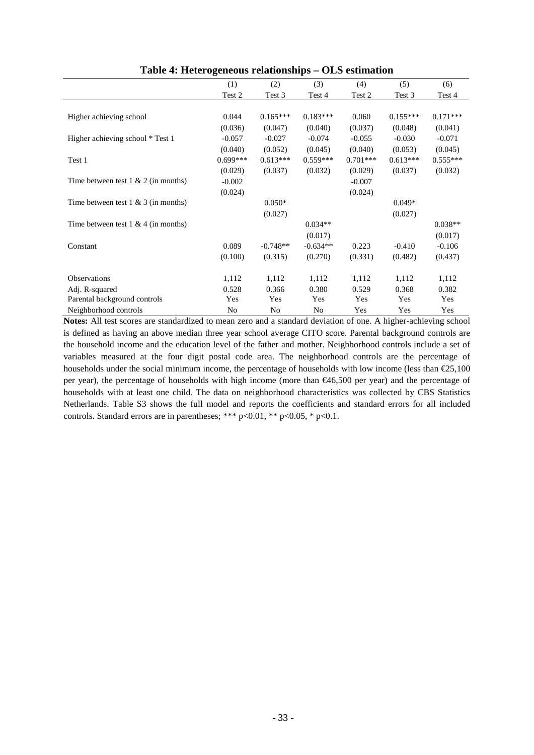**Table 4: Heterogeneous relationships – OLS estimation**

| | (1) | (2) | (3) | (4) | (5) | (6) |
|---|---|---|---|---|---|---|
| | Test 2 | Test 3 | Test 4 | Test 2 | Test 3 | Test 4 |
| Higher achieving school | 0.044 | 0.165*** | 0.183*** | 0.060 | 0.155*** | 0.171*** |
| | (0.036) | (0.047) | (0.040) | (0.037) | (0.048) | (0.041) |
| Higher achieving school * Test 1 | -0.057 | -0.027 | -0.074 | -0.055 | -0.030 | -0.071 |
| | (0.040) | (0.052) | (0.045) | (0.040) | (0.053) | (0.045) |
| Test 1 | 0.699*** | 0.613*** | 0.559*** | 0.701*** | 0.613*** | 0.555*** |
| | (0.029) | (0.037) | (0.032) | (0.029) | (0.037) | (0.032) |
| Time between test 1 & 2 (in months) | -0.002 | | | -0.007 | | |
| | (0.024) | | | (0.024) | | |
| Time between test 1 & 3 (in months) | | 0.050* | | | 0.049* | |
| | | (0.027) | | | (0.027) | |
| Time between test 1 & 4 (in months) | | | 0.034** | | | 0.038** |
| | | | (0.017) | | | (0.017) |
| Constant | 0.089 | -0.748** | -0.634** | 0.223 | -0.410 | -0.106 |
| | (0.100) | (0.315) | (0.270) | (0.331) | (0.482) | (0.437) |
| Observations | 1,112 | 1,112 | 1,112 | 1,112 | 1,112 | 1,112 |
| Adj. R-squared | 0.528 | 0.366 | 0.380 | 0.529 | 0.368 | 0.382 |
| Parental background controls | Yes | Yes | Yes | Yes | Yes | Yes |
| Neighborhood controls | No | No | No | Yes | Yes | Yes |

**Notes:** All test scores are standardized to mean zero and a standard deviation of one. A higher-achieving school is defined as having an above median three year school average CITO score. Parental background controls are the household income and the education level of the father and mother. Neighborhood controls include a set of variables measured at the four digit postal code area. The neighborhood controls are the percentage of households under the social minimum income, the percentage of households with low income (less than €25,100 per year), the percentage of households with high income (more than €46,500 per year) and the percentage of households with at least one child. The data on neighborhood characteristics was collected by CBS Statistics Netherlands. Table S3 shows the full model and reports the coefficients and standard errors for all included controls. Standard errors are in parentheses; *** $p<0.01$, ** $p<0.05$, * $p<0.1$.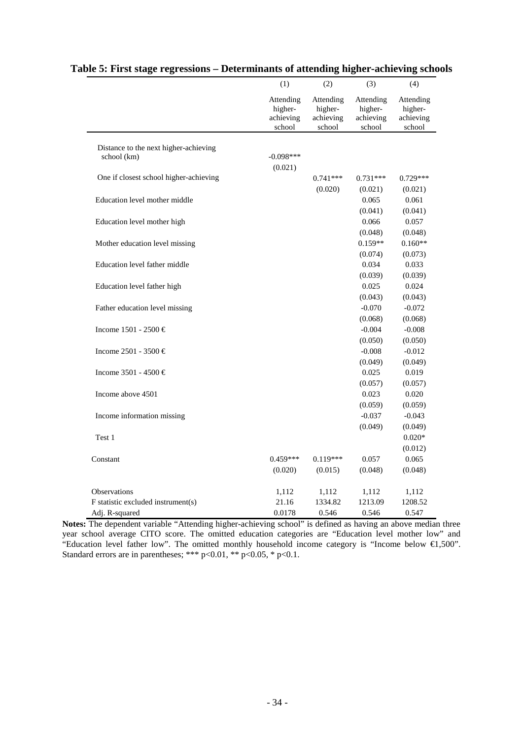**Table 5: First stage regressions – Determinants of attending higher-achieving schools**

| | (1) | (2) | (3) | (4) |
|---|---|---|---|---|
| | Attending higher-achieving school | Attending higher-achieving school | Attending higher-achieving school | Attending higher-achieving school |
| Distance to the next higher-achieving school (km) | -0.098*** | | | |
| | (0.021) | | | |
| One if closest school higher-achieving | | 0.741*** | 0.731*** | 0.729*** |
| | | (0.020) | (0.021) | (0.021) |
| Education level mother middle | | | 0.065 | 0.061 |
| | | | (0.041) | (0.041) |
| Education level mother high | | | 0.066 | 0.057 |
| | | | (0.048) | (0.048) |
| Mother education level missing | | | 0.159** | 0.160** |
| | | | (0.074) | (0.073) |
| Education level father middle | | | 0.034 | 0.033 |
| | | | (0.039) | (0.039) |
| Education level father high | | | 0.025 | 0.024 |
| | | | (0.043) | (0.043) |
| Father education level missing | | | -0.070 | -0.072 |
| | | | (0.068) | (0.068) |
| Income 1501 - 2500 € | | | -0.004 | -0.008 |
| | | | (0.050) | (0.050) |
| Income 2501 - 3500 € | | | -0.008 | -0.012 |
| | | | (0.049) | (0.049) |
| Income 3501 - 4500 € | | | 0.025 | 0.019 |
| | | | (0.057) | (0.057) |
| Income above 4501 | | | 0.023 | 0.020 |
| | | | (0.059) | (0.059) |
| Income information missing | | | -0.037 | -0.043 |
| | | | (0.049) | (0.049) |
| Test 1 | | | | 0.020* |
| | | | | (0.012) |
| Constant | 0.459*** | 0.119*** | 0.057 | 0.065 |
| | (0.020) | (0.015) | (0.048) | (0.048) |
| Observations | 1,112 | 1,112 | 1,112 | 1,112 |
| F statistic excluded instrument(s) | 21.16 | 1334.82 | 1213.09 | 1208.52 |
| Adj. R-squared | 0.0178 | 0.546 | 0.546 | 0.547 |

**Notes:** The dependent variable "Attending higher-achieving school" is defined as having an above median three year school average CITO score. The omitted education categories are "Education level mother low" and "Education level father low". The omitted monthly household income category is "Income below €1,500". Standard errors are in parentheses; *** p<0.01, ** p<0.05, * p<0.1.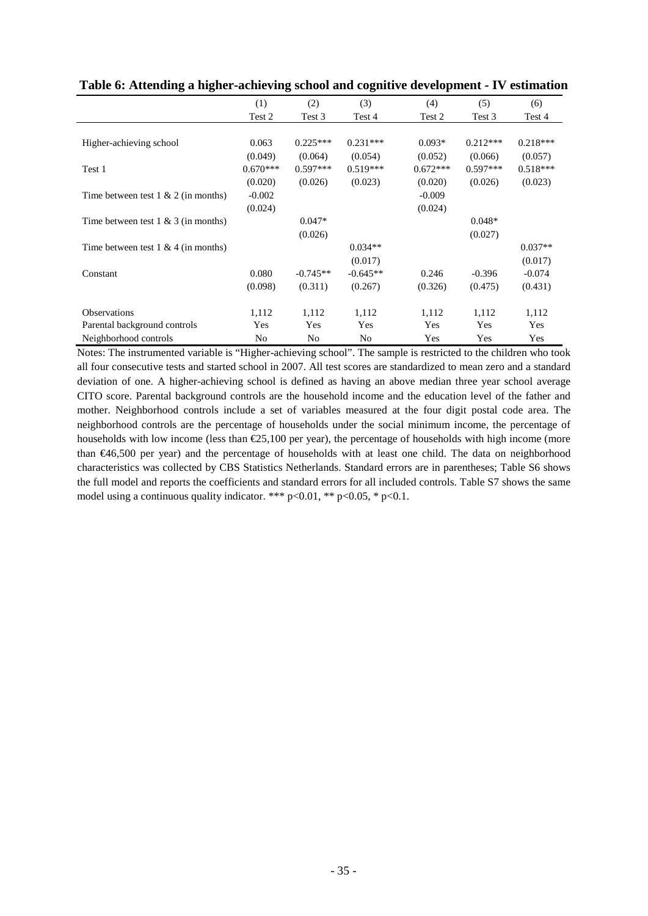**Table 6: Attending a higher-achieving school and cognitive development - IV estimation**

| | (1) | (2) | (3) | (4) | (5) | (6) |
|---|---|---|---|---|---|---|
| | Test 2 | Test 3 | Test 4 | Test 2 | Test 3 | Test 4 |
| Higher-achieving school | 0.063 | 0.225*** | 0.231*** | 0.093* | 0.212*** | 0.218*** |
| | (0.049) | (0.064) | (0.054) | (0.052) | (0.066) | (0.057) |
| Test 1 | 0.670*** | 0.597*** | 0.519*** | 0.672*** | 0.597*** | 0.518*** |
| | (0.020) | (0.026) | (0.023) | (0.020) | (0.026) | (0.023) |
| Time between test 1 & 2 (in months) | -0.002 | | | -0.009 | | |
| | (0.024) | | | (0.024) | | |
| Time between test 1 & 3 (in months) | | 0.047* | | | 0.048* | |
| | | (0.026) | | | (0.027) | |
| Time between test 1 & 4 (in months) | | | 0.034** | | | 0.037** |
| | | | (0.017) | | | (0.017) |
| Constant | 0.080 | -0.745** | -0.645** | 0.246 | -0.396 | -0.074 |
| | (0.098) | (0.311) | (0.267) | (0.326) | (0.475) | (0.431) |
| Observations | 1,112 | 1,112 | 1,112 | 1,112 | 1,112 | 1,112 |
| Parental background controls | Yes | Yes | Yes | Yes | Yes | Yes |
| Neighborhood controls | No | No | No | Yes | Yes | Yes |

Notes: The instrumented variable is "Higher-achieving school". The sample is restricted to the children who took all four consecutive tests and started school in 2007. All test scores are standardized to mean zero and a standard deviation of one. A higher-achieving school is defined as having an above median three year school average CITO score. Parental background controls are the household income and the education level of the father and mother. Neighborhood controls include a set of variables measured at the four digit postal code area. The neighborhood controls are the percentage of households under the social minimum income, the percentage of households with low income (less than €25,100 per year), the percentage of households with high income (more than €46,500 per year) and the percentage of households with at least one child. The data on neighborhood characteristics was collected by CBS Statistics Netherlands. Standard errors are in parentheses; Table S6 shows the full model and reports the coefficients and standard errors for all included controls. Table S7 shows the same model using a continuous quality indicator. *** $p<0.01$, ** $p<0.05$, * $p<0.1$.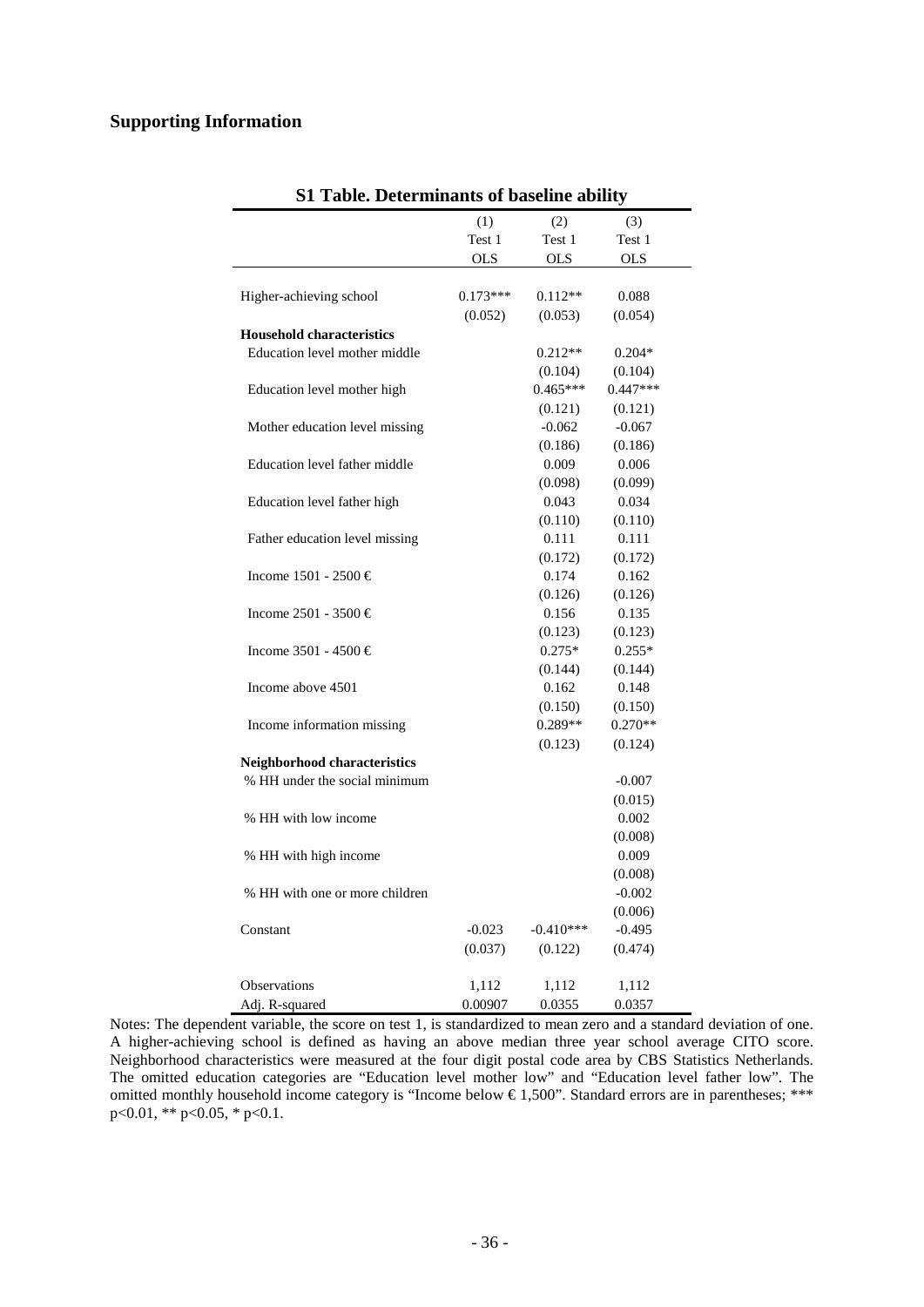## Supporting Information

**S1 Table. Determinants of baseline ability**

| | (1) | (2) | (3) |
|---|---|---|---|
| | Test 1 | Test 1 | Test 1 |
| | OLS | OLS | OLS |
| Higher-achieving school | 0.173*** | 0.112** | 0.088 |
| | (0.052) | (0.053) | (0.054) |
| **Household characteristics** | | | |
| Education level mother middle | | 0.212** | 0.204* |
| | | (0.104) | (0.104) |
| Education level mother high | | 0.465*** | 0.447*** |
| | | (0.121) | (0.121) |
| Mother education level missing | | -0.062 | -0.067 |
| | | (0.186) | (0.186) |
| Education level father middle | | 0.009 | 0.006 |
| | | (0.098) | (0.099) |
| Education level father high | | 0.043 | 0.034 |
| | | (0.110) | (0.110) |
| Father education level missing | | 0.111 | 0.111 |
| | | (0.172) | (0.172) |
| Income 1501 - 2500 € | | 0.174 | 0.162 |
| | | (0.126) | (0.126) |
| Income 2501 - 3500 € | | 0.156 | 0.135 |
| | | (0.123) | (0.123) |
| Income 3501 - 4500 € | | 0.275* | 0.255* |
| | | (0.144) | (0.144) |
| Income above 4501 | | 0.162 | 0.148 |
| | | (0.150) | (0.150) |
| Income information missing | | 0.289** | 0.270** |
| | | (0.123) | (0.124) |
| **Neighborhood characteristics** | | | |
| % HH under the social minimum | | | -0.007 |
| | | | (0.015) |
| % HH with low income | | | 0.002 |
| | | | (0.008) |
| % HH with high income | | | 0.009 |
| | | | (0.008) |
| % HH with one or more children | | | -0.002 |
| | | | (0.006) |
| Constant | -0.023 | -0.410*** | -0.495 |
| | (0.037) | (0.122) | (0.474) |
| Observations | 1,112 | 1,112 | 1,112 |
| Adj. R-squared | 0.00907 | 0.0355 | 0.0357 |

Notes: The dependent variable, the score on test 1, is standardized to mean zero and a standard deviation of one. A higher-achieving school is defined as having an above median three year school average CITO score. Neighborhood characteristics were measured at the four digit postal code area by CBS Statistics Netherlands. The omitted education categories are "Education level mother low" and "Education level father low". The omitted monthly household income category is "Income below € 1,500". Standard errors are in parentheses; *** $p<0.01$, ** $p<0.05$, * $p<0.1$.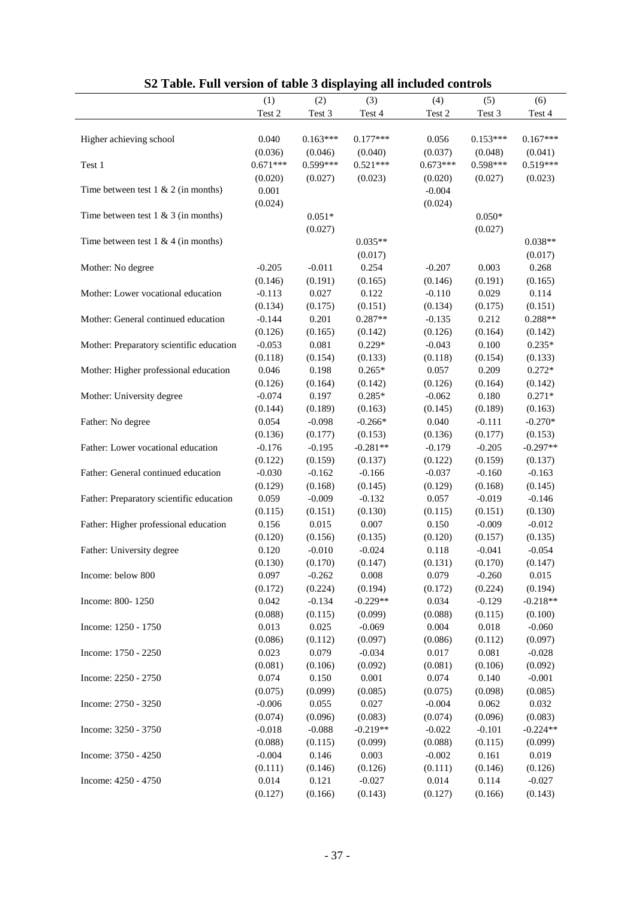## S2 Table. Full version of table 3 displaying all included controls

| | (1) | (2) | (3) | (4) | (5) | (6) |
|---|---|---|---|---|---|---|
| | Test 2 | Test 3 | Test 4 | Test 2 | Test 3 | Test 4 |
| Higher achieving school | 0.040 | 0.163*** | 0.177*** | 0.056 | 0.153*** | 0.167*** |
| | (0.036) | (0.046) | (0.040) | (0.037) | (0.048) | (0.041) |
| Test 1 | 0.671*** | 0.599*** | 0.521*** | 0.673*** | 0.598*** | 0.519*** |
| | (0.020) | (0.027) | (0.023) | (0.020) | (0.027) | (0.023) |
| Time between test 1 & 2 (in months) | 0.001 | | | -0.004 | | |
| | (0.024) | | | (0.024) | | |
| Time between test 1 & 3 (in months) | | 0.051* | | | 0.050* | |
| | | (0.027) | | | (0.027) | |
| Time between test 1 & 4 (in months) | | | 0.035** | | | 0.038** |
| | | | (0.017) | | | (0.017) |
| Mother: No degree | -0.205 | -0.011 | 0.254 | -0.207 | 0.003 | 0.268 |
| | (0.146) | (0.191) | (0.165) | (0.146) | (0.191) | (0.165) |
| Mother: Lower vocational education | -0.113 | 0.027 | 0.122 | -0.110 | 0.029 | 0.114 |
| | (0.134) | (0.175) | (0.151) | (0.134) | (0.175) | (0.151) |
| Mother: General continued education | -0.144 | 0.201 | 0.287** | -0.135 | 0.212 | 0.288** |
| | (0.126) | (0.165) | (0.142) | (0.126) | (0.164) | (0.142) |
| Mother: Preparatory scientific education | -0.053 | 0.081 | 0.229* | -0.043 | 0.100 | 0.235* |
| | (0.118) | (0.154) | (0.133) | (0.118) | (0.154) | (0.133) |
| Mother: Higher professional education | 0.046 | 0.198 | 0.265* | 0.057 | 0.209 | 0.272* |
| | (0.126) | (0.164) | (0.142) | (0.126) | (0.164) | (0.142) |
| Mother: University degree | -0.074 | 0.197 | 0.285* | -0.062 | 0.180 | 0.271* |
| | (0.144) | (0.189) | (0.163) | (0.145) | (0.189) | (0.163) |
| Father: No degree | 0.054 | -0.098 | -0.266* | 0.040 | -0.111 | -0.270* |
| | (0.136) | (0.177) | (0.153) | (0.136) | (0.177) | (0.153) |
| Father: Lower vocational education | -0.176 | -0.195 | -0.281** | -0.179 | -0.205 | -0.297** |
| | (0.122) | (0.159) | (0.137) | (0.122) | (0.159) | (0.137) |
| Father: General continued education | -0.030 | -0.162 | -0.166 | -0.037 | -0.160 | -0.163 |
| | (0.129) | (0.168) | (0.145) | (0.129) | (0.168) | (0.145) |
| Father: Preparatory scientific education | 0.059 | -0.009 | -0.132 | 0.057 | -0.019 | -0.146 |
| | (0.115) | (0.151) | (0.130) | (0.115) | (0.151) | (0.130) |
| Father: Higher professional education | 0.156 | 0.015 | 0.007 | 0.150 | -0.009 | -0.012 |
| | (0.120) | (0.156) | (0.135) | (0.120) | (0.157) | (0.135) |
| Father: University degree | 0.120 | -0.010 | -0.024 | 0.118 | -0.041 | -0.054 |
| | (0.130) | (0.170) | (0.147) | (0.131) | (0.170) | (0.147) |
| Income: below 800 | 0.097 | -0.262 | 0.008 | 0.079 | -0.260 | 0.015 |
| | (0.172) | (0.224) | (0.194) | (0.172) | (0.224) | (0.194) |
| Income: 800- 1250 | 0.042 | -0.134 | -0.229** | 0.034 | -0.129 | -0.218** |
| | (0.088) | (0.115) | (0.099) | (0.088) | (0.115) | (0.100) |
| Income: 1250 - 1750 | 0.013 | 0.025 | -0.069 | 0.004 | 0.018 | -0.060 |
| | (0.086) | (0.112) | (0.097) | (0.086) | (0.112) | (0.097) |
| Income: 1750 - 2250 | 0.023 | 0.079 | -0.034 | 0.017 | 0.081 | -0.028 |
| | (0.081) | (0.106) | (0.092) | (0.081) | (0.106) | (0.092) |
| Income: 2250 - 2750 | 0.074 | 0.150 | 0.001 | 0.074 | 0.140 | -0.001 |
| | (0.075) | (0.099) | (0.085) | (0.075) | (0.098) | (0.085) |
| Income: 2750 - 3250 | -0.006 | 0.055 | 0.027 | -0.004 | 0.062 | 0.032 |
| | (0.074) | (0.096) | (0.083) | (0.074) | (0.096) | (0.083) |
| Income: 3250 - 3750 | -0.018 | -0.088 | -0.219** | -0.022 | -0.101 | -0.224** |
| | (0.088) | (0.115) | (0.099) | (0.088) | (0.115) | (0.099) |
| Income: 3750 - 4250 | -0.004 | 0.146 | 0.003 | -0.002 | 0.161 | 0.019 |
| | (0.111) | (0.146) | (0.126) | (0.111) | (0.146) | (0.126) |
| Income: 4250 - 4750 | 0.014 | 0.121 | -0.027 | 0.014 | 0.114 | -0.027 |
| | (0.127) | (0.166) | (0.143) | (0.127) | (0.166) | (0.143) |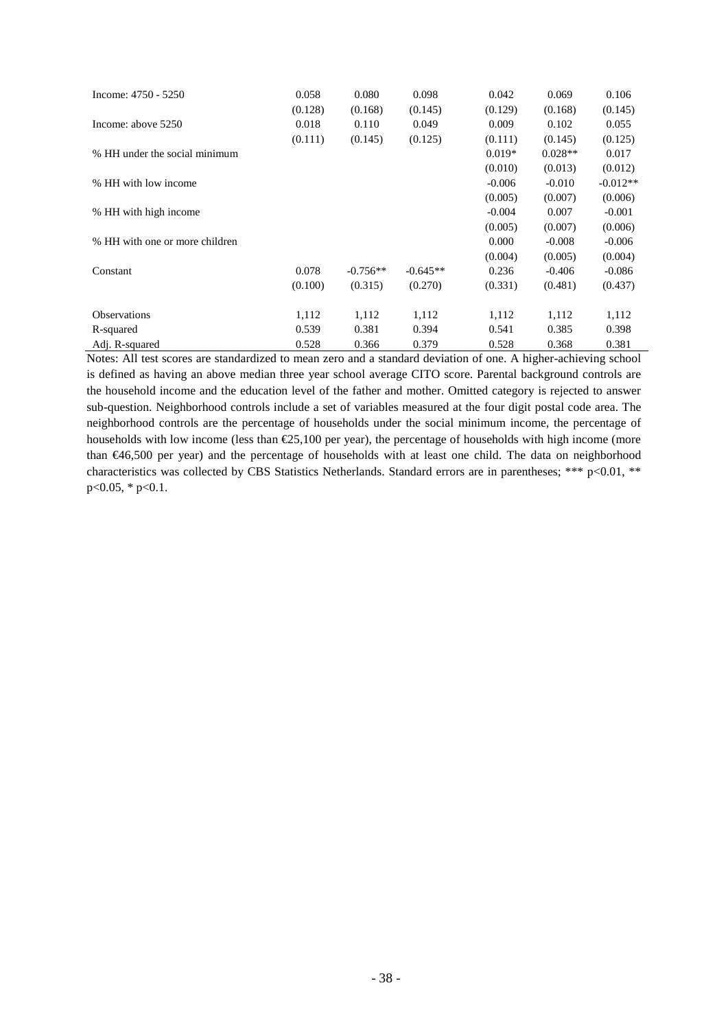| | | | | | | |
|---|---|---|---|---|---|---|
| Income: 4750 - 5250 | 0.058 | 0.080 | 0.098 | 0.042 | 0.069 | 0.106 |
| | (0.128) | (0.168) | (0.145) | (0.129) | (0.168) | (0.145) |
| Income: above 5250 | 0.018 | 0.110 | 0.049 | 0.009 | 0.102 | 0.055 |
| | (0.111) | (0.145) | (0.125) | (0.111) | (0.145) | (0.125) |
| % HH under the social minimum | | | | 0.019* | 0.028** | 0.017 |
| | | | | (0.010) | (0.013) | (0.012) |
| % HH with low income | | | | -0.006 | -0.010 | -0.012** |
| | | | | (0.005) | (0.007) | (0.006) |
| % HH with high income | | | | -0.004 | 0.007 | -0.001 |
| | | | | (0.005) | (0.007) | (0.006) |
| % HH with one or more children | | | | 0.000 | -0.008 | -0.006 |
| | | | | (0.004) | (0.005) | (0.004) |
| Constant | 0.078 | -0.756** | -0.645** | 0.236 | -0.406 | -0.086 |
| | (0.100) | (0.315) | (0.270) | (0.331) | (0.481) | (0.437) |
| Observations | 1,112 | 1,112 | 1,112 | 1,112 | 1,112 | 1,112 |
| R-squared | 0.539 | 0.381 | 0.394 | 0.541 | 0.385 | 0.398 |
| Adj. R-squared | 0.528 | 0.366 | 0.379 | 0.528 | 0.368 | 0.381 |

Notes: All test scores are standardized to mean zero and a standard deviation of one. A higher-achieving school is defined as having an above median three year school average CITO score. Parental background controls are the household income and the education level of the father and mother. Omitted category is rejected to answer sub-question. Neighborhood controls include a set of variables measured at the four digit postal code area. The neighborhood controls are the percentage of households under the social minimum income, the percentage of households with low income (less than €25,100 per year), the percentage of households with high income (more than €46,500 per year) and the percentage of households with at least one child. The data on neighborhood characteristics was collected by CBS Statistics Netherlands. Standard errors are in parentheses; *** p<0.01, ** p<0.05, * p<0.1.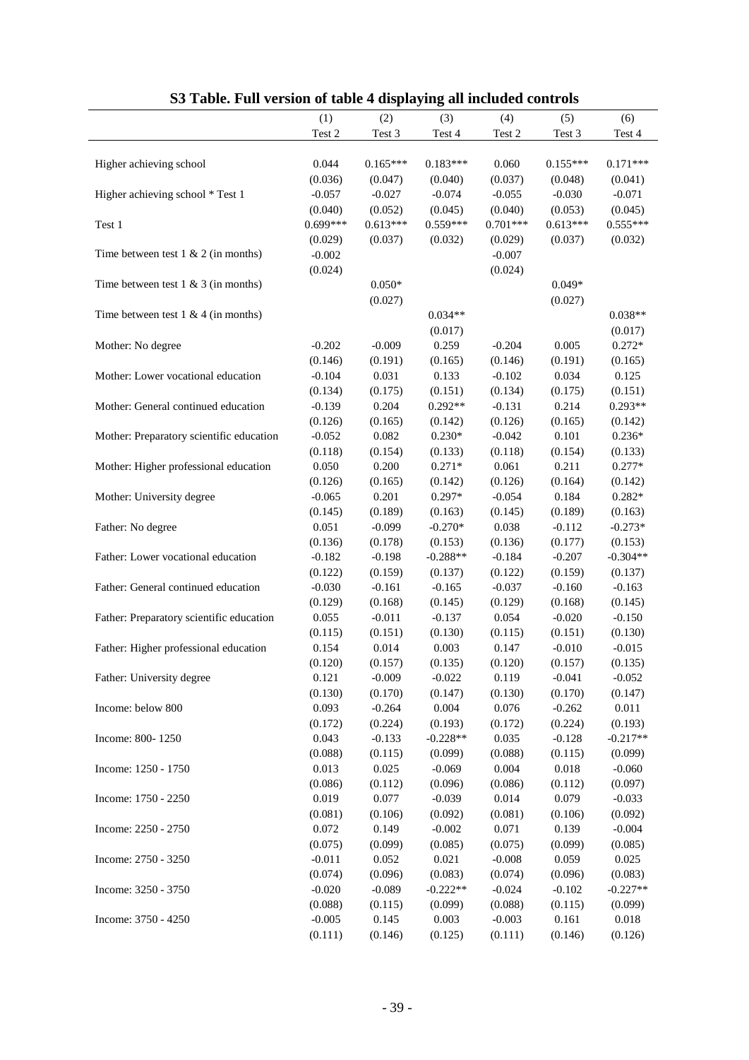## S3 Table. Full version of table 4 displaying all included controls

| | (1) | (2) | (3) | (4) | (5) | (6) |
|---|---|---|---|---|---|---|
| | Test 2 | Test 3 | Test 4 | Test 2 | Test 3 | Test 4 |
| Higher achieving school | 0.044 | 0.165*** | 0.183*** | 0.060 | 0.155*** | 0.171*** |
| | (0.036) | (0.047) | (0.040) | (0.037) | (0.048) | (0.041) |
| Higher achieving school * Test 1 | -0.057 | -0.027 | -0.074 | -0.055 | -0.030 | -0.071 |
| | (0.040) | (0.052) | (0.045) | (0.040) | (0.053) | (0.045) |
| Test 1 | 0.699*** | 0.613*** | 0.559*** | 0.701*** | 0.613*** | 0.555*** |
| | (0.029) | (0.037) | (0.032) | (0.029) | (0.037) | (0.032) |
| Time between test 1 & 2 (in months) | -0.002 | | | -0.007 | | |
| | (0.024) | | | (0.024) | | |
| Time between test 1 & 3 (in months) | | 0.050* | | | 0.049* | |
| | | (0.027) | | | (0.027) | |
| Time between test 1 & 4 (in months) | | | 0.034** | | | 0.038** |
| | | | (0.017) | | | (0.017) |
| Mother: No degree | -0.202 | -0.009 | 0.259 | -0.204 | 0.005 | 0.272* |
| | (0.146) | (0.191) | (0.165) | (0.146) | (0.191) | (0.165) |
| Mother: Lower vocational education | -0.104 | 0.031 | 0.133 | -0.102 | 0.034 | 0.125 |
| | (0.134) | (0.175) | (0.151) | (0.134) | (0.175) | (0.151) |
| Mother: General continued education | -0.139 | 0.204 | 0.292** | -0.131 | 0.214 | 0.293** |
| | (0.126) | (0.165) | (0.142) | (0.126) | (0.165) | (0.142) |
| Mother: Preparatory scientific education | -0.052 | 0.082 | 0.230* | -0.042 | 0.101 | 0.236* |
| | (0.118) | (0.154) | (0.133) | (0.118) | (0.154) | (0.133) |
| Mother: Higher professional education | 0.050 | 0.200 | 0.271* | 0.061 | 0.211 | 0.277* |
| | (0.126) | (0.165) | (0.142) | (0.126) | (0.164) | (0.142) |
| Mother: University degree | -0.065 | 0.201 | 0.297* | -0.054 | 0.184 | 0.282* |
| | (0.145) | (0.189) | (0.163) | (0.145) | (0.189) | (0.163) |
| Father: No degree | 0.051 | -0.099 | -0.270* | 0.038 | -0.112 | -0.273* |
| | (0.136) | (0.178) | (0.153) | (0.136) | (0.177) | (0.153) |
| Father: Lower vocational education | -0.182 | -0.198 | -0.288** | -0.184 | -0.207 | -0.304** |
| | (0.122) | (0.159) | (0.137) | (0.122) | (0.159) | (0.137) |
| Father: General continued education | -0.030 | -0.161 | -0.165 | -0.037 | -0.160 | -0.163 |
| | (0.129) | (0.168) | (0.145) | (0.129) | (0.168) | (0.145) |
| Father: Preparatory scientific education | 0.055 | -0.011 | -0.137 | 0.054 | -0.020 | -0.150 |
| | (0.115) | (0.151) | (0.130) | (0.115) | (0.151) | (0.130) |
| Father: Higher professional education | 0.154 | 0.014 | 0.003 | 0.147 | -0.010 | -0.015 |
| | (0.120) | (0.157) | (0.135) | (0.120) | (0.157) | (0.135) |
| Father: University degree | 0.121 | -0.009 | -0.022 | 0.119 | -0.041 | -0.052 |
| | (0.130) | (0.170) | (0.147) | (0.130) | (0.170) | (0.147) |
| Income: below 800 | 0.093 | -0.264 | 0.004 | 0.076 | -0.262 | 0.011 |
| | (0.172) | (0.224) | (0.193) | (0.172) | (0.224) | (0.193) |
| Income: 800- 1250 | 0.043 | -0.133 | -0.228** | 0.035 | -0.128 | -0.217** |
| | (0.088) | (0.115) | (0.099) | (0.088) | (0.115) | (0.099) |
| Income: 1250 - 1750 | 0.013 | 0.025 | -0.069 | 0.004 | 0.018 | -0.060 |
| | (0.086) | (0.112) | (0.096) | (0.086) | (0.112) | (0.097) |
| Income: 1750 - 2250 | 0.019 | 0.077 | -0.039 | 0.014 | 0.079 | -0.033 |
| | (0.081) | (0.106) | (0.092) | (0.081) | (0.106) | (0.092) |
| Income: 2250 - 2750 | 0.072 | 0.149 | -0.002 | 0.071 | 0.139 | -0.004 |
| | (0.075) | (0.099) | (0.085) | (0.075) | (0.099) | (0.085) |
| Income: 2750 - 3250 | -0.011 | 0.052 | 0.021 | -0.008 | 0.059 | 0.025 |
| | (0.074) | (0.096) | (0.083) | (0.074) | (0.096) | (0.083) |
| Income: 3250 - 3750 | -0.020 | -0.089 | -0.222** | -0.024 | -0.102 | -0.227** |
| | (0.088) | (0.115) | (0.099) | (0.088) | (0.115) | (0.099) |
| Income: 3750 - 4250 | -0.005 | 0.145 | 0.003 | -0.003 | 0.161 | 0.018 |
| | (0.111) | (0.146) | (0.125) | (0.111) | (0.146) | (0.126) |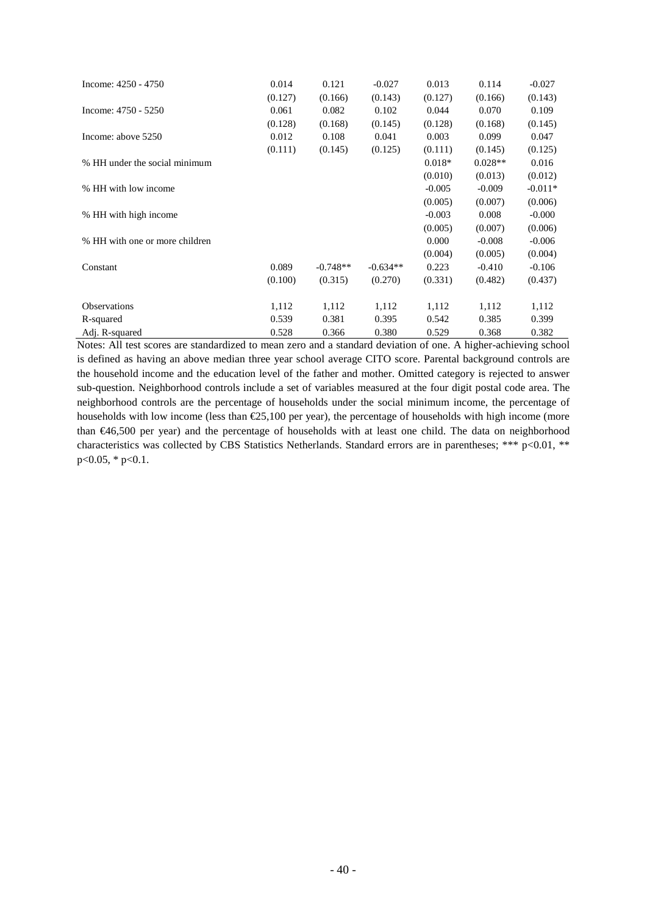| | | | | | | |
|---|---|---|---|---|---|---|
| Income: 4250 - 4750 | 0.014 | 0.121 | -0.027 | 0.013 | 0.114 | -0.027 |
| | (0.127) | (0.166) | (0.143) | (0.127) | (0.166) | (0.143) |
| Income: 4750 - 5250 | 0.061 | 0.082 | 0.102 | 0.044 | 0.070 | 0.109 |
| | (0.128) | (0.168) | (0.145) | (0.128) | (0.168) | (0.145) |
| Income: above 5250 | 0.012 | 0.108 | 0.041 | 0.003 | 0.099 | 0.047 |
| | (0.111) | (0.145) | (0.125) | (0.111) | (0.145) | (0.125) |
| % HH under the social minimum | | | | 0.018* | 0.028** | 0.016 |
| | | | | (0.010) | (0.013) | (0.012) |
| % HH with low income | | | | -0.005 | -0.009 | -0.011* |
| | | | | (0.005) | (0.007) | (0.006) |
| % HH with high income | | | | -0.003 | 0.008 | -0.000 |
| | | | | (0.005) | (0.007) | (0.006) |
| % HH with one or more children | | | | 0.000 | -0.008 | -0.006 |
| | | | | (0.004) | (0.005) | (0.004) |
| Constant | 0.089 | -0.748** | -0.634** | 0.223 | -0.410 | -0.106 |
| | (0.100) | (0.315) | (0.270) | (0.331) | (0.482) | (0.437) |
| Observations | 1,112 | 1,112 | 1,112 | 1,112 | 1,112 | 1,112 |
| R-squared | 0.539 | 0.381 | 0.395 | 0.542 | 0.385 | 0.399 |
| Adj. R-squared | 0.528 | 0.366 | 0.380 | 0.529 | 0.368 | 0.382 |

Notes: All test scores are standardized to mean zero and a standard deviation of one. A higher-achieving school is defined as having an above median three year school average CITO score. Parental background controls are the household income and the education level of the father and mother. Omitted category is rejected to answer sub-question. Neighborhood controls include a set of variables measured at the four digit postal code area. The neighborhood controls are the percentage of households under the social minimum income, the percentage of households with low income (less than €25,100 per year), the percentage of households with high income (more than €46,500 per year) and the percentage of households with at least one child. The data on neighborhood characteristics was collected by CBS Statistics Netherlands. Standard errors are in parentheses; *** p<0.01, ** p<0.05, * p<0.1.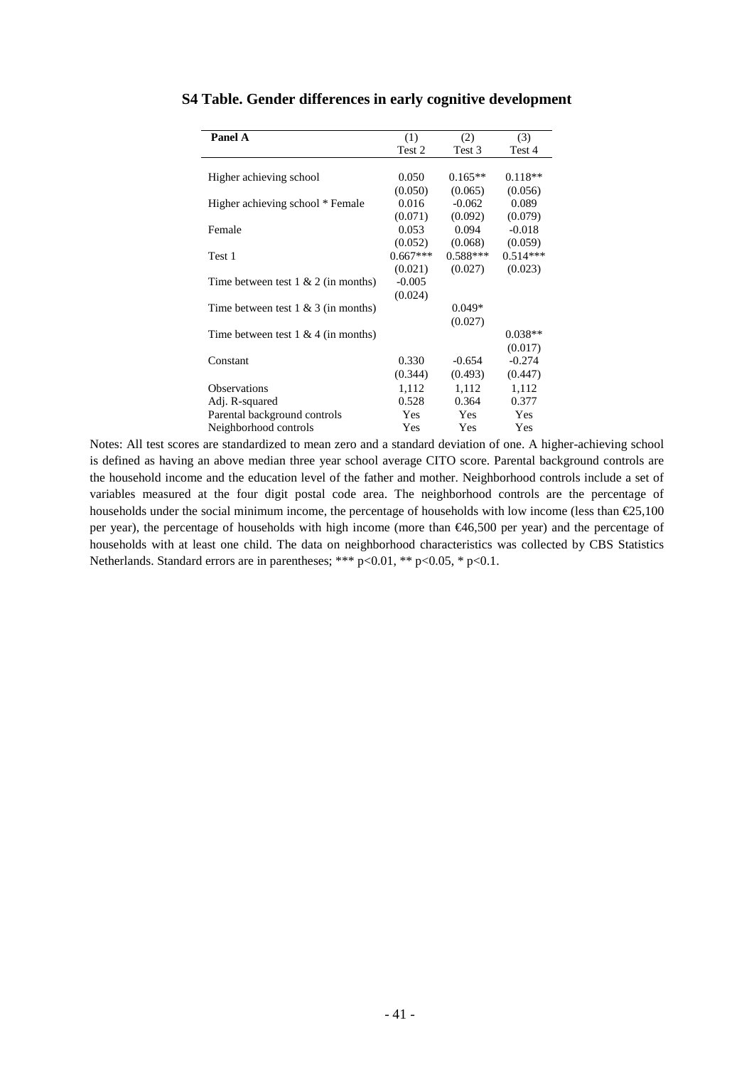## S4 Table. Gender differences in early cognitive development

| Panel A | (1)<br>Test 2 | (2)<br>Test 3 | (3)<br>Test 4 |
|---|---|---|---|
| Higher achieving school | 0.050 | 0.165** | 0.118** |
| | (0.050) | (0.065) | (0.056) |
| Higher achieving school * Female | 0.016 | -0.062 | 0.089 |
| | (0.071) | (0.092) | (0.079) |
| Female | 0.053 | 0.094 | -0.018 |
| | (0.052) | (0.068) | (0.059) |
| Test 1 | 0.667*** | 0.588*** | 0.514*** |
| | (0.021) | (0.027) | (0.023) |
| Time between test 1 & 2 (in months) | -0.005 | | |
| | (0.024) | | |
| Time between test 1 & 3 (in months) | | 0.049* | |
| | | (0.027) | |
| Time between test 1 & 4 (in months) | | | 0.038** |
| | | | (0.017) |
| Constant | 0.330 | -0.654 | -0.274 |
| | (0.344) | (0.493) | (0.447) |
| Observations | 1,112 | 1,112 | 1,112 |
| Adj. R-squared | 0.528 | 0.364 | 0.377 |
| Parental background controls | Yes | Yes | Yes |
| Neighborhood controls | Yes | Yes | Yes |

Notes: All test scores are standardized to mean zero and a standard deviation of one. A higher-achieving school is defined as having an above median three year school average CITO score. Parental background controls are the household income and the education level of the father and mother. Neighborhood controls include a set of variables measured at the four digit postal code area. The neighborhood controls are the percentage of households under the social minimum income, the percentage of households with low income (less than €25,100 per year), the percentage of households with high income (more than €46,500 per year) and the percentage of households with at least one child. The data on neighborhood characteristics was collected by CBS Statistics Netherlands. Standard errors are in parentheses; *** p<0.01, ** p<0.05, * p<0.1.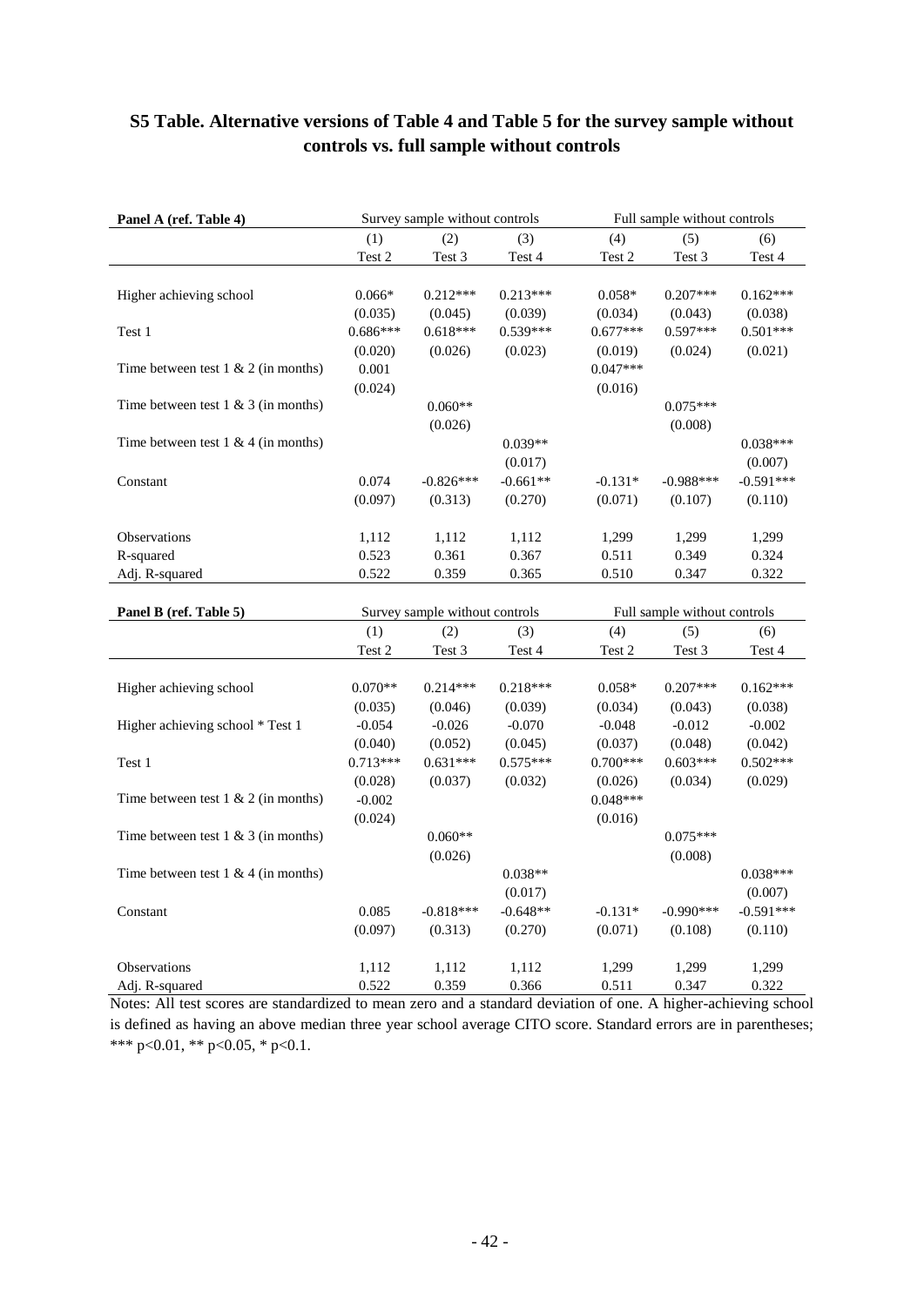# S5 Table. Alternative versions of Table 4 and Table 5 for the survey sample without controls vs. full sample without controls

| **Panel A (ref. Table 4)** | Survey sample without controls | | | Full sample without controls | | |
|---|---|---|---|---|---|---|
| | (1) | (2) | (3) | (4) | (5) | (6) |
| | Test 2 | Test 3 | Test 4 | Test 2 | Test 3 | Test 4 |
| Higher achieving school | 0.066* | 0.212*** | 0.213*** | 0.058* | 0.207*** | 0.162*** |
| | (0.035) | (0.045) | (0.039) | (0.034) | (0.043) | (0.038) |
| Test 1 | 0.686*** | 0.618*** | 0.539*** | 0.677*** | 0.597*** | 0.501*** |
| | (0.020) | (0.026) | (0.023) | (0.019) | (0.024) | (0.021) |
| Time between test 1 & 2 (in months) | 0.001 | | | 0.047*** | | |
| | (0.024) | | | (0.016) | | |
| Time between test 1 & 3 (in months) | | 0.060** | | | 0.075*** | |
| | | (0.026) | | | (0.008) | |
| Time between test 1 & 4 (in months) | | | 0.039** | | | 0.038*** |
| | | | (0.017) | | | (0.007) |
| Constant | 0.074 | -0.826*** | -0.661** | -0.131* | -0.988*** | -0.591*** |
| | (0.097) | (0.313) | (0.270) | (0.071) | (0.107) | (0.110) |
| Observations | 1,112 | 1,112 | 1,112 | 1,299 | 1,299 | 1,299 |
| R-squared | 0.523 | 0.361 | 0.367 | 0.511 | 0.349 | 0.324 |
| Adj. R-squared | 0.522 | 0.359 | 0.365 | 0.510 | 0.347 | 0.322 |

| **Panel B (ref. Table 5)** | Survey sample without controls | | | Full sample without controls | | |
|---|---|---|---|---|---|---|
| | (1) | (2) | (3) | (4) | (5) | (6) |
| | Test 2 | Test 3 | Test 4 | Test 2 | Test 3 | Test 4 |
| Higher achieving school | 0.070** | 0.214*** | 0.218*** | 0.058* | 0.207*** | 0.162*** |
| | (0.035) | (0.046) | (0.039) | (0.034) | (0.043) | (0.038) |
| Higher achieving school * Test 1 | -0.054 | -0.026 | -0.070 | -0.048 | -0.012 | -0.002 |
| | (0.040) | (0.052) | (0.045) | (0.037) | (0.048) | (0.042) |
| Test 1 | 0.713*** | 0.631*** | 0.575*** | 0.700*** | 0.603*** | 0.502*** |
| | (0.028) | (0.037) | (0.032) | (0.026) | (0.034) | (0.029) |
| Time between test 1 & 2 (in months) | -0.002 | | | 0.048*** | | |
| | (0.024) | | | (0.016) | | |
| Time between test 1 & 3 (in months) | | 0.060** | | | 0.075*** | |
| | | (0.026) | | | (0.008) | |
| Time between test 1 & 4 (in months) | | | 0.038** | | | 0.038*** |
| | | | (0.017) | | | (0.007) |
| Constant | 0.085 | -0.818*** | -0.648** | -0.131* | -0.990*** | -0.591*** |
| | (0.097) | (0.313) | (0.270) | (0.071) | (0.108) | (0.110) |
| Observations | 1,112 | 1,112 | 1,112 | 1,299 | 1,299 | 1,299 |
| Adj. R-squared | 0.522 | 0.359 | 0.366 | 0.511 | 0.347 | 0.322 |

Notes: All test scores are standardized to mean zero and a standard deviation of one. A higher-achieving school is defined as having an above median three year school average CITO score. Standard errors are in parentheses; *** p<0.01, ** p<0.05, * p<0.1.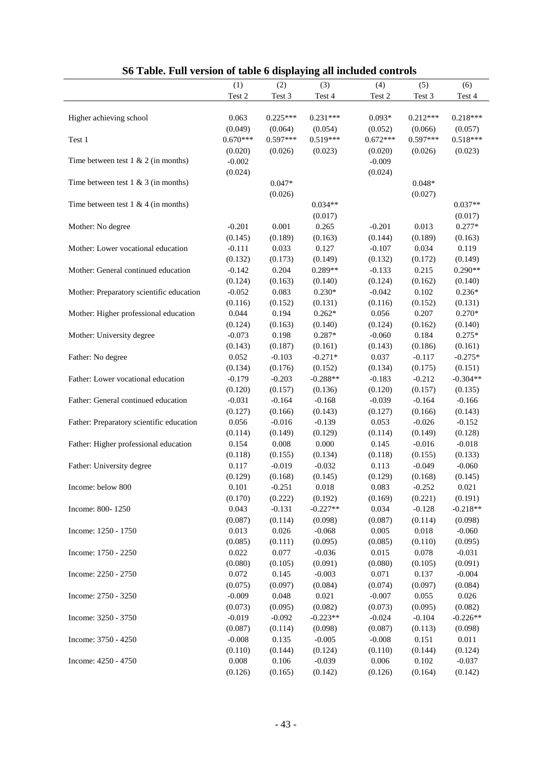## S6 Table. Full version of table 6 displaying all included controls

| | (1) | (2) | (3) | (4) | (5) | (6) |
|---|---|---|---|---|---|---|
| | Test 2 | Test 3 | Test 4 | Test 2 | Test 3 | Test 4 |
| Higher achieving school | 0.063 | 0.225*** | 0.231*** | 0.093* | 0.212*** | 0.218*** |
| | (0.049) | (0.064) | (0.054) | (0.052) | (0.066) | (0.057) |
| Test 1 | 0.670*** | 0.597*** | 0.519*** | 0.672*** | 0.597*** | 0.518*** |
| | (0.020) | (0.026) | (0.023) | (0.020) | (0.026) | (0.023) |
| Time between test 1 & 2 (in months) | -0.002 | | | -0.009 | | |
| | (0.024) | | | (0.024) | | |
| Time between test 1 & 3 (in months) | | 0.047* | | | 0.048* | |
| | | (0.026) | | | (0.027) | |
| Time between test 1 & 4 (in months) | | | 0.034** | | | 0.037** |
| | | | (0.017) | | | (0.017) |
| Mother: No degree | -0.201 | 0.001 | 0.265 | -0.201 | 0.013 | 0.277* |
| | (0.145) | (0.189) | (0.163) | (0.144) | (0.189) | (0.163) |
| Mother: Lower vocational education | -0.111 | 0.033 | 0.127 | -0.107 | 0.034 | 0.119 |
| | (0.132) | (0.173) | (0.149) | (0.132) | (0.172) | (0.149) |
| Mother: General continued education | -0.142 | 0.204 | 0.289** | -0.133 | 0.215 | 0.290** |
| | (0.124) | (0.163) | (0.140) | (0.124) | (0.162) | (0.140) |
| Mother: Preparatory scientific education | -0.052 | 0.083 | 0.230* | -0.042 | 0.102 | 0.236* |
| | (0.116) | (0.152) | (0.131) | (0.116) | (0.152) | (0.131) |
| Mother: Higher professional education | 0.044 | 0.194 | 0.262* | 0.056 | 0.207 | 0.270* |
| | (0.124) | (0.163) | (0.140) | (0.124) | (0.162) | (0.140) |
| Mother: University degree | -0.073 | 0.198 | 0.287* | -0.060 | 0.184 | 0.275* |
| | (0.143) | (0.187) | (0.161) | (0.143) | (0.186) | (0.161) |
| Father: No degree | 0.052 | -0.103 | -0.271* | 0.037 | -0.117 | -0.275* |
| | (0.134) | (0.176) | (0.152) | (0.134) | (0.175) | (0.151) |
| Father: Lower vocational education | -0.179 | -0.203 | -0.288** | -0.183 | -0.212 | -0.304** |
| | (0.120) | (0.157) | (0.136) | (0.120) | (0.157) | (0.135) |
| Father: General continued education | -0.031 | -0.164 | -0.168 | -0.039 | -0.164 | -0.166 |
| | (0.127) | (0.166) | (0.143) | (0.127) | (0.166) | (0.143) |
| Father: Preparatory scientific education | 0.056 | -0.016 | -0.139 | 0.053 | -0.026 | -0.152 |
| | (0.114) | (0.149) | (0.129) | (0.114) | (0.149) | (0.128) |
| Father: Higher professional education | 0.154 | 0.008 | 0.000 | 0.145 | -0.016 | -0.018 |
| | (0.118) | (0.155) | (0.134) | (0.118) | (0.155) | (0.133) |
| Father: University degree | 0.117 | -0.019 | -0.032 | 0.113 | -0.049 | -0.060 |
| | (0.129) | (0.168) | (0.145) | (0.129) | (0.168) | (0.145) |
| Income: below 800 | 0.101 | -0.251 | 0.018 | 0.083 | -0.252 | 0.021 |
| | (0.170) | (0.222) | (0.192) | (0.169) | (0.221) | (0.191) |
| Income: 800- 1250 | 0.043 | -0.131 | -0.227** | 0.034 | -0.128 | -0.218** |
| | (0.087) | (0.114) | (0.098) | (0.087) | (0.114) | (0.098) |
| Income: 1250 - 1750 | 0.013 | 0.026 | -0.068 | 0.005 | 0.018 | -0.060 |
| | (0.085) | (0.111) | (0.095) | (0.085) | (0.110) | (0.095) |
| Income: 1750 - 2250 | 0.022 | 0.077 | -0.036 | 0.015 | 0.078 | -0.031 |
| | (0.080) | (0.105) | (0.091) | (0.080) | (0.105) | (0.091) |
| Income: 2250 - 2750 | 0.072 | 0.145 | -0.003 | 0.071 | 0.137 | -0.004 |
| | (0.075) | (0.097) | (0.084) | (0.074) | (0.097) | (0.084) |
| Income: 2750 - 3250 | -0.009 | 0.048 | 0.021 | -0.007 | 0.055 | 0.026 |
| | (0.073) | (0.095) | (0.082) | (0.073) | (0.095) | (0.082) |
| Income: 3250 - 3750 | -0.019 | -0.092 | -0.223** | -0.024 | -0.104 | -0.226** |
| | (0.087) | (0.114) | (0.098) | (0.087) | (0.113) | (0.098) |
| Income: 3750 - 4250 | -0.008 | 0.135 | -0.005 | -0.008 | 0.151 | 0.011 |
| | (0.110) | (0.144) | (0.124) | (0.110) | (0.144) | (0.124) |
| Income: 4250 - 4750 | 0.008 | 0.106 | -0.039 | 0.006 | 0.102 | -0.037 |
| | (0.126) | (0.165) | (0.142) | (0.126) | (0.164) | (0.142) |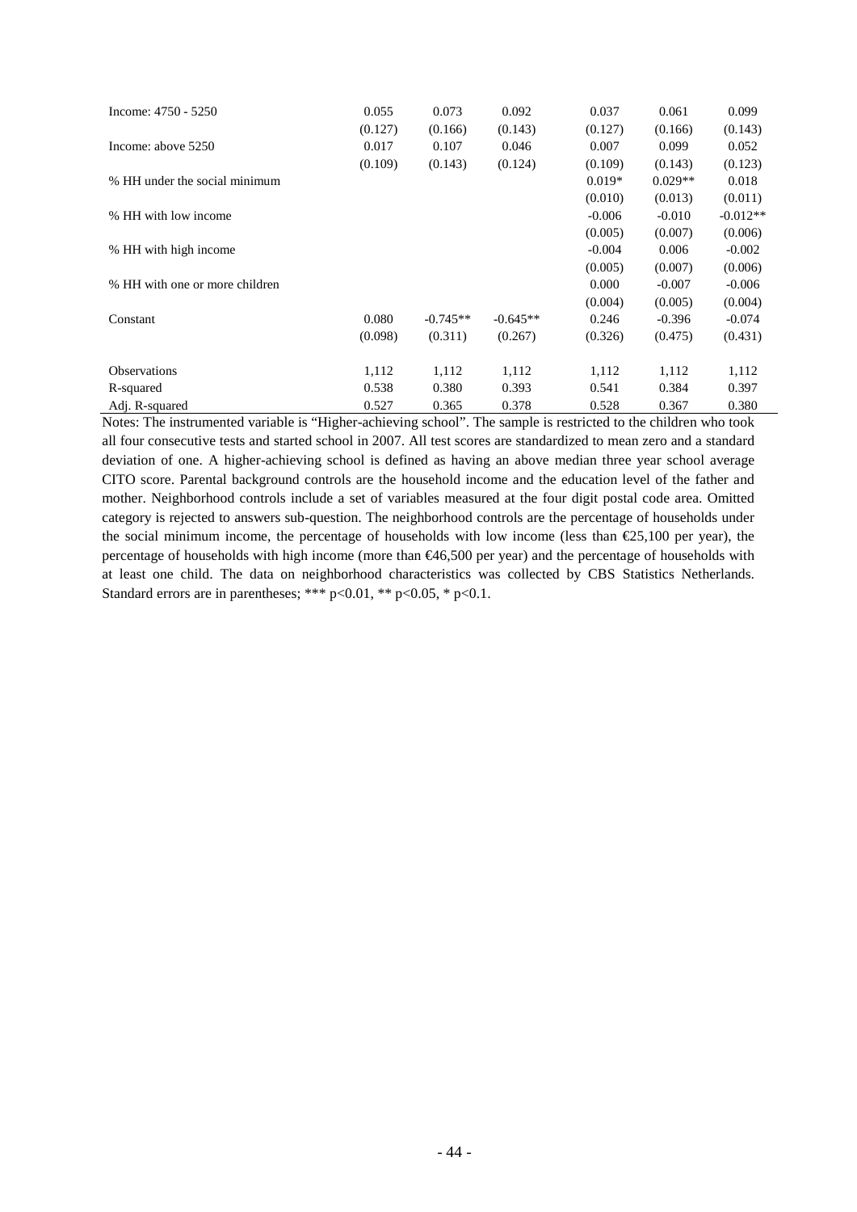| | | | | | | |
|---|---|---|---|---|---|---|
| Income: 4750 - 5250 | 0.055 | 0.073 | 0.092 | 0.037 | 0.061 | 0.099 |
| | (0.127) | (0.166) | (0.143) | (0.127) | (0.166) | (0.143) |
| Income: above 5250 | 0.017 | 0.107 | 0.046 | 0.007 | 0.099 | 0.052 |
| | (0.109) | (0.143) | (0.124) | (0.109) | (0.143) | (0.123) |
| % HH under the social minimum | | | | 0.019* | 0.029** | 0.018 |
| | | | | (0.010) | (0.013) | (0.011) |
| % HH with low income | | | | -0.006 | -0.010 | -0.012** |
| | | | | (0.005) | (0.007) | (0.006) |
| % HH with high income | | | | -0.004 | 0.006 | -0.002 |
| | | | | (0.005) | (0.007) | (0.006) |
| % HH with one or more children | | | | 0.000 | -0.007 | -0.006 |
| | | | | (0.004) | (0.005) | (0.004) |
| Constant | 0.080 | -0.745** | -0.645** | 0.246 | -0.396 | -0.074 |
| | (0.098) | (0.311) | (0.267) | (0.326) | (0.475) | (0.431) |
| Observations | 1,112 | 1,112 | 1,112 | 1,112 | 1,112 | 1,112 |
| R-squared | 0.538 | 0.380 | 0.393 | 0.541 | 0.384 | 0.397 |
| Adj. R-squared | 0.527 | 0.365 | 0.378 | 0.528 | 0.367 | 0.380 |

Notes: The instrumented variable is "Higher-achieving school". The sample is restricted to the children who took all four consecutive tests and started school in 2007. All test scores are standardized to mean zero and a standard deviation of one. A higher-achieving school is defined as having an above median three year school average CITO score. Parental background controls are the household income and the education level of the father and mother. Neighborhood controls include a set of variables measured at the four digit postal code area. Omitted category is rejected to answers sub-question. The neighborhood controls are the percentage of households under the social minimum income, the percentage of households with low income (less than €25,100 per year), the percentage of households with high income (more than €46,500 per year) and the percentage of households with at least one child. The data on neighborhood characteristics was collected by CBS Statistics Netherlands. Standard errors are in parentheses; *** p<0.01, ** p<0.05, * p<0.1.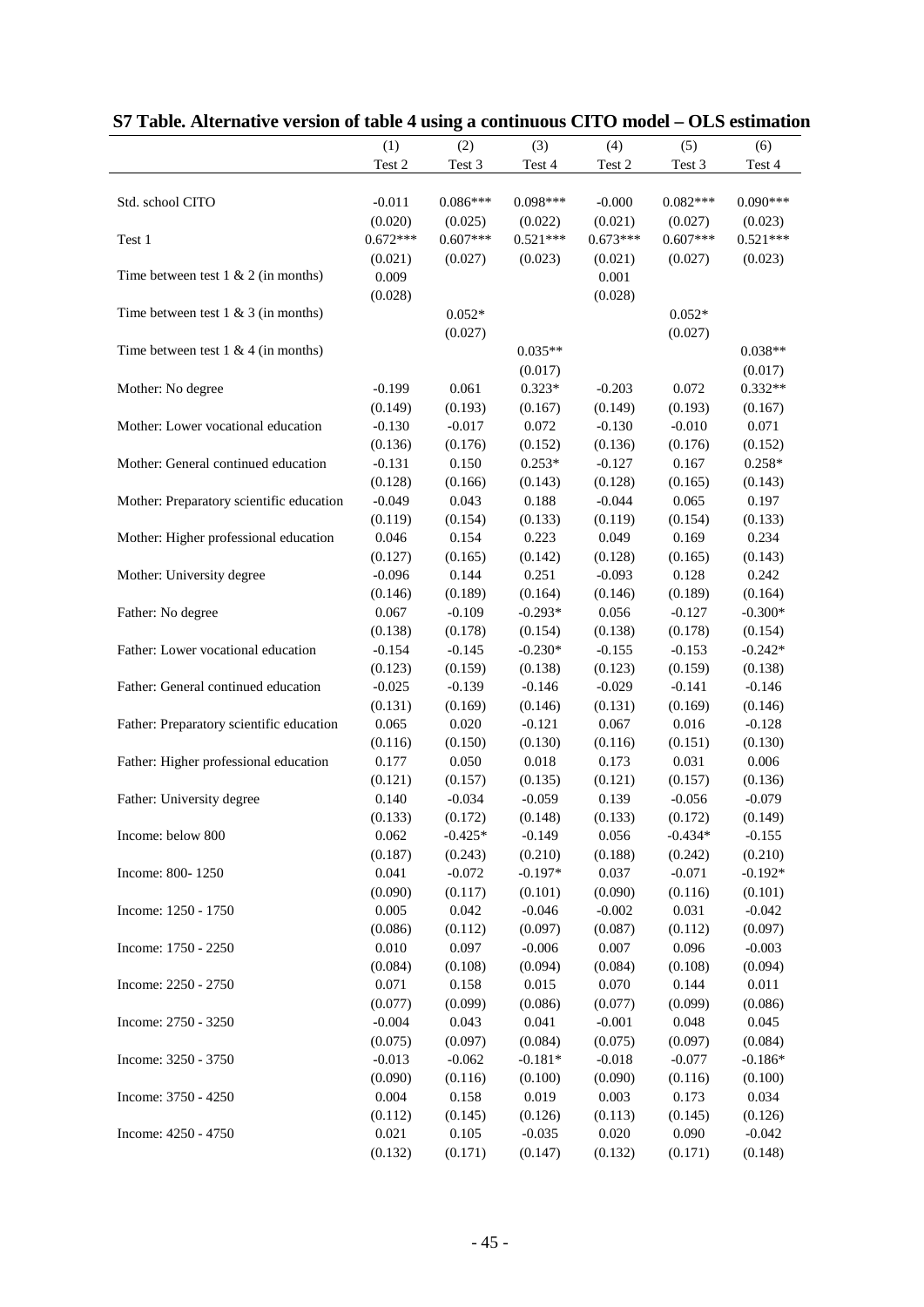**S7 Table. Alternative version of table 4 using a continuous CITO model – OLS estimation**

| | (1) | (2) | (3) | (4) | (5) | (6) |
|---|---|---|---|---|---|---|
| | Test 2 | Test 3 | Test 4 | Test 2 | Test 3 | Test 4 |
| Std. school CITO | -0.011 | 0.086*** | 0.098*** | -0.000 | 0.082*** | 0.090*** |
| | (0.020) | (0.025) | (0.022) | (0.021) | (0.027) | (0.023) |
| Test 1 | 0.672*** | 0.607*** | 0.521*** | 0.673*** | 0.607*** | 0.521*** |
| | (0.021) | (0.027) | (0.023) | (0.021) | (0.027) | (0.023) |
| Time between test 1 & 2 (in months) | 0.009 | | | 0.001 | | |
| | (0.028) | | | (0.028) | | |
| Time between test 1 & 3 (in months) | | 0.052* | | | 0.052* | |
| | | (0.027) | | | (0.027) | |
| Time between test 1 & 4 (in months) | | | 0.035** | | | 0.038** |
| | | | (0.017) | | | (0.017) |
| Mother: No degree | -0.199 | 0.061 | 0.323* | -0.203 | 0.072 | 0.332** |
| | (0.149) | (0.193) | (0.167) | (0.149) | (0.193) | (0.167) |
| Mother: Lower vocational education | -0.130 | -0.017 | 0.072 | -0.130 | -0.010 | 0.071 |
| | (0.136) | (0.176) | (0.152) | (0.136) | (0.176) | (0.152) |
| Mother: General continued education | -0.131 | 0.150 | 0.253* | -0.127 | 0.167 | 0.258* |
| | (0.128) | (0.166) | (0.143) | (0.128) | (0.165) | (0.143) |
| Mother: Preparatory scientific education | -0.049 | 0.043 | 0.188 | -0.044 | 0.065 | 0.197 |
| | (0.119) | (0.154) | (0.133) | (0.119) | (0.154) | (0.133) |
| Mother: Higher professional education | 0.046 | 0.154 | 0.223 | 0.049 | 0.169 | 0.234 |
| | (0.127) | (0.165) | (0.142) | (0.128) | (0.165) | (0.143) |
| Mother: University degree | -0.096 | 0.144 | 0.251 | -0.093 | 0.128 | 0.242 |
| | (0.146) | (0.189) | (0.164) | (0.146) | (0.189) | (0.164) |
| Father: No degree | 0.067 | -0.109 | -0.293* | 0.056 | -0.127 | -0.300* |
| | (0.138) | (0.178) | (0.154) | (0.138) | (0.178) | (0.154) |
| Father: Lower vocational education | -0.154 | -0.145 | -0.230* | -0.155 | -0.153 | -0.242* |
| | (0.123) | (0.159) | (0.138) | (0.123) | (0.159) | (0.138) |
| Father: General continued education | -0.025 | -0.139 | -0.146 | -0.029 | -0.141 | -0.146 |
| | (0.131) | (0.169) | (0.146) | (0.131) | (0.169) | (0.146) |
| Father: Preparatory scientific education | 0.065 | 0.020 | -0.121 | 0.067 | 0.016 | -0.128 |
| | (0.116) | (0.150) | (0.130) | (0.116) | (0.151) | (0.130) |
| Father: Higher professional education | 0.177 | 0.050 | 0.018 | 0.173 | 0.031 | 0.006 |
| | (0.121) | (0.157) | (0.135) | (0.121) | (0.157) | (0.136) |
| Father: University degree | 0.140 | -0.034 | -0.059 | 0.139 | -0.056 | -0.079 |
| | (0.133) | (0.172) | (0.148) | (0.133) | (0.172) | (0.149) |
| Income: below 800 | 0.062 | -0.425* | -0.149 | 0.056 | -0.434* | -0.155 |
| | (0.187) | (0.243) | (0.210) | (0.188) | (0.242) | (0.210) |
| Income: 800- 1250 | 0.041 | -0.072 | -0.197* | 0.037 | -0.071 | -0.192* |
| | (0.090) | (0.117) | (0.101) | (0.090) | (0.116) | (0.101) |
| Income: 1250 - 1750 | 0.005 | 0.042 | -0.046 | -0.002 | 0.031 | -0.042 |
| | (0.086) | (0.112) | (0.097) | (0.087) | (0.112) | (0.097) |
| Income: 1750 - 2250 | 0.010 | 0.097 | -0.006 | 0.007 | 0.096 | -0.003 |
| | (0.084) | (0.108) | (0.094) | (0.084) | (0.108) | (0.094) |
| Income: 2250 - 2750 | 0.071 | 0.158 | 0.015 | 0.070 | 0.144 | 0.011 |
| | (0.077) | (0.099) | (0.086) | (0.077) | (0.099) | (0.086) |
| Income: 2750 - 3250 | -0.004 | 0.043 | 0.041 | -0.001 | 0.048 | 0.045 |
| | (0.075) | (0.097) | (0.084) | (0.075) | (0.097) | (0.084) |
| Income: 3250 - 3750 | -0.013 | -0.062 | -0.181* | -0.018 | -0.077 | -0.186* |
| | (0.090) | (0.116) | (0.100) | (0.090) | (0.116) | (0.100) |
| Income: 3750 - 4250 | 0.004 | 0.158 | 0.019 | 0.003 | 0.173 | 0.034 |
| | (0.112) | (0.145) | (0.126) | (0.113) | (0.145) | (0.126) |
| Income: 4250 - 4750 | 0.021 | 0.105 | -0.035 | 0.020 | 0.090 | -0.042 |
| | (0.132) | (0.171) | (0.147) | (0.132) | (0.171) | (0.148) |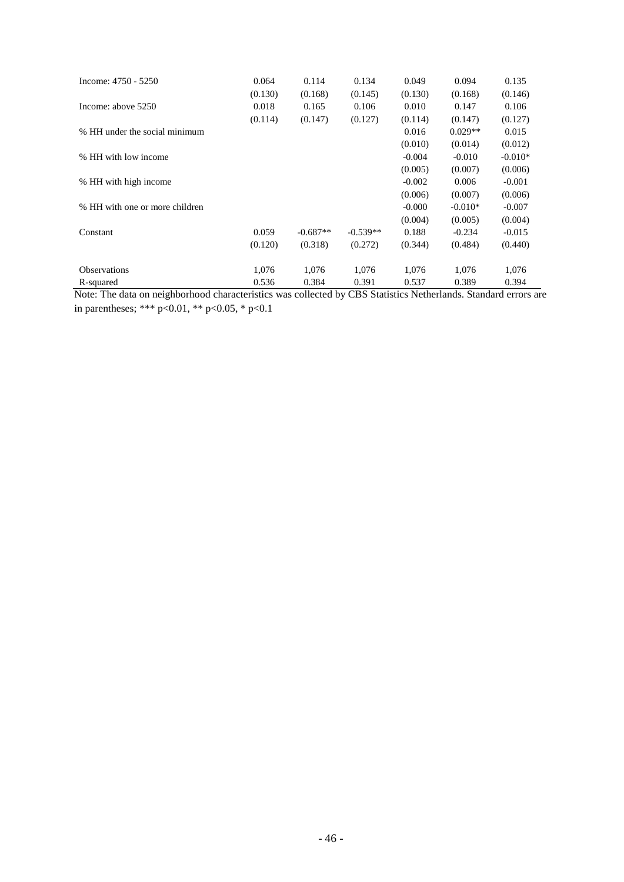| | | | | | | |
|---|---|---|---|---|---|---|
| Income: 4750 - 5250 | 0.064 | 0.114 | 0.134 | 0.049 | 0.094 | 0.135 |
| | (0.130) | (0.168) | (0.145) | (0.130) | (0.168) | (0.146) |
| Income: above 5250 | 0.018 | 0.165 | 0.106 | 0.010 | 0.147 | 0.106 |
| | (0.114) | (0.147) | (0.127) | (0.114) | (0.147) | (0.127) |
| % HH under the social minimum | | | | 0.016 | 0.029** | 0.015 |
| | | | | (0.010) | (0.014) | (0.012) |
| % HH with low income | | | | -0.004 | -0.010 | -0.010* |
| | | | | (0.005) | (0.007) | (0.006) |
| % HH with high income | | | | -0.002 | 0.006 | -0.001 |
| | | | | (0.006) | (0.007) | (0.006) |
| % HH with one or more children | | | | -0.000 | -0.010* | -0.007 |
| | | | | (0.004) | (0.005) | (0.004) |
| Constant | 0.059 | -0.687** | -0.539** | 0.188 | -0.234 | -0.015 |
| | (0.120) | (0.318) | (0.272) | (0.344) | (0.484) | (0.440) |
| Observations | 1,076 | 1,076 | 1,076 | 1,076 | 1,076 | 1,076 |
| R-squared | 0.536 | 0.384 | 0.391 | 0.537 | 0.389 | 0.394 |

Note: The data on neighborhood characteristics was collected by CBS Statistics Netherlands. Standard errors are in parentheses; *** p<0.01, ** p<0.05, * p<0.1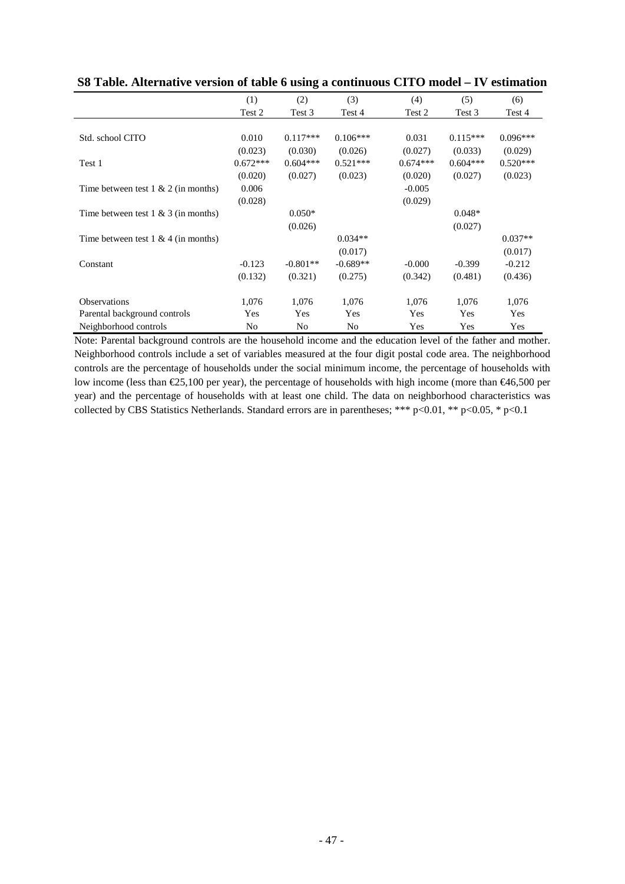**S8 Table. Alternative version of table 6 using a continuous CITO model – IV estimation**

| | (1) | (2) | (3) | (4) | (5) | (6) |
|---|---|---|---|---|---|---|
| | Test 2 | Test 3 | Test 4 | Test 2 | Test 3 | Test 4 |
| Std. school CITO | 0.010 | 0.117*** | 0.106*** | 0.031 | 0.115*** | 0.096*** |
| | (0.023) | (0.030) | (0.026) | (0.027) | (0.033) | (0.029) |
| Test 1 | 0.672*** | 0.604*** | 0.521*** | 0.674*** | 0.604*** | 0.520*** |
| | (0.020) | (0.027) | (0.023) | (0.020) | (0.027) | (0.023) |
| Time between test 1 & 2 (in months) | 0.006 | | | -0.005 | | |
| | (0.028) | | | (0.029) | | |
| Time between test 1 & 3 (in months) | | 0.050* | | | 0.048* | |
| | | (0.026) | | | (0.027) | |
| Time between test 1 & 4 (in months) | | | 0.034** | | | 0.037** |
| | | | (0.017) | | | (0.017) |
| Constant | -0.123 | -0.801** | -0.689** | -0.000 | -0.399 | -0.212 |
| | (0.132) | (0.321) | (0.275) | (0.342) | (0.481) | (0.436) |
| Observations | 1,076 | 1,076 | 1,076 | 1,076 | 1,076 | 1,076 |
| Parental background controls | Yes | Yes | Yes | Yes | Yes | Yes |
| Neighborhood controls | No | No | No | Yes | Yes | Yes |

Note: Parental background controls are the household income and the education level of the father and mother. Neighborhood controls include a set of variables measured at the four digit postal code area. The neighborhood controls are the percentage of households under the social minimum income, the percentage of households with low income (less than €25,100 per year), the percentage of households with high income (more than €46,500 per year) and the percentage of households with at least one child. The data on neighborhood characteristics was collected by CBS Statistics Netherlands. Standard errors are in parentheses; *** p<0.01, ** p<0.05, * p<0.1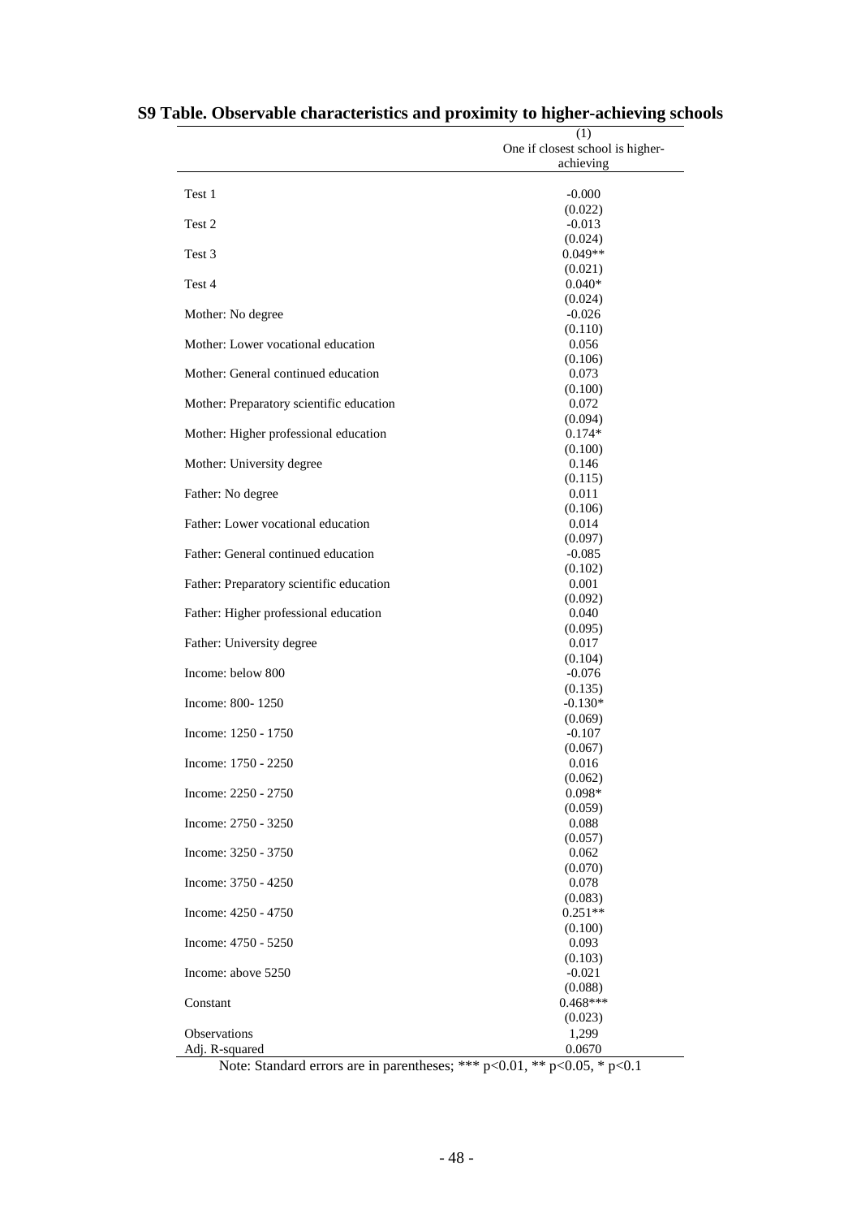**S9 Table. Observable characteristics and proximity to higher-achieving schools**

| | (1) |
|---|---|
| | One if closest school is higher-achieving |
| Test 1 | -0.000 |
| | (0.022) |
| Test 2 | -0.013 |
| | (0.024) |
| Test 3 | 0.049** |
| | (0.021) |
| Test 4 | 0.040* |
| | (0.024) |
| Mother: No degree | -0.026 |
| | (0.110) |
| Mother: Lower vocational education | 0.056 |
| | (0.106) |
| Mother: General continued education | 0.073 |
| | (0.100) |
| Mother: Preparatory scientific education | 0.072 |
| | (0.094) |
| Mother: Higher professional education | 0.174* |
| | (0.100) |
| Mother: University degree | 0.146 |
| | (0.115) |
| Father: No degree | 0.011 |
| | (0.106) |
| Father: Lower vocational education | 0.014 |
| | (0.097) |
| Father: General continued education | -0.085 |
| | (0.102) |
| Father: Preparatory scientific education | 0.001 |
| | (0.092) |
| Father: Higher professional education | 0.040 |
| | (0.095) |
| Father: University degree | 0.017 |
| | (0.104) |
| Income: below 800 | -0.076 |
| | (0.135) |
| Income: 800- 1250 | -0.130* |
| | (0.069) |
| Income: 1250 - 1750 | -0.107 |
| | (0.067) |
| Income: 1750 - 2250 | 0.016 |
| | (0.062) |
| Income: 2250 - 2750 | 0.098* |
| | (0.059) |
| Income: 2750 - 3250 | 0.088 |
| | (0.057) |
| Income: 3250 - 3750 | 0.062 |
| | (0.070) |
| Income: 3750 - 4250 | 0.078 |
| | (0.083) |
| Income: 4250 - 4750 | 0.251** |
| | (0.100) |
| Income: 4750 - 5250 | 0.093 |
| | (0.103) |
| Income: above 5250 | -0.021 |
| | (0.088) |
| Constant | 0.468*** |
| | (0.023) |
| Observations | 1,299 |
| Adj. R-squared | 0.0670 |

Note: Standard errors are in parentheses; *** p<0.01, ** p<0.05, * p<0.1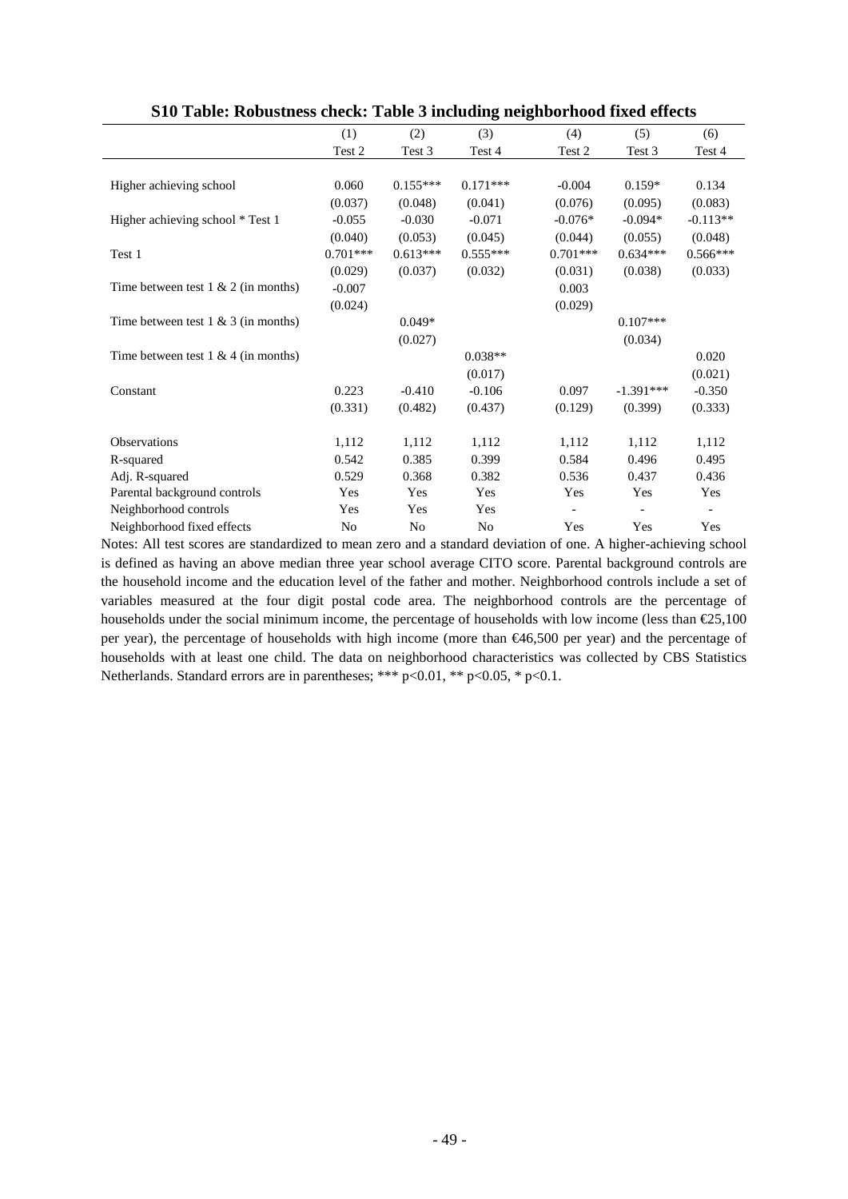**S10 Table: Robustness check: Table 3 including neighborhood fixed effects**

| | (1) | (2) | (3) | (4) | (5) | (6) |
|---|---|---|---|---|---|---|
| | Test 2 | Test 3 | Test 4 | Test 2 | Test 3 | Test 4 |
| Higher achieving school | 0.060 | 0.155*** | 0.171*** | -0.004 | 0.159* | 0.134 |
| | (0.037) | (0.048) | (0.041) | (0.076) | (0.095) | (0.083) |
| Higher achieving school * Test 1 | -0.055 | -0.030 | -0.071 | -0.076* | -0.094* | -0.113** |
| | (0.040) | (0.053) | (0.045) | (0.044) | (0.055) | (0.048) |
| Test 1 | 0.701*** | 0.613*** | 0.555*** | 0.701*** | 0.634*** | 0.566*** |
| | (0.029) | (0.037) | (0.032) | (0.031) | (0.038) | (0.033) |
| Time between test 1 & 2 (in months) | -0.007 | | | 0.003 | | |
| | (0.024) | | | (0.029) | | |
| Time between test 1 & 3 (in months) | | 0.049* | | | 0.107*** | |
| | | (0.027) | | | (0.034) | |
| Time between test 1 & 4 (in months) | | | 0.038** | | | 0.020 |
| | | | (0.017) | | | (0.021) |
| Constant | 0.223 | -0.410 | -0.106 | 0.097 | -1.391*** | -0.350 |
| | (0.331) | (0.482) | (0.437) | (0.129) | (0.399) | (0.333) |
| Observations | 1,112 | 1,112 | 1,112 | 1,112 | 1,112 | 1,112 |
| R-squared | 0.542 | 0.385 | 0.399 | 0.584 | 0.496 | 0.495 |
| Adj. R-squared | 0.529 | 0.368 | 0.382 | 0.536 | 0.437 | 0.436 |
| Parental background controls | Yes | Yes | Yes | Yes | Yes | Yes |
| Neighborhood controls | Yes | Yes | Yes | - | - | - |
| Neighborhood fixed effects | No | No | No | Yes | Yes | Yes |

Notes: All test scores are standardized to mean zero and a standard deviation of one. A higher-achieving school is defined as having an above median three year school average CITO score. Parental background controls are the household income and the education level of the father and mother. Neighborhood controls include a set of variables measured at the four digit postal code area. The neighborhood controls are the percentage of households under the social minimum income, the percentage of households with low income (less than €25,100 per year), the percentage of households with high income (more than €46,500 per year) and the percentage of households with at least one child. The data on neighborhood characteristics was collected by CBS Statistics Netherlands. Standard errors are in parentheses; *** p<0.01, ** p<0.05, * p<0.1.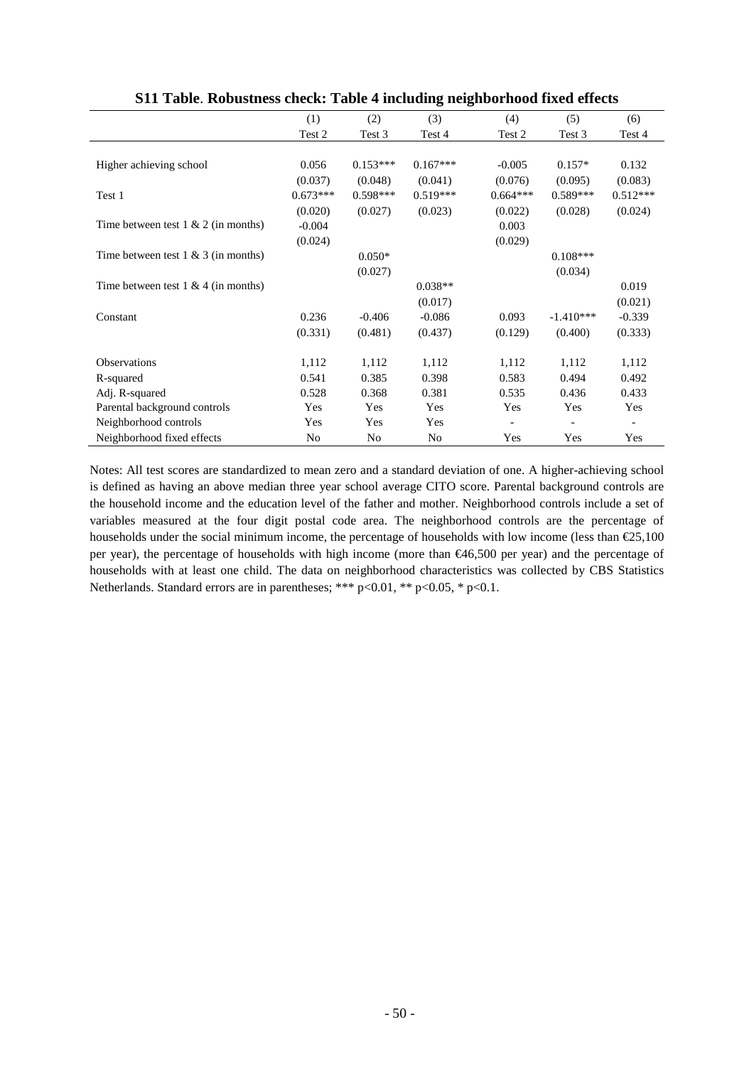**S11 Table. Robustness check: Table 4 including neighborhood fixed effects**

| | (1) | (2) | (3) | (4) | (5) | (6) |
|---|---|---|---|---|---|---|
| | Test 2 | Test 3 | Test 4 | Test 2 | Test 3 | Test 4 |
| Higher achieving school | 0.056 | 0.153*** | 0.167*** | -0.005 | 0.157* | 0.132 |
| | (0.037) | (0.048) | (0.041) | (0.076) | (0.095) | (0.083) |
| Test 1 | 0.673*** | 0.598*** | 0.519*** | 0.664*** | 0.589*** | 0.512*** |
| | (0.020) | (0.027) | (0.023) | (0.022) | (0.028) | (0.024) |
| Time between test 1 & 2 (in months) | -0.004 | | | 0.003 | | |
| | (0.024) | | | (0.029) | | |
| Time between test 1 & 3 (in months) | | 0.050* | | | 0.108*** | |
| | | (0.027) | | | (0.034) | |
| Time between test 1 & 4 (in months) | | | 0.038** | | | 0.019 |
| | | | (0.017) | | | (0.021) |
| Constant | 0.236 | -0.406 | -0.086 | 0.093 | -1.410*** | -0.339 |
| | (0.331) | (0.481) | (0.437) | (0.129) | (0.400) | (0.333) |
| Observations | 1,112 | 1,112 | 1,112 | 1,112 | 1,112 | 1,112 |
| R-squared | 0.541 | 0.385 | 0.398 | 0.583 | 0.494 | 0.492 |
| Adj. R-squared | 0.528 | 0.368 | 0.381 | 0.535 | 0.436 | 0.433 |
| Parental background controls | Yes | Yes | Yes | Yes | Yes | Yes |
| Neighborhood controls | Yes | Yes | Yes | - | - | - |
| Neighborhood fixed effects | No | No | No | Yes | Yes | Yes |

Notes: All test scores are standardized to mean zero and a standard deviation of one. A higher-achieving school is defined as having an above median three year school average CITO score. Parental background controls are the household income and the education level of the father and mother. Neighborhood controls include a set of variables measured at the four digit postal code area. The neighborhood controls are the percentage of households under the social minimum income, the percentage of households with low income (less than €25,100 per year), the percentage of households with high income (more than €46,500 per year) and the percentage of households with at least one child. The data on neighborhood characteristics was collected by CBS Statistics Netherlands. Standard errors are in parentheses; *** p<0.01, ** p<0.05, * p<0.1.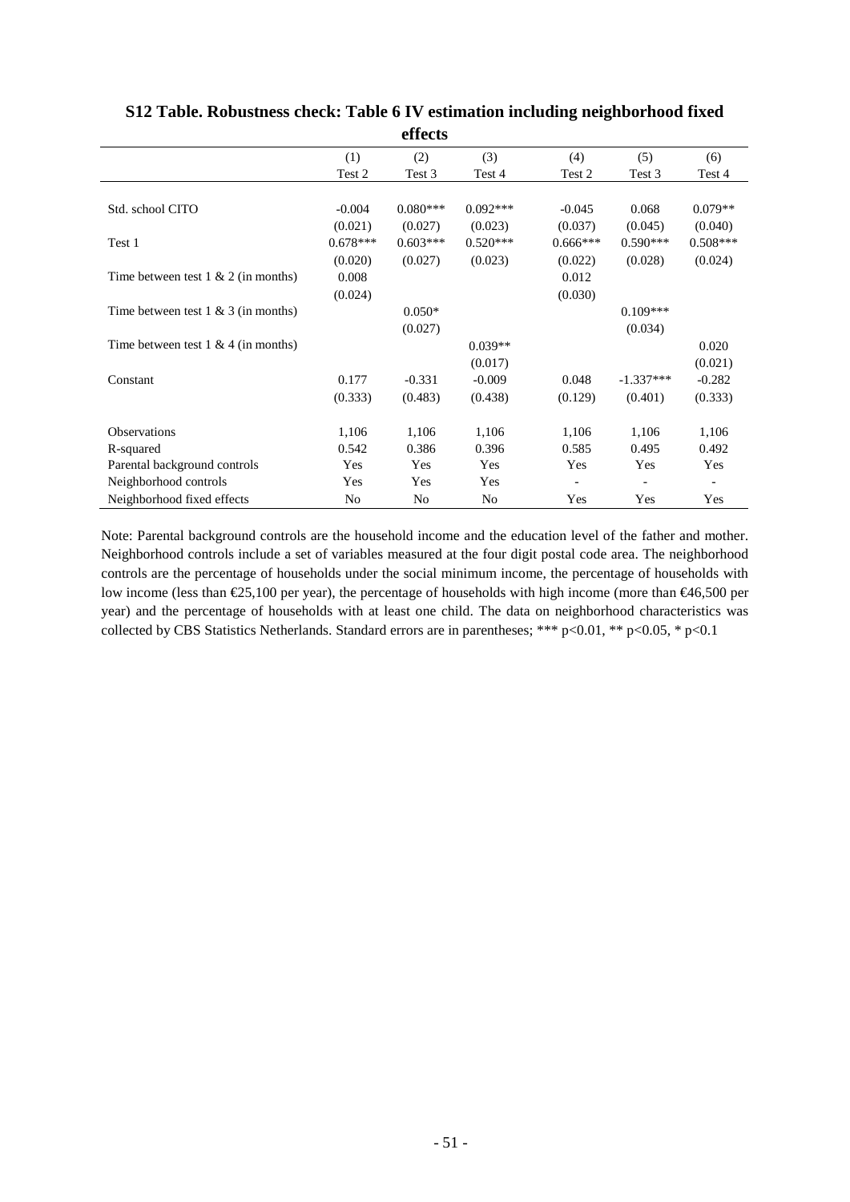**S12 Table. Robustness check: Table 6 IV estimation including neighborhood fixed effects**

| | (1) | (2) | (3) | (4) | (5) | (6) |
|---|---|---|---|---|---|---|
| | Test 2 | Test 3 | Test 4 | Test 2 | Test 3 | Test 4 |
| Std. school CITO | -0.004 | 0.080*** | 0.092*** | -0.045 | 0.068 | 0.079** |
| | (0.021) | (0.027) | (0.023) | (0.037) | (0.045) | (0.040) |
| Test 1 | 0.678*** | 0.603*** | 0.520*** | 0.666*** | 0.590*** | 0.508*** |
| | (0.020) | (0.027) | (0.023) | (0.022) | (0.028) | (0.024) |
| Time between test 1 & 2 (in months) | 0.008 | | | 0.012 | | |
| | (0.024) | | | (0.030) | | |
| Time between test 1 & 3 (in months) | | 0.050* | | | 0.109*** | |
| | | (0.027) | | | (0.034) | |
| Time between test 1 & 4 (in months) | | | 0.039** | | | 0.020 |
| | | | (0.017) | | | (0.021) |
| Constant | 0.177 | -0.331 | -0.009 | 0.048 | -1.337*** | -0.282 |
| | (0.333) | (0.483) | (0.438) | (0.129) | (0.401) | (0.333) |
| Observations | 1,106 | 1,106 | 1,106 | 1,106 | 1,106 | 1,106 |
| R-squared | 0.542 | 0.386 | 0.396 | 0.585 | 0.495 | 0.492 |
| Parental background controls | Yes | Yes | Yes | Yes | Yes | Yes |
| Neighborhood controls | Yes | Yes | Yes | - | - | - |
| Neighborhood fixed effects | No | No | No | Yes | Yes | Yes |

Note: Parental background controls are the household income and the education level of the father and mother. Neighborhood controls include a set of variables measured at the four digit postal code area. The neighborhood controls are the percentage of households under the social minimum income, the percentage of households with low income (less than €25,100 per year), the percentage of households with high income (more than €46,500 per year) and the percentage of households with at least one child. The data on neighborhood characteristics was collected by CBS Statistics Netherlands. Standard errors are in parentheses; *** $p<0.01$, ** $p<0.05$, * $p<0.1$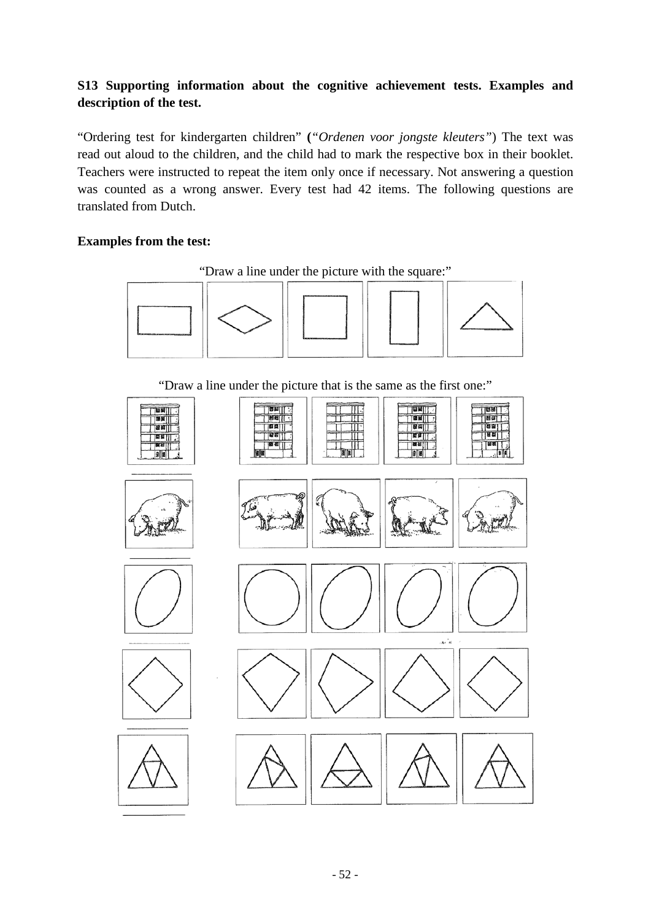**S13 Supporting information about the cognitive achievement tests. Examples and description of the test.**

"Ordering test for kindergarten children" (*"Ordenen voor jongste kleuters"*) The text was read out aloud to the children, and the child had to mark the respective box in their booklet. Teachers were instructed to repeat the item only once if necessary. Not answering a question was counted as a wrong answer. Every test had 42 items. The following questions are translated from Dutch.

**Examples from the test:**

"Draw a line under the picture with the square:"

"Draw a line under the picture that is the same as the first one:"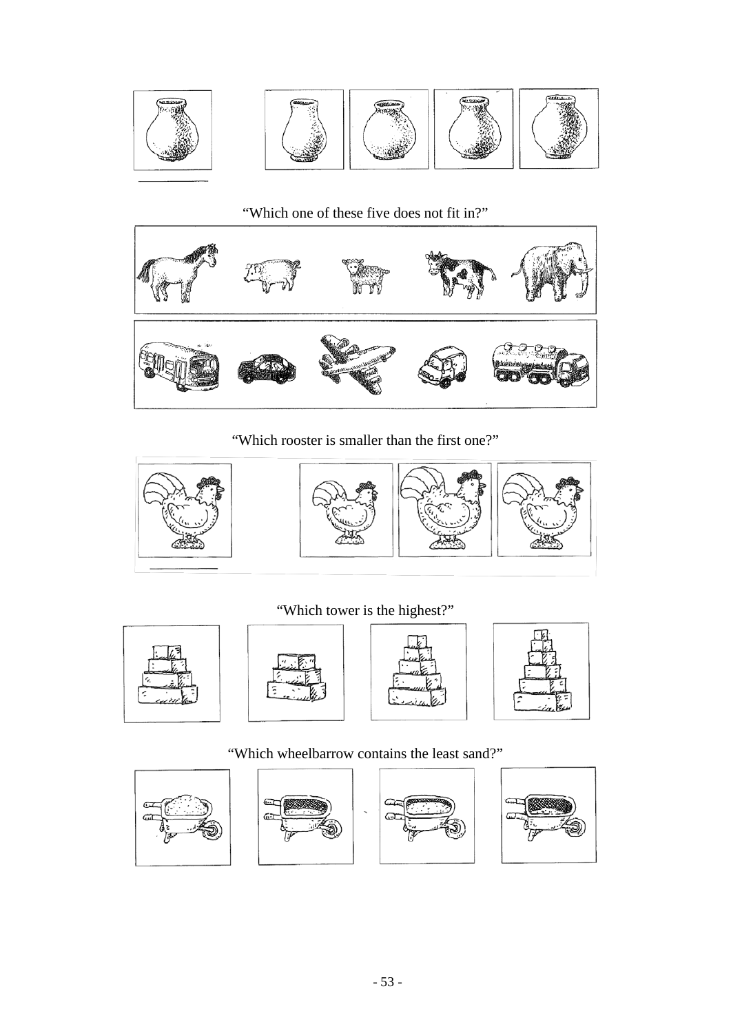"Which one of these five does not fit in?"

"Which rooster is smaller than the first one?"

"Which tower is the highest?"

"Which wheelbarrow contains the least sand?"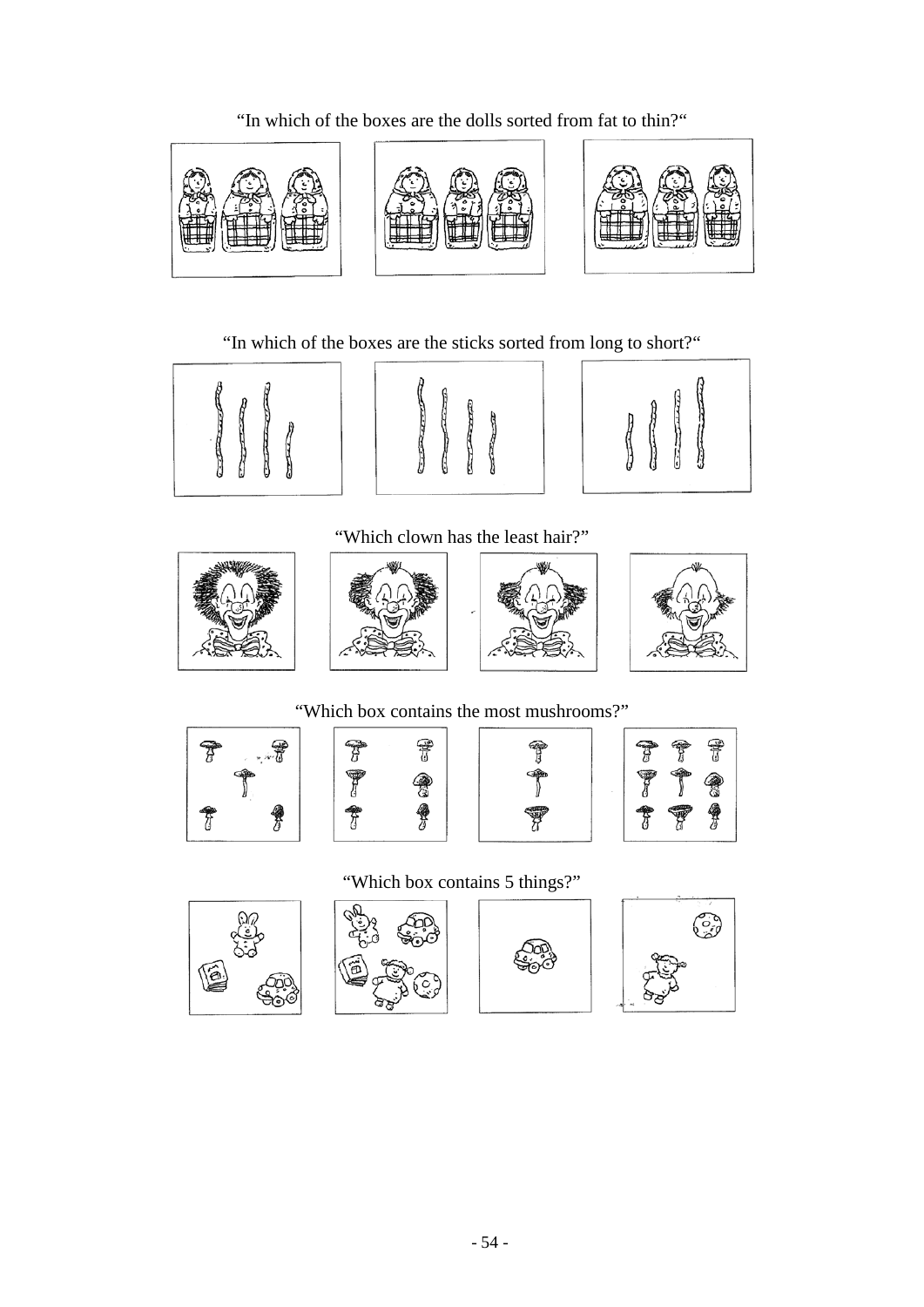"In which of the boxes are the dolls sorted from fat to thin?"

"In which of the boxes are the sticks sorted from long to short?"

"Which clown has the least hair?"

"Which box contains the most mushrooms?"

"Which box contains 5 things?"